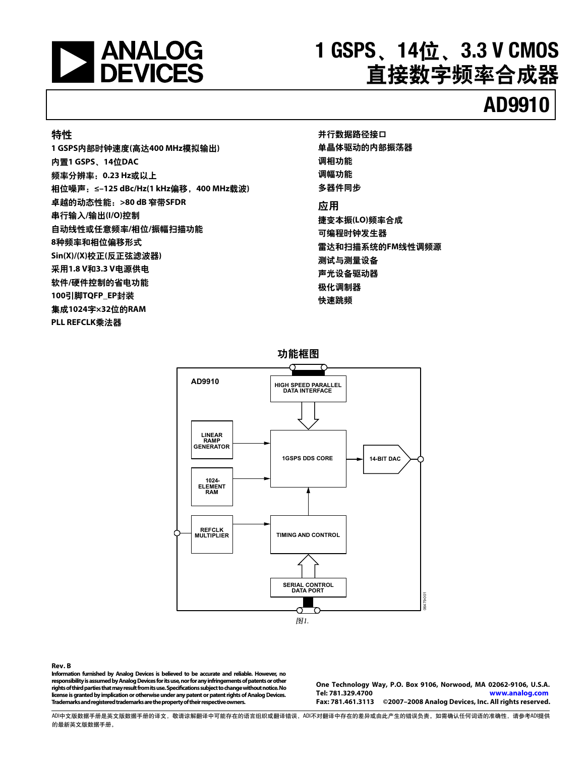# 1 GSPS、14位、3.3 V CMOS 直接数字频率合成器

# AD9910

## 特性

- 1 GSPS内部时钟速度(高达400 MHz模拟输出)
- 内置1 GSPS、14位DAC
- 频率分辨率：0.23 Hz或以上
- 相位噪声：≤–125 dBc/Hz(1 kHz偏移，400 MHz载波)
- 卓越的动态性能：>80 dB 窄带SFDR
- 串行输入/输出(I/O)控制
- 自动线性或任意频率/相位/振幅扫描功能
- 8种频率和相位偏移形式
- Sin(X)/(X)校正(反正弦滤波器)
- 采用1.8 V和3.3 V电源供电
- 软件/硬件控制的省电功能
- 100引脚TQFP_EP封装
- 集成1024字×32位的RAM
- PLL REFCLK乘法器
- 并行数据路径接口
- 单晶体驱动的内部振荡器
- 调相功能
- 调幅功能
- 多器件同步

## 应用

- 捷变本振(LO)频率合成
- 可编程时钟发生器
- 雷达和扫描系统的FM线性调频源
- 测试与测量设备
- 声光设备驱动器
- 极化调制器
- 快速跳频

## 功能框图

AD9910

HIGH SPEED PARALLEL DATA INTERFACE

LINEAR RAMP GENERATOR

1024-ELEMENT RAM

REFCLK MULTIPLIER

1GSPS DDS CORE

14-BIT DAC

TIMING AND CONTROL

SERIAL CONTROL DATA PORT

06479-001

图1.

**Rev. B**

**Information furnished by Analog Devices is believed to be accurate and reliable. However, no responsibility is assumed by Analog Devices for its use, nor for any infringements of patents or other rights of third parties that may result from its use. Specifications subject to change without notice. No license is granted by implication or otherwise under any patent or patent rights of Analog Devices. Trademarks and registered trademarks are the property of their respective owners.**

**One Technology Way, P.O. Box 9106, Norwood, MA 02062-9106, U.S.A.**
**Tel: 781.329.4700 www.analog.com**
**Fax: 781.461.3113 ©2007–2008 Analog Devices, Inc. All rights reserved.**

ADI中文版数据手册是英文版数据手册的译文，敬请谅解翻译中可能存在的语言组织或翻译错误，ADI不对翻译中存在的差异或由此产生的错误负责。如需确认任何词语的准确性，请参考ADI提供的最新英文版数据手册。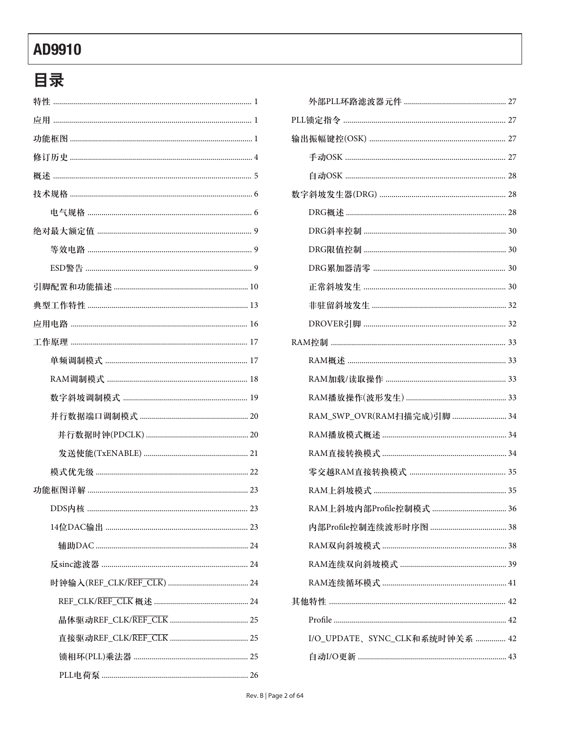# 目录

- 特性 ... 1
- 应用 ... 1
- 功能框图 ... 1
- 修订历史 ... 4
- 概述 ... 5
- 技术规格 ... 6
  - 电气规格 ... 6
- 绝对最大额定值 ... 9
  - 等效电路 ... 9
  - ESD警告 ... 9
- 引脚配置和功能描述 ... 10
- 典型工作特性 ... 13
- 应用电路 ... 16
- 工作原理 ... 17
  - 单频调制模式 ... 17
  - RAM调制模式 ... 18
  - 数字斜坡调制模式 ... 19
  - 并行数据端口调制模式 ... 20
    - 并行数据时钟(PDCLK) ... 20
    - 发送使能(TxENABLE) ... 21
  - 模式优先级 ... 22
- 功能框图详解 ... 23
  - DDS内核 ... 23
  - 14位DAC输出 ... 23
    - 辅助DAC ... 24
  - 反sinc滤波器 ... 24
  - 时钟输入(REF_CLK/$\overline{\text{REF\_CLK}}$) ... 24
    - REF_CLK/$\overline{\text{REF\_CLK}}$ 概述 ... 24
    - 晶体驱动REF_CLK/$\overline{\text{REF\_CLK}}$ ... 25
    - 直接驱动REF_CLK/$\overline{\text{REF\_CLK}}$ ... 25
    - 锁相环(PLL)乘法器 ... 25
    - PLL电荷泵 ... 26
    - 外部PLL环路滤波器元件 ... 27
- PLL锁定指令 ... 27
- 输出振幅键控(OSK) ... 27
  - 手动OSK ... 27
  - 自动OSK ... 28
- 数字斜坡发生器(DRG) ... 28
  - DRG概述 ... 28
  - DRG斜率控制 ... 30
  - DRG限值控制 ... 30
  - DRG累加器清零 ... 30
  - 正常斜坡发生 ... 30
  - 非驻留斜坡发生 ... 32
  - DROVER引脚 ... 32
- RAM控制 ... 33
  - RAM概述 ... 33
  - RAM加载/读取操作 ... 33
  - RAM播放操作(波形发生) ... 33
  - RAM_SWP_OVR(RAM扫描完成)引脚 ... 34
  - RAM播放模式概述 ... 34
  - RAM直接转换模式 ... 34
  - 零交越RAM直接转换模式 ... 35
  - RAM上斜坡模式 ... 35
  - RAM上斜坡内部Profile控制模式 ... 36
  - 内部Profile控制连续波形时序图 ... 38
  - RAM双向斜坡模式 ... 38
  - RAM连续双向斜坡模式 ... 39
  - RAM连续循环模式 ... 41
- 其他特性 ... 42
  - Profile ... 42
  - I/O_UPDATE、SYNC_CLK和系统时钟关系 ... 42
  - 自动I/O更新 ... 43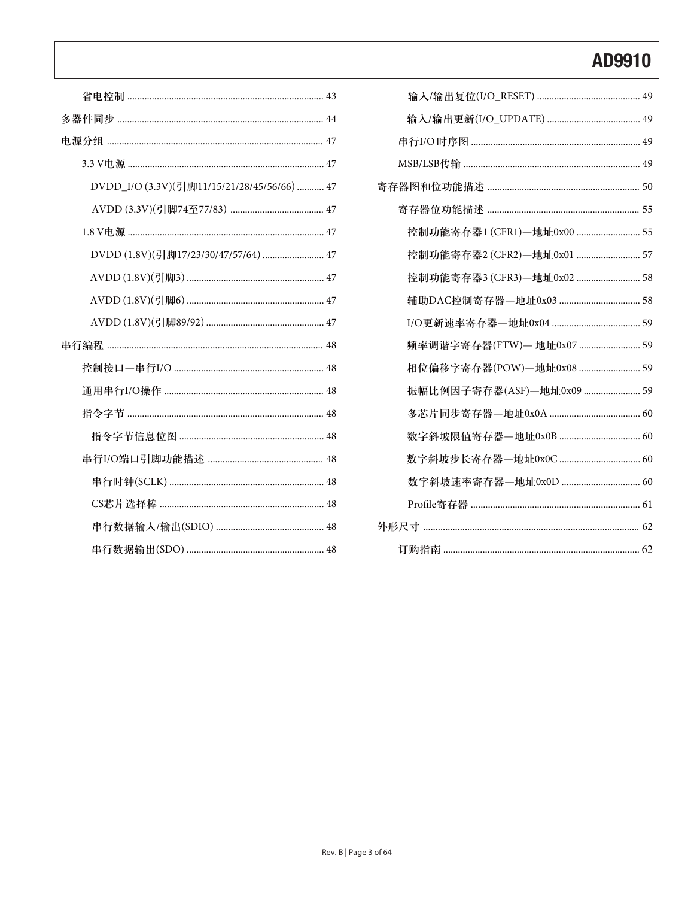省电控制 ............................................................................... 43

多器件同步 ................................................................................... 44

电源分组 ....................................................................................... 47

3.3 V电源 ............................................................................... 47

DVDD_I/O (3.3V)(引脚11/15/21/28/45/56/66) ........... 47

AVDD (3.3V)(引脚74至77/83) ...................................... 47

1.8 V电源 ............................................................................... 47

DVDD (1.8V)(引脚17/23/30/47/57/64) ......................... 47

AVDD (1.8V)(引脚3) ........................................................ 47

AVDD (1.8V)(引脚6) ........................................................ 47

AVDD (1.8V)(引脚89/92) ................................................ 47

串行编程 ....................................................................................... 48

控制接口—串行I/O ............................................................ 48

通用串行I/O操作 ................................................................ 48

指令字节 ............................................................................... 48

指令字节信息位图 ........................................................... 48

串行I/O端口引脚功能描述 .............................................. 48

串行时钟(SCLK) ............................................................... 48

$\overline{\text{CS}}$芯片选择棒 ................................................................... 48

串行数据输入/输出(SDIO) ............................................ 48

串行数据输出(SDO) ........................................................ 48

输入/输出复位(I/O_RESET) .......................................... 49

输入/输出更新(I/O_UPDATE) ...................................... 49

串行I/O时序图 .................................................................... 49

MSB/LSB传输 ........................................................................ 49

寄存器图和位功能描述 ............................................................. 50

寄存器位功能描述 ............................................................. 55

控制功能寄存器1 (CFR1)—地址0x00 .......................... 55

控制功能寄存器2 (CFR2)—地址0x01 .......................... 57

控制功能寄存器3 (CFR3)—地址0x02 .......................... 58

辅助DAC控制寄存器—地址0x03 ................................. 58

I/O更新速率寄存器—地址0x04 .................................... 59

频率调谐字寄存器(FTW)— 地址0x07 ......................... 59

相位偏移字寄存器(POW)—地址0x08 ......................... 59

振幅比例因子寄存器(ASF)—地址0x09 ....................... 59

多芯片同步寄存器—地址0x0A ..................................... 60

数字斜坡限值寄存器—地址0x0B ................................. 60

数字斜坡步长寄存器—地址0x0C ................................. 60

数字斜坡速率寄存器—地址0x0D ................................ 60

Profile寄存器 ..................................................................... 61

外形尺寸 ....................................................................................... 62

订购指南 ............................................................................... 62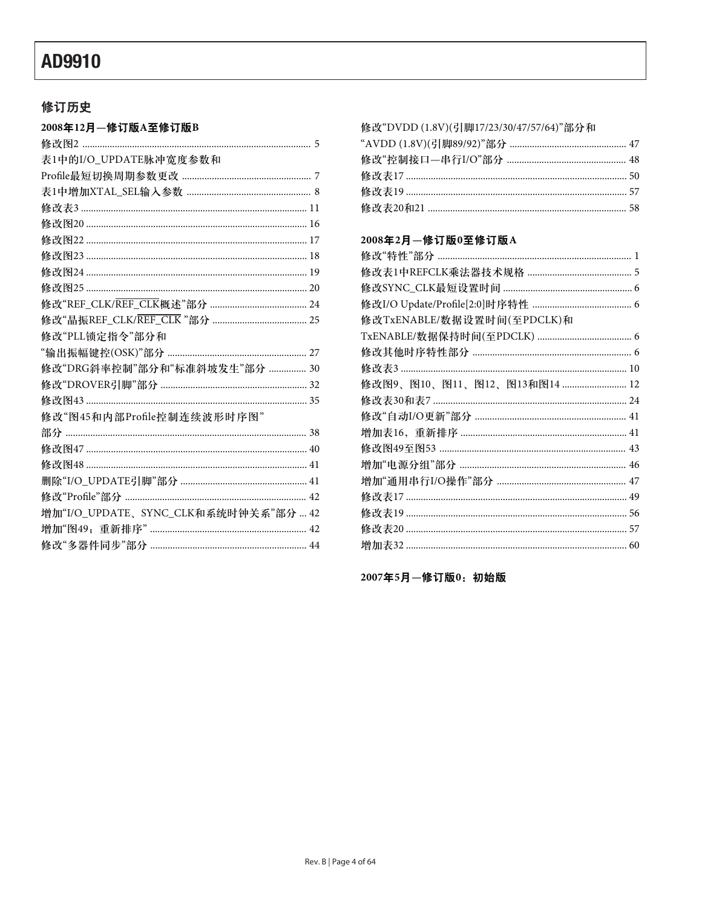## 修订历史

**2008年12月—修订版A至修订版B**

修改图2 .......................................................................................... 5
表1中的I/O_UPDATE脉冲宽度参数和
Profile最短切换周期参数更改 .................................................... 7
表1中增加XTAL_SEL输入参数 .................................................. 8
修改表3 .......................................................................................... 11
修改图20 ........................................................................................ 16
修改图22 ........................................................................................ 17
修改图23 ........................................................................................ 18
修改图24 ........................................................................................ 19
修改图25 ........................................................................................ 20
修改"REF_CLK/$\overline{\text{REF\_CLK}}$概述"部分 ....................................... 24
修改"晶振REF_CLK/$\overline{\text{REF\_CLK}}$ "部分 ...................................... 25
修改"PLL锁定指令"部分和
"输出振幅键控(OSK)"部分 ........................................................ 27
修改"DRG斜率控制"部分和"标准斜坡发生"部分 ............... 30
修改"DROVER引脚"部分 ........................................................... 32
修改图43 ........................................................................................ 35
修改"图45和内部Profile控制连续波形时序图"
部分 ............................................................................................... 38
修改图47 ........................................................................................ 40
修改图48 ........................................................................................ 41
删除"I/O_UPDATE引脚"部分 ................................................... 41
修改"Profile"部分 ........................................................................ 42
增加"I/O_UPDATE、SYNC_CLK和系统时钟关系"部分 ... 42
增加"图49；重新排序" ............................................................... 42
修改"多器件同步"部分 .............................................................. 44
修改"DVDD (1.8V)(引脚17/23/30/47/57/64)"部分和
"AVDD (1.8V)(引脚89/92)"部分 .............................................. 47
修改"控制接口—串行I/O"部分 ................................................ 48
修改表17 ........................................................................................ 50
修改表19 ........................................................................................ 57
修改表20和21 ............................................................................... 58

**2008年2月—修订版0至修订版A**

修改"特性"部分 ............................................................................. 1
修改表1中REFCLK乘法器技术规格 .......................................... 5
修改SYNC_CLK最短设置时间 .................................................... 6
修改I/O Update/Profile[2:0]时序特性 ....................................... 6
修改TxENABLE/数据设置时间(至PDCLK)和
TxENABLE/数据保持时间(至PDCLK) ..................................... 6
修改其他时序特性部分 ............................................................... 6
修改表3 .......................................................................................... 10
修改图9、图10、图11、图12、图13和图14 .......................... 12
修改表30和表7 ............................................................................. 24
修改"自动I/O更新"部分 ............................................................. 41
增加表16，重新排序 ................................................................... 41
修改图49至图53 .......................................................................... 43
增加"电源分组"部分 ................................................................... 46
增加"通用串行I/O操作"部分 .................................................... 47
修改表17 ........................................................................................ 49
修改表19 ........................................................................................ 56
修改表20 ........................................................................................ 57
增加表32 ........................................................................................ 60

**2007年5月—修订版0：初始版**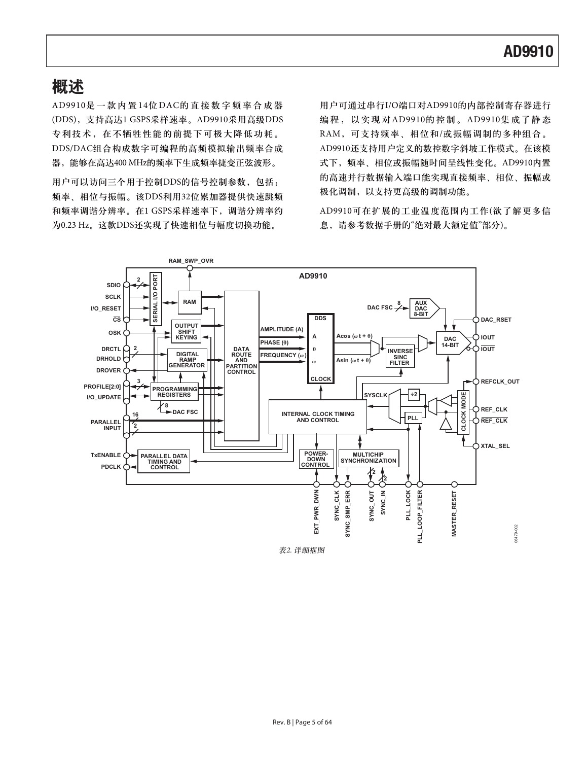# 概述

AD9910是一款内置14位DAC的直接数字频率合成器(DDS)，支持高达1 GSPS采样速率。AD9910采用高级DDS专利技术，在不牺牲性能的前提下可极大降低功耗。DDS/DAC组合构成数字可编程的高频模拟输出频率合成器，能够在高达400 MHz的频率下生成频率捷变正弦波形。

用户可以访问三个用于控制DDS的信号控制参数，包括：频率、相位与振幅。该DDS利用32位累加器提供快速跳频和频率调谐分辨率。在1 GSPS采样速率下，调谐分辨率约为0.23 Hz。这款DDS还实现了快速相位与幅度切换功能。

用户可通过串行I/O端口对AD9910的内部控制寄存器进行编程，以实现对AD9910的控制。AD9910集成了静态RAM，可支持频率、相位和/或振幅调制的多种组合。AD9910还支持用户定义的数控数字斜坡工作模式。在该模式下，频率、相位或振幅随时间呈线性变化。AD9910内置的高速并行数据输入端口能实现直接频率、相位、振幅或极化调制，以支持更高级的调制功能。

AD9910可在扩展的工业温度范围内工作(欲了解更多信息，请参考数据手册的"绝对最大额定值"部分)。

*表2. 详细框图*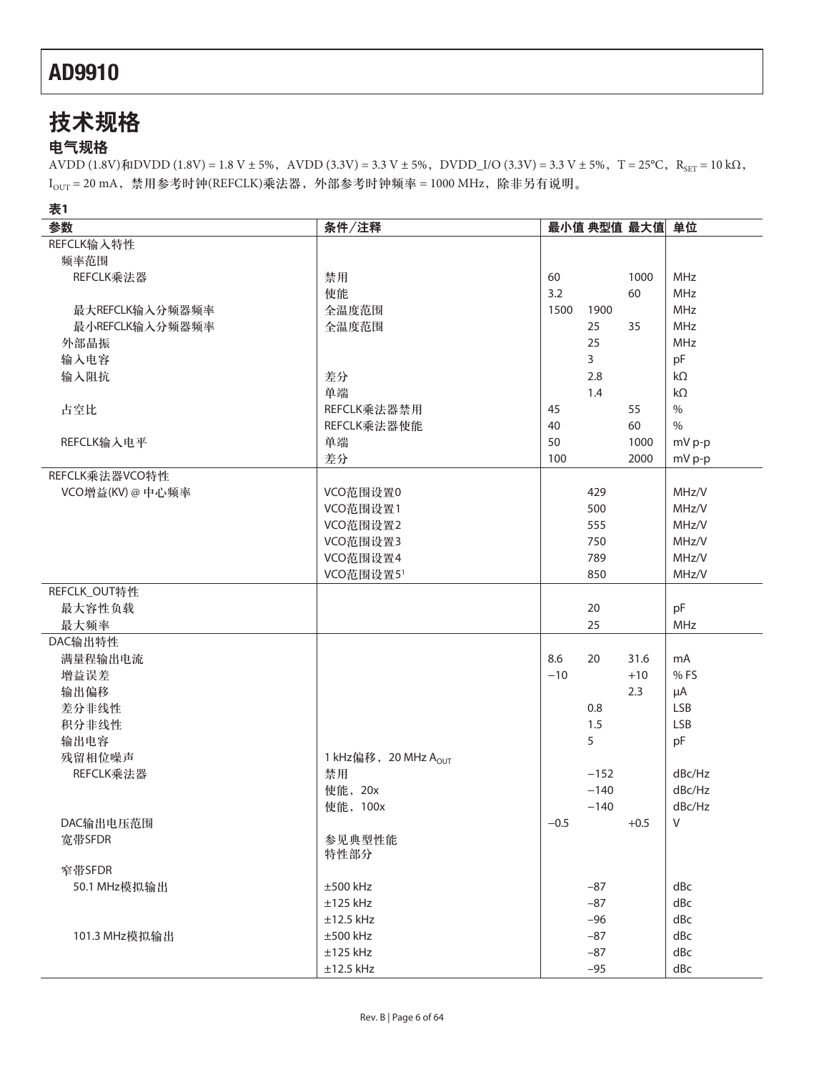# 技术规格

## 电气规格

AVDD (1.8V)和DVDD (1.8V) = 1.8 V ± 5%，AVDD (3.3V) = 3.3 V ± 5%，DVDD_I/O (3.3V) = 3.3 V ± 5%，T = 25°C，$R_{SET}$ = 10 kΩ，$I_{OUT}$ = 20 mA，禁用参考时钟(REFCLK)乘法器，外部参考时钟频率 = 1000 MHz，除非另有说明。

**表1**

| 参数 | 条件/注释 | 最小值 | 典型值 | 最大值 | 单位 |
|---|---|---|---|---|---|
| REFCLK输入特性 | | | | | |
| 频率范围 | | | | | |
| REFCLK乘法器 | 禁用 | 60 | | 1000 | MHz |
| | 使能 | 3.2 | | 60 | MHz |
| 最大REFCLK输入分频器频率 | 全温度范围 | 1500 | 1900 | | MHz |
| 最小REFCLK输入分频器频率 | 全温度范围 | | 25 | 35 | MHz |
| 外部晶振 | | | 25 | | MHz |
| 输入电容 | | | 3 | | pF |
| 输入阻抗 | 差分 | | 2.8 | | kΩ |
| | 单端 | | 1.4 | | kΩ |
| 占空比 | REFCLK乘法器禁用 | 45 | | 55 | % |
| | REFCLK乘法器使能 | 40 | | 60 | % |
| REFCLK输入电平 | 单端 | 50 | | 1000 | mV p-p |
| | 差分 | 100 | | 2000 | mV p-p |
| REFCLK乘法器VCO特性 | | | | | |
| VCO增益(KV) @ 中心频率 | VCO范围设置0 | | 429 | | MHz/V |
| | VCO范围设置1 | | 500 | | MHz/V |
| | VCO范围设置2 | | 555 | | MHz/V |
| | VCO范围设置3 | | 750 | | MHz/V |
| | VCO范围设置4 | | 789 | | MHz/V |
| | VCO范围设置5[1] | | 850 | | MHz/V |
| REFCLK_OUT特性 | | | | | |
| 最大容性负载 | | | 20 | | pF |
| 最大频率 | | | 25 | | MHz |
| DAC输出特性 | | | | | |
| 满量程输出电流 | | 8.6 | 20 | 31.6 | mA |
| 增益误差 | | −10 | | +10 | % FS |
| 输出偏移 | | | | 2.3 | μA |
| 差分非线性 | | | 0.8 | | LSB |
| 积分非线性 | | | 1.5 | | LSB |
| 输出电容 | | | 5 | | pF |
| 残留相位噪声 | 1 kHz偏移，20 MHz $A_{OUT}$ | | | | |
| REFCLK乘法器 | 禁用 | | −152 | | dBc/Hz |
| | 使能，20x | | −140 | | dBc/Hz |
| | 使能，100x | | −140 | | dBc/Hz |
| DAC输出电压范围 | | −0.5 | | +0.5 | V |
| 宽带SFDR | 参见典型性能特性部分 | | | | |
| 窄带SFDR | | | | | |
| 50.1 MHz模拟输出 | ±500 kHz | | −87 | | dBc |
| | ±125 kHz | | −87 | | dBc |
| | ±12.5 kHz | | −96 | | dBc |
| 101.3 MHz模拟输出 | ±500 kHz | | −87 | | dBc |
| | ±125 kHz | | −87 | | dBc |
| | ±12.5 kHz | | −95 | | dBc |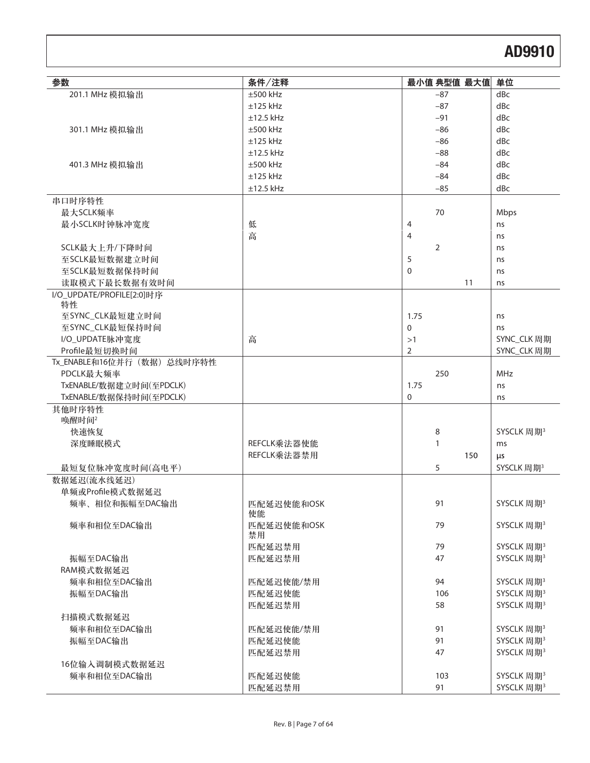| 参数 | 条件/注释 | 最小值 | 典型值 | 最大值 | 单位 |
|---|---|---|---|---|---|
| 201.1 MHz 模拟输出 | ±500 kHz | | −87 | | dBc |
| | ±125 kHz | | −87 | | dBc |
| | ±12.5 kHz | | −91 | | dBc |
| 301.1 MHz 模拟输出 | ±500 kHz | | −86 | | dBc |
| | ±125 kHz | | −86 | | dBc |
| | ±12.5 kHz | | −88 | | dBc |
| 401.3 MHz 模拟输出 | ±500 kHz | | −84 | | dBc |
| | ±125 kHz | | −84 | | dBc |
| | ±12.5 kHz | | −85 | | dBc |
| 串口时序特性 | | | | | |
| 最大SCLK频率 | | | 70 | | Mbps |
| 最小SCLK时钟脉冲宽度 | 低 | 4 | | | ns |
| | 高 | 4 | | | ns |
| SCLK最大上升/下降时间 | | | 2 | | ns |
| 至SCLK最短数据建立时间 | | 5 | | | ns |
| 至SCLK最短数据保持时间 | | 0 | | | ns |
| 读取模式下最长数据有效时间 | | | | 11 | ns |
| I/O_UPDATE/PROFILE[2:0]时序特性 | | | | | |
| 至SYNC_CLK最短建立时间 | | 1.75 | | | ns |
| 至SYNC_CLK最短保持时间 | | 0 | | | ns |
| I/O_UPDATE脉冲宽度 | 高 | >1 | | | SYNC_CLK 周期 |
| Profile最短切换时间 | | 2 | | | SYNC_CLK 周期 |
| Tx_ENABLE和16位并行（数据）总线时序特性 | | | | | |
| PDCLK最大频率 | | | 250 | | MHz |
| TxENABLE/数据建立时间(至PDCLK) | | 1.75 | | | ns |
| TxENABLE/数据保持时间(至PDCLK) | | 0 | | | ns |
| 其他时序特性 | | | | | |
| 唤醒时间[2] | | | | | |
| 快速恢复 | | | 8 | | SYSCLK 周期[3] |
| 深度睡眠模式 | REFCLK乘法器使能 | | 1 | | ms |
| | REFCLK乘法器禁用 | | | 150 | µs |
| 最短复位脉冲宽度时间(高电平) | | | 5 | | SYSCLK 周期[3] |
| 数据延迟(流水线延迟) | | | | | |
| 单频或Profile模式数据延迟 | | | | | |
| 频率、相位和振幅至DAC输出 | 匹配延迟使能和OSK使能 | | 91 | | SYSCLK 周期[3] |
| 频率和相位至DAC输出 | 匹配延迟使能和OSK禁用 | | 79 | | SYSCLK 周期[3] |
| | 匹配延迟禁用 | | 79 | | SYSCLK 周期[3] |
| 振幅至DAC输出 | 匹配延迟禁用 | | 47 | | SYSCLK 周期[3] |
| RAM模式数据延迟 | | | | | |
| 频率和相位至DAC输出 | 匹配延迟使能/禁用 | | 94 | | SYSCLK 周期[3] |
| 振幅至DAC输出 | 匹配延迟使能 | | 106 | | SYSCLK 周期[3] |
| | 匹配延迟禁用 | | 58 | | SYSCLK 周期[3] |
| 扫描模式数据延迟 | | | | | |
| 频率和相位至DAC输出 | 匹配延迟使能/禁用 | | 91 | | SYSCLK 周期[3] |
| 振幅至DAC输出 | 匹配延迟使能 | | 91 | | SYSCLK 周期[3] |
| | 匹配延迟禁用 | | 47 | | SYSCLK 周期[3] |
| 16位输入调制模式数据延迟 | | | | | |
| 频率和相位至DAC输出 | 匹配延迟使能 | | 103 | | SYSCLK 周期[3] |
| | 匹配延迟禁用 | | 91 | | SYSCLK 周期[3] |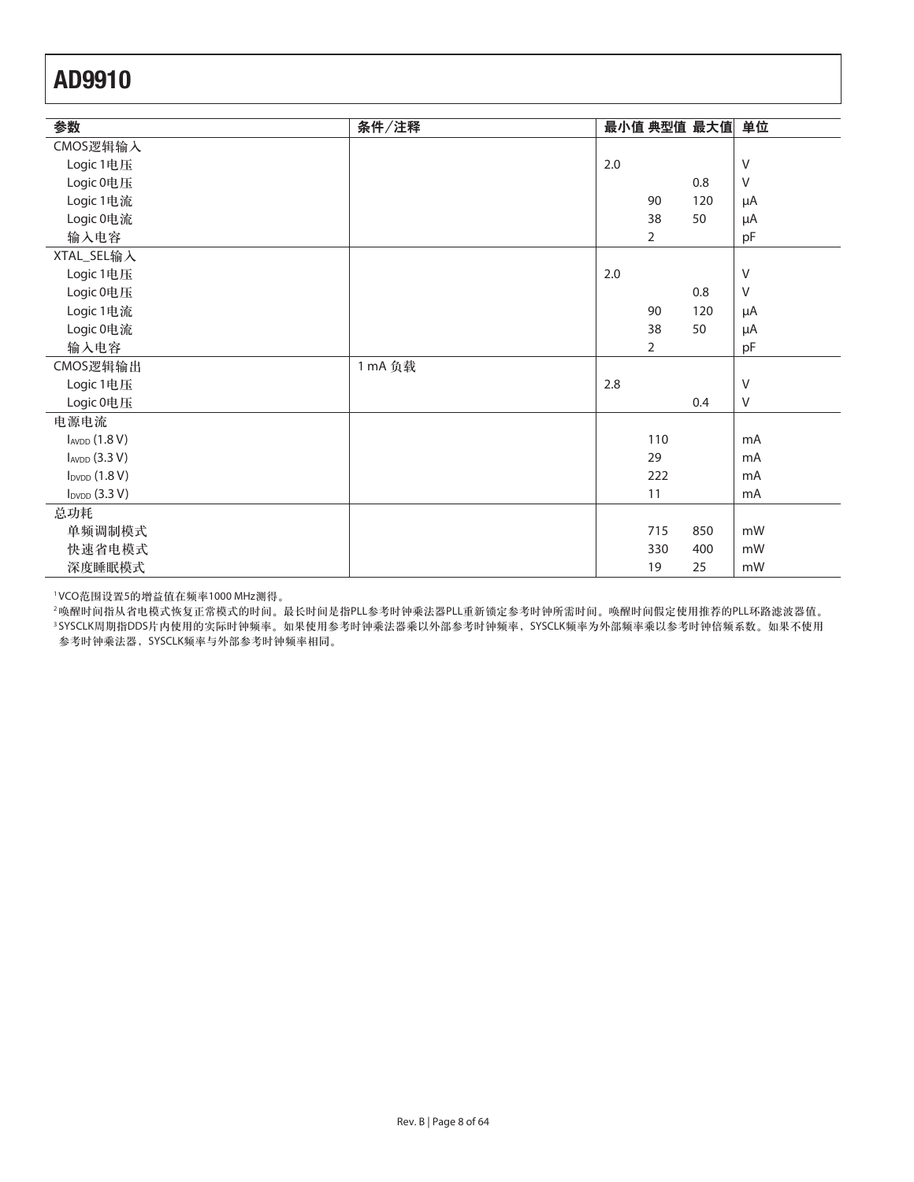| 参数 | 条件/注释 | 最小值 | 典型值 | 最大值 | 单位 |
|---|---|---|---|---|---|
| CMOS逻辑输入 | | | | | |
| Logic 1电压 | | 2.0 | | | V |
| Logic 0电压 | | | | 0.8 | V |
| Logic 1电流 | | | 90 | 120 | μA |
| Logic 0电流 | | | 38 | 50 | μA |
| 输入电容 | | | 2 | | pF |
| XTAL_SEL输入 | | | | | |
| Logic 1电压 | | 2.0 | | | V |
| Logic 0电压 | | | | 0.8 | V |
| Logic 1电流 | | | 90 | 120 | μA |
| Logic 0电流 | | | 38 | 50 | μA |
| 输入电容 | | | 2 | | pF |
| CMOS逻辑输出 | 1 mA 负载 | | | | |
| Logic 1电压 | | 2.8 | | | V |
| Logic 0电压 | | | | 0.4 | V |
| 电源电流 | | | | | |
| $I_{AVDD}$ (1.8 V) | | | 110 | | mA |
| $I_{AVDD}$ (3.3 V) | | | 29 | | mA |
| $I_{DVDD}$ (1.8 V) | | | 222 | | mA |
| $I_{DVDD}$ (3.3 V) | | | 11 | | mA |
| 总功耗 | | | | | |
| 单频调制模式 | | | 715 | 850 | mW |
| 快速省电模式 | | | 330 | 400 | mW |
| 深度睡眠模式 | | | 19 | 25 | mW |

[1] VCO范围设置5的增益值在频率1000 MHz测得。
[2] 唤醒时间指从省电模式恢复正常模式的时间。最长时间是指PLL参考时钟乘法器PLL重新锁定参考时钟所需时间。唤醒时间假定使用推荐的PLL环路滤波器值。
[3] SYSCLK周期指DDS片内使用的实际时钟频率。如果使用参考时钟乘法器乘以外部参考时钟频率，SYSCLK频率为外部频率乘以参考时钟倍频系数。如果不使用参考时钟乘法器，SYSCLK频率与外部参考时钟频率相同。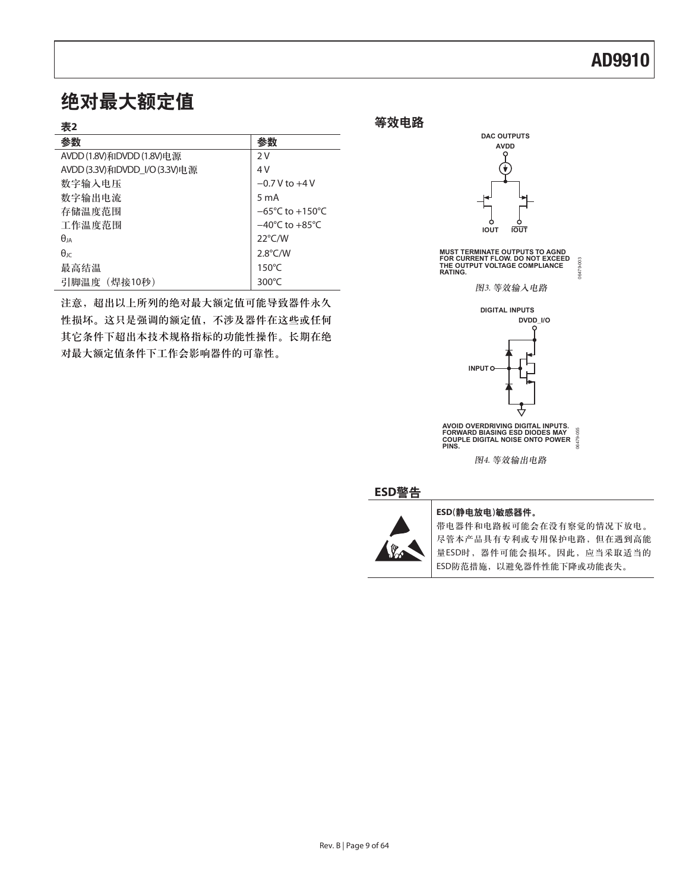## 绝对最大额定值

**表2**

| 参数 | 参数 |
|---|---|
| AVDD (1.8V)和DVDD (1.8V)电源 | 2 V |
| AVDD (3.3V)和DVDD_I/O (3.3V)电源 | 4 V |
| 数字输入电压 | −0.7 V to +4 V |
| 数字输出电流 | 5 mA |
| 存储温度范围 | −65°C to +150°C |
| 工作温度范围 | −40°C to +85°C |
| $\theta_{JA}$ | 22°C/W |
| $\theta_{JC}$ | 2.8°C/W |
| 最高结温 | 150°C |
| 引脚温度（焊接10秒） | 300°C |

注意，超出以上所列的绝对最大额定值可能导致器件永久性损坏。这只是强调的额定值，不涉及器件在这些或任何其它条件下超出本技术规格指标的功能性操作。长期在绝对最大额定值条件下工作会影响器件的可靠性。

## 等效电路

DAC OUTPUTS

AVDD

IOUT　IOUT

MUST TERMINATE OUTPUTS TO AGND FOR CURRENT FLOW. DO NOT EXCEED THE OUTPUT VOLTAGE COMPLIANCE RATING.

*图3. 等效输入电路*

DIGITAL INPUTS

DVDD_I/O

INPUT

AVOID OVERDRIVING DIGITAL INPUTS. FORWARD BIASING ESD DIODES MAY COUPLE DIGITAL NOISE ONTO POWER PINS.

*图4. 等效输出电路*

## ESD警告

**ESD(静电放电)敏感器件。**

带电器件和电路板可能会在没有察觉的情况下放电。尽管本产品具有专利或专用保护电路，但在遇到高能量ESD时，器件可能会损坏。因此，应当采取适当的ESD防范措施，以避免器件性能下降或功能丧失。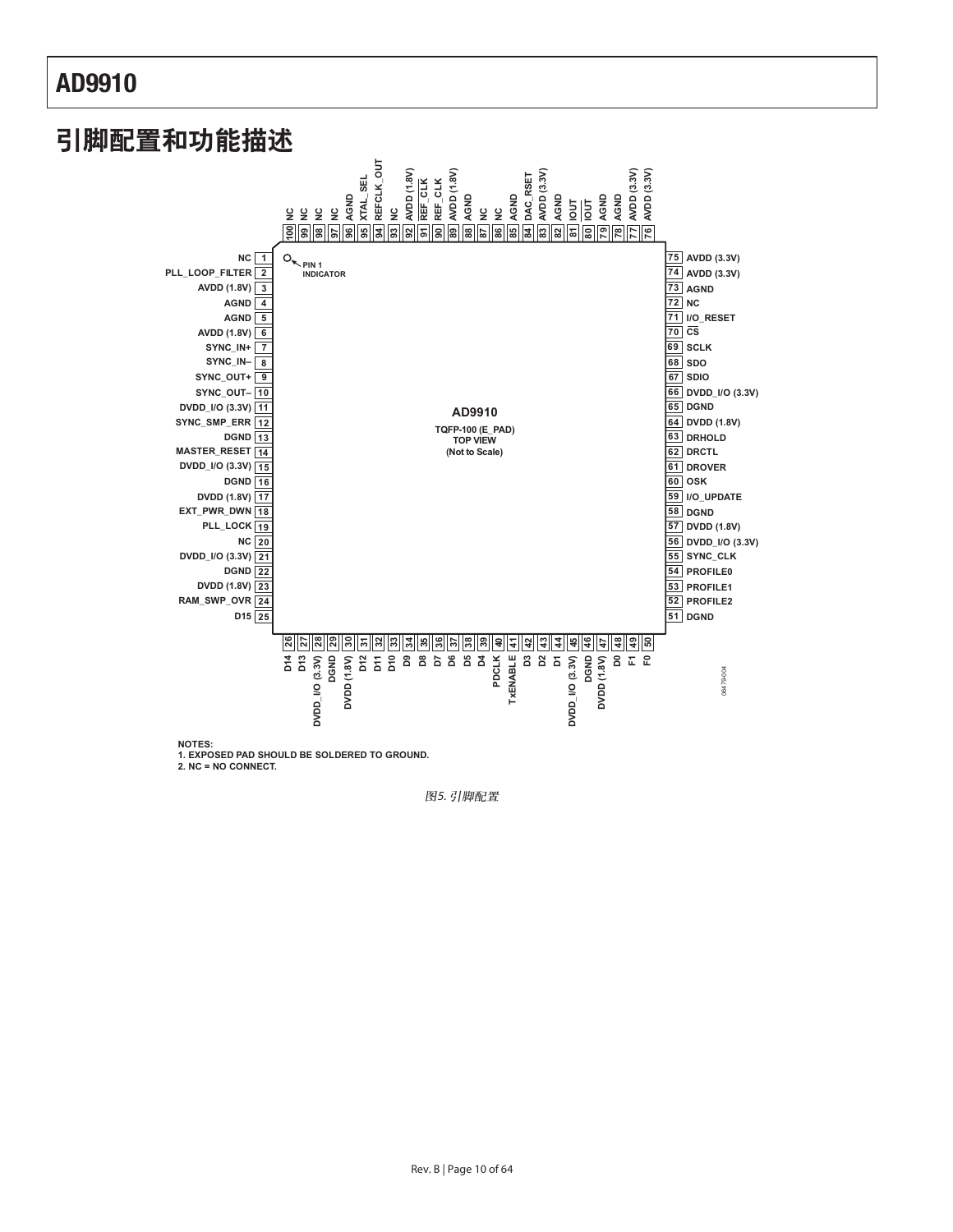# 引脚配置和功能描述

| Pin | Name | Pin | Name |
|---|---|---|---|
| 1 | NC | 75 | AVDD (3.3V) |
| 2 | PLL_LOOP_FILTER | 74 | AVDD (3.3V) |
| 3 | AVDD (1.8V) | 73 | AGND |
| 4 | AGND | 72 | NC |
| 5 | AGND | 71 | I/O_RESET |
| 6 | AVDD (1.8V) | 70 | CS |
| 7 | SYNC_IN+ | 69 | SCLK |
| 8 | SYNC_IN– | 68 | SDO |
| 9 | SYNC_OUT+ | 67 | SDIO |
| 10 | SYNC_OUT– | 66 | DVDD_I/O (3.3V) |
| 11 | DVDD_I/O (3.3V) | 65 | DGND |
| 12 | SYNC_SMP_ERR | 64 | DVDD (1.8V) |
| 13 | DGND | 63 | DRHOLD |
| 14 | MASTER_RESET | 62 | DRCTL |
| 15 | DVDD_I/O (3.3V) | 61 | DROVER |
| 16 | DGND | 60 | OSK |
| 17 | DVDD (1.8V) | 59 | I/O_UPDATE |
| 18 | EXT_PWR_DWN | 58 | DGND |
| 19 | PLL_LOCK | 57 | DVDD (1.8V) |
| 20 | NC | 56 | DVDD_I/O (3.3V) |
| 21 | DVDD_I/O (3.3V) | 55 | SYNC_CLK |
| 22 | DGND | 54 | PROFILE0 |
| 23 | DVDD (1.8V) | 53 | PROFILE1 |
| 24 | RAM_SWP_OVR | 52 | PROFILE2 |
| 25 | D15 | 51 | DGND |

| Pin | Name | Pin | Name |
|---|---|---|---|
| 26 | D14 | 100 | NC |
| 27 | D13 | 99 | NC |
| 28 | DVDD_I/O (3.3V) | 98 | NC |
| 29 | DGND | 97 | NC |
| 30 | DVDD (1.8V) | 96 | AGND |
| 31 | D12 | 95 | XTAL_SEL |
| 32 | D11 | 94 | REFCLK_OUT |
| 33 | D10 | 93 | NC |
| 34 | D9 | 92 | AVDD (1.8V) |
| 35 | D8 | 91 | REF_CLK |
| 36 | D7 | 90 | REF_CLK |
| 37 | D6 | 89 | AVDD (1.8V) |
| 38 | D5 | 88 | AGND |
| 39 | D4 | 87 | NC |
| 40 | PDCLK | 86 | NC |
| 41 | TxENABLE | 85 | AGND |
| 42 | D3 | 84 | DAC_RSET |
| 43 | D2 | 83 | AVDD (3.3V) |
| 44 | D1 | 82 | AGND |
| 45 | DVDD_I/O (3.3V) | 81 | IOUT |
| 46 | DGND | 80 | IOUT |
| 47 | DVDD (1.8V) | 79 | AGND |
| 48 | D0 | 78 | AGND |
| 49 | F1 | 77 | AVDD (3.3V) |
| 50 | F0 | 76 | AVDD (3.3V) |

AD9910
TQFP-100 (E_PAD)
TOP VIEW
(Not to Scale)

NOTES:
1. EXPOSED PAD SHOULD BE SOLDERED TO GROUND.
2. NC = NO CONNECT.

图5. 引脚配置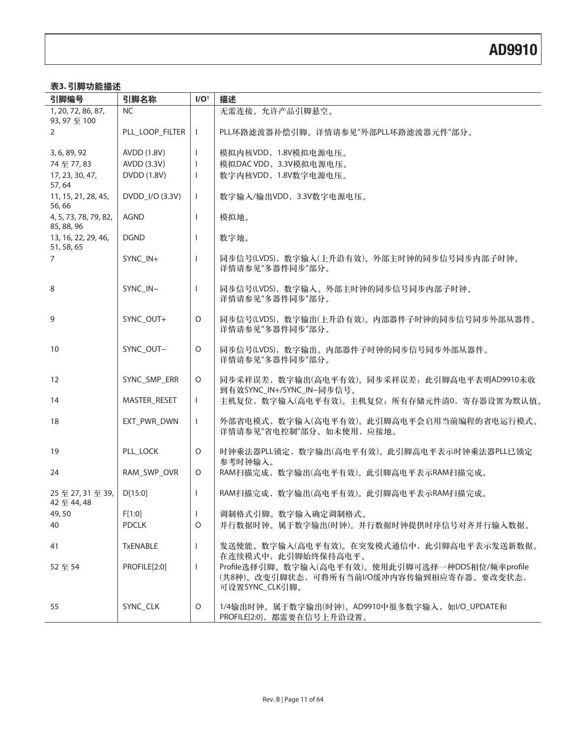**表3. 引脚功能描述**

| 引脚编号 | 引脚名称 | I/O[1] | 描述 |
|---|---|---|---|
| 1, 20, 72, 86, 87, 93, 97 至 100 | NC | | 无需连接。允许产品引脚悬空。 |
| 2 | PLL_LOOP_FILTER | I | PLL环路滤波器补偿引脚。详情请参见"外部PLL环路滤波器元件"部分。 |
| 3, 6, 89, 92 | AVDD (1.8V) | I | 模拟内核VDD，1.8V模拟电源电压。 |
| 74 至 77, 83 | AVDD (3.3V) | I | 模拟DAC VDD，3.3V模拟电源电压。 |
| 17, 23, 30, 47, 57, 64 | DVDD (1.8V) | I | 数字内核VDD，1.8V数字电源电压。 |
| 11, 15, 21, 28, 45, 56, 66 | DVDD_I/O (3.3V) | I | 数字输入/输出VDD，3.3V数字电源电压。 |
| 4, 5, 73, 78, 79, 82, 85, 88, 96 | AGND | I | 模拟地。 |
| 13, 16, 22, 29, 46, 51, 58, 65 | DGND | I | 数字地。 |
| 7 | SYNC_IN+ | I | 同步信号(LVDS)，数字输入(上升沿有效)。外部主时钟的同步信号同步内部子时钟。详情请参见"多器件同步"部分。 |
| 8 | SYNC_IN− | I | 同步信号(LVDS)，数字输入。外部主时钟的同步信号同步内部子时钟。详情请参见"多器件同步"部分。 |
| 9 | SYNC_OUT+ | O | 同步信号(LVDS)，数字输出(上升沿有效)。内部器件子时钟的同步信号同步外部从器件。详情请参见"多器件同步"部分。 |
| 10 | SYNC_OUT− | O | 同步信号(LVDS)，数字输出。内部器件子时钟的同步信号同步外部从器件。详情请参见"多器件同步"部分。 |
| 12 | SYNC_SMP_ERR | O | 同步采样误差，数字输出(高电平有效)。同步采样误差：此引脚高电平表明AD9910未收到有效SYNC_IN+/SYNC_IN−同步信号。 |
| 14 | MASTER_RESET | I | 主机复位，数字输入(高电平有效)。主机复位：所有存储元件清0，寄存器设置为默认值。 |
| 18 | EXT_PWR_DWN | I | 外部省电模式，数字输入(高电平有效)。此引脚高电平会启用当前编程的省电运行模式。详情请参见"省电控制"部分。如未使用，应接地。 |
| 19 | PLL_LOCK | O | 时钟乘法器PLL锁定，数字输出(高电平有效)。此引脚高电平表示时钟乘法器PLL已锁定参考时钟输入。 |
| 24 | RAM_SWP_OVR | O | RAM扫描完成，数字输出(高电平有效)。此引脚高电平表示RAM扫描完成。 |
| 25 至 27, 31 至 39, 42 至 44, 48 | D[15:0] | I | RAM扫描完成，数字输出(高电平有效)。此引脚高电平表示RAM扫描完成。 |
| 49, 50 | F[1:0] | I | 调制格式引脚。数字输入确定调制格式。 |
| 40 | PDCLK | O | 并行数据时钟。属于数字输出(时钟)。并行数据时钟提供时序信号对齐并行输入数据。 |
| 41 | TxENABLE | I | 发送使能。数字输入(高电平有效)。在突发模式通信中，此引脚高电平表示发送新数据。在连续模式中，此引脚始终保持高电平。 |
| 52 至 54 | PROFILE[2:0] | I | Profile选择引脚。数字输入(高电平有效)。使用此引脚可选择一种DDS相位/频率profile (共8种)。改变引脚状态，可将所有当前I/O缓冲内容传输到相应寄存器。要改变状态，可设置SYNC_CLK引脚。 |
| 55 | SYNC_CLK | O | 1/4输出时钟。属于数字输出(时钟)。AD9910中很多数字输入，如I/O_UPDATE和PROFILE[2:0]，都需要在信号上升沿设置。 |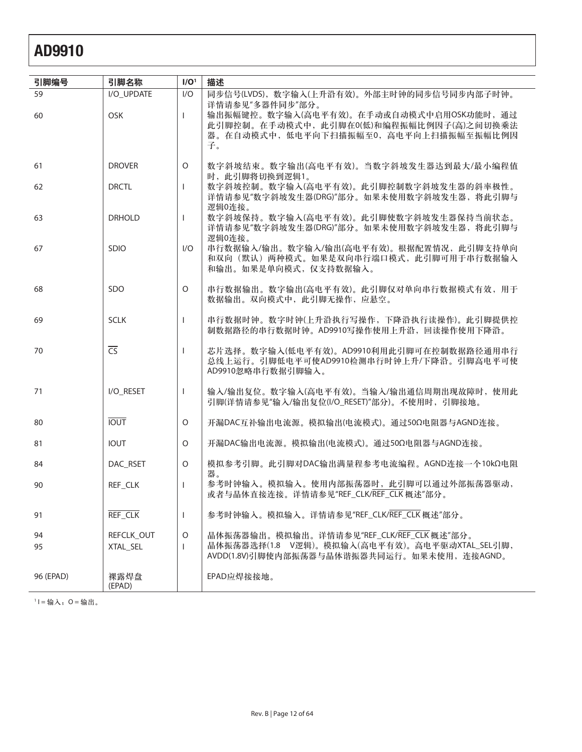| 引脚编号 | 引脚名称 | I/O[1] | 描述 |
|---|---|---|---|
| 59 | I/O_UPDATE | I/O | 同步信号(LVDS)，数字输入(上升沿有效)。外部主时钟的同步信号同步内部子时钟。详情请参见"多器件同步"部分。 |
| 60 | OSK | I | 输出振幅键控。数字输入(高电平有效)。在手动或自动模式中启用OSK功能时，通过此引脚控制。在手动模式中，此引脚在0(低)和编程振幅比例因子(高)之间切换乘法器。在自动模式中，低电平向下扫描振幅至0，高电平向上扫描振幅至振幅比例因子。 |
| 61 | DROVER | O | 数字斜坡结束。数字输出(高电平有效)。当数字斜坡发生器达到最大/最小编程值时，此引脚将切换到逻辑1。 |
| 62 | DRCTL | I | 数字斜坡控制。数字输入(高电平有效)。此引脚控制数字斜坡发生器的斜率极性。详情请参见"数字斜坡发生器(DRG)"部分。如果未使用数字斜坡发生器，将此引脚与逻辑0连接。 |
| 63 | DRHOLD | I | 数字斜坡保持。数字输入(高电平有效)。此引脚使数字斜坡发生器保持当前状态。详情请参见"数字斜坡发生器(DRG)"部分。如果未使用数字斜坡发生器，将此引脚与逻辑0连接。 |
| 67 | SDIO | I/O | 串行数据输入/输出。数字输入/输出(高电平有效)。根据配置情况，此引脚支持单向和双向（默认）两种模式。如果是双向串行端口模式，此引脚可用于串行数据输入和输出。如果是单向模式，仅支持数据输入。 |
| 68 | SDO | O | 串行数据输出。数字输出(高电平有效)。此引脚仅对单向串行数据模式有效，用于数据输出。双向模式中，此引脚无操作，应悬空。 |
| 69 | SCLK | I | 串行数据时钟。数字时钟(上升沿执行写操作，下降沿执行读操作)。此引脚提供控制数据路径的串行数据时钟。AD9910写操作使用上升沿，回读操作使用下降沿。 |
| 70 | $\overline{\text{CS}}$ | I | 芯片选择。数字输入(低电平有效)。AD9910利用此引脚可在控制数据路径通用串行总线上运行。引脚低电平可使AD9910检测串行时钟上升/下降沿。引脚高电平可使AD9910忽略串行数据引脚输入。 |
| 71 | I/O_RESET | I | 输入/输出复位。数字输入(高电平有效)。当输入/输出通信周期出现故障时，使用此引脚(详情请参见"输入/输出复位(I/O_RESET)"部分)。不使用时，引脚接地。 |
| 80 | $\overline{\text{IOUT}}$ | O | 开漏DAC互补输出电流源。模拟输出(电流模式)。通过50Ω电阻器与AGND连接。 |
| 81 | IOUT | O | 开漏DAC输出电流源。模拟输出(电流模式)。通过50Ω电阻器与AGND连接。 |
| 84 | DAC_RSET | O | 模拟参考引脚。此引脚对DAC输出满量程参考电流编程。AGND连接一个10kΩ电阻器。 |
| 90 | REF_CLK | I | 参考时钟输入。模拟输入。使用内部振荡器时，此引脚可以通过外部振荡器驱动，或者与晶体直接连接。详情请参见"REF_CLK/REF_CLK 概述"部分。 |
| 91 | $\overline{\text{REF\_CLK}}$ | I | 参考时钟输入。模拟输入。详情请参见"REF_CLK/$\overline{\text{REF\_CLK}}$ 概述"部分。 |
| 94 | REFCLK_OUT | O | 晶体振荡器输出。模拟输出。详情请参见"REF_CLK/$\overline{\text{REF\_CLK}}$ 概述"部分。 |
| 95 | XTAL_SEL | I | 晶体振荡器选择(1.8 V逻辑)。模拟输入(高电平有效)。高电平驱动XTAL_SEL引脚，AVDD(1.8V)引脚使内部振荡器与晶体谐振器共同运行。如果未使用，连接AGND。 |
| 96 (EPAD) | 裸露焊盘 (EPAD) | | EPAD应焊接接地。 |

[1] I = 输入；O = 输出。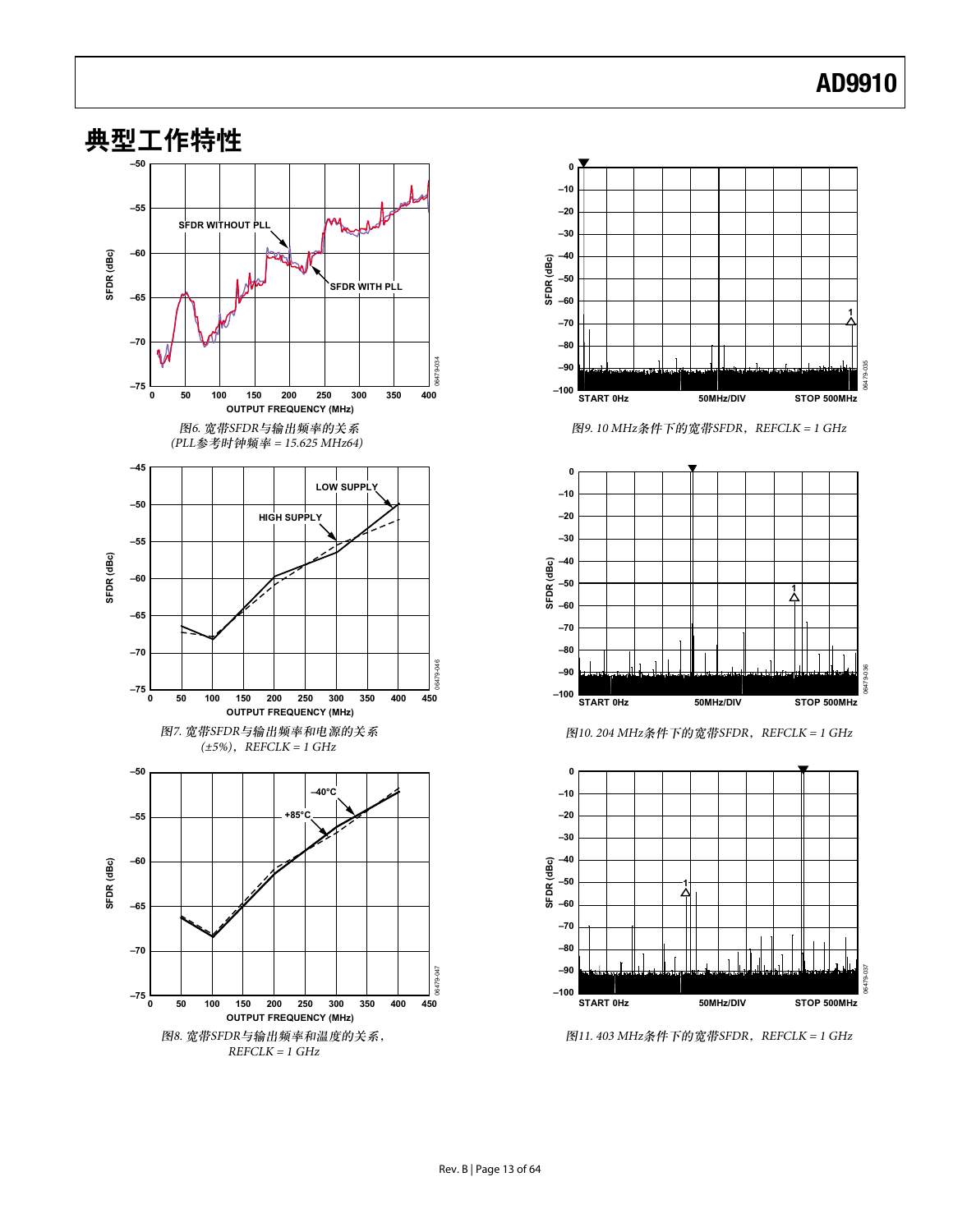## 典型工作特性

图6. 宽带SFDR与输出频率的关系
(PLL参考时钟频率 = 15.625 MHz64)

图7. 宽带SFDR与输出频率和电源的关系
(±5%)，REFCLK = 1 GHz

图8. 宽带SFDR与输出频率和温度的关系，
REFCLK = 1 GHz

图9. 10 MHz条件下的宽带SFDR，REFCLK = 1 GHz

图10. 204 MHz条件下的宽带SFDR，REFCLK = 1 GHz

图11. 403 MHz条件下的宽带SFDR，REFCLK = 1 GHz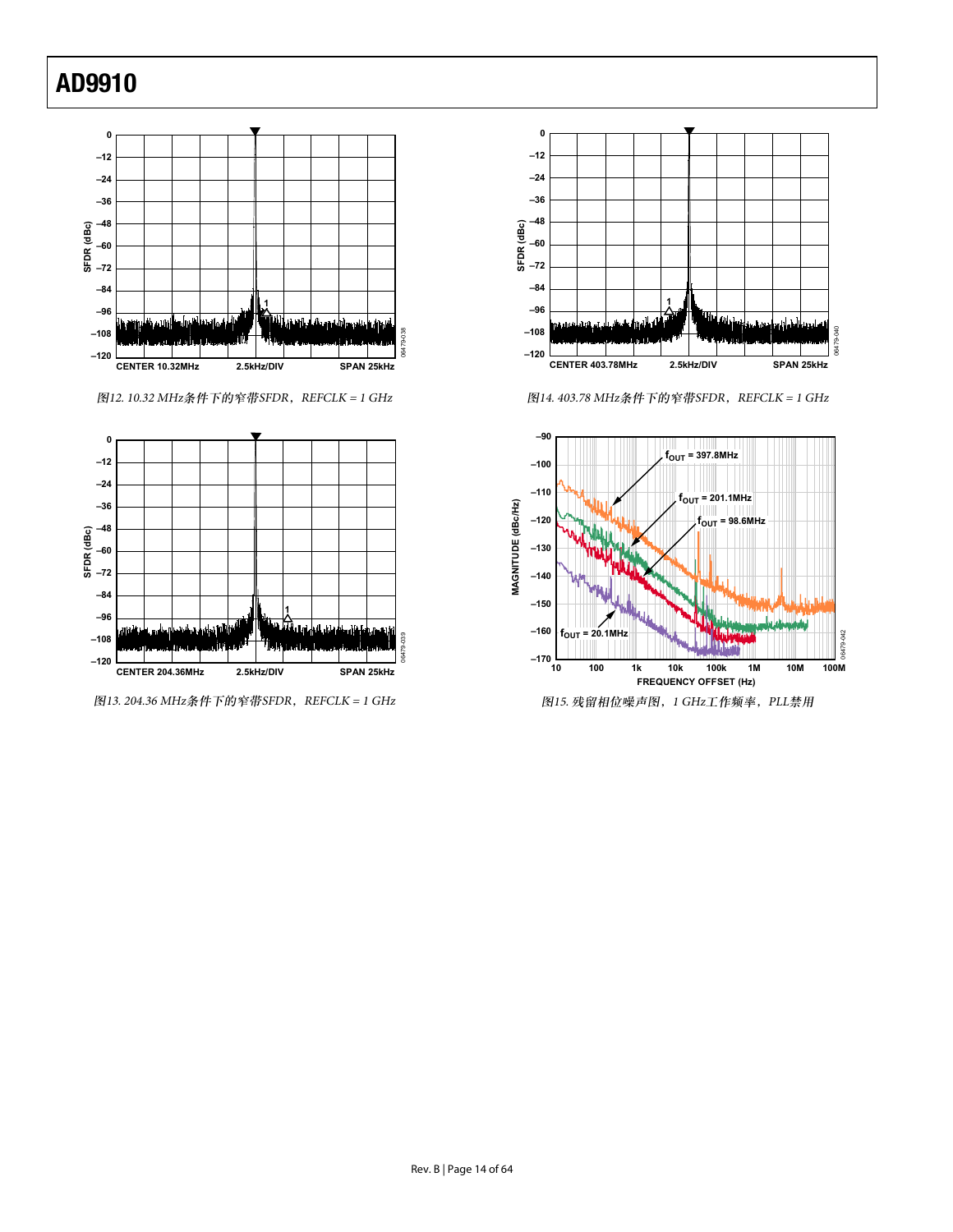图12. 10.32 MHz条件下的窄带SFDR，REFCLK = 1 GHz

图14. 403.78 MHz条件下的窄带SFDR，REFCLK = 1 GHz

图13. 204.36 MHz条件下的窄带SFDR，REFCLK = 1 GHz

图15. 残留相位噪声图，1 GHz工作频率，PLL禁用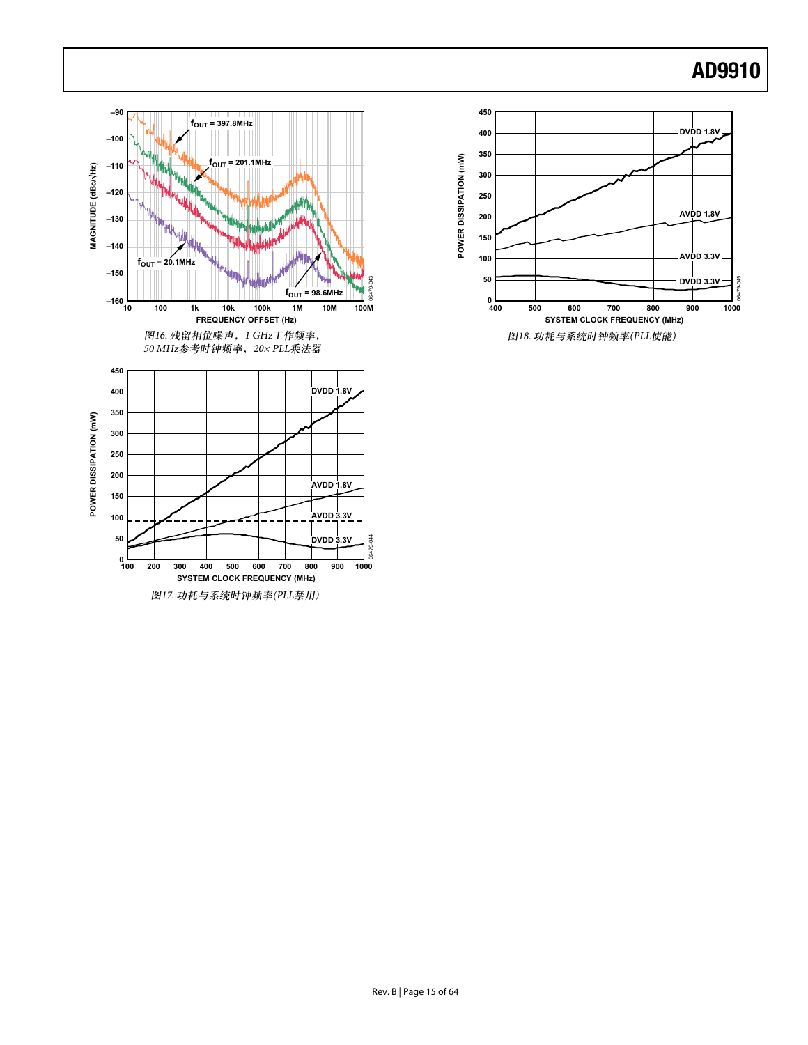图16. 残留相位噪声，1 GHz工作频率，50 MHz参考时钟频率，20× PLL乘法器

图17. 功耗与系统时钟频率(PLL禁用)

图18. 功耗与系统时钟频率(PLL使能)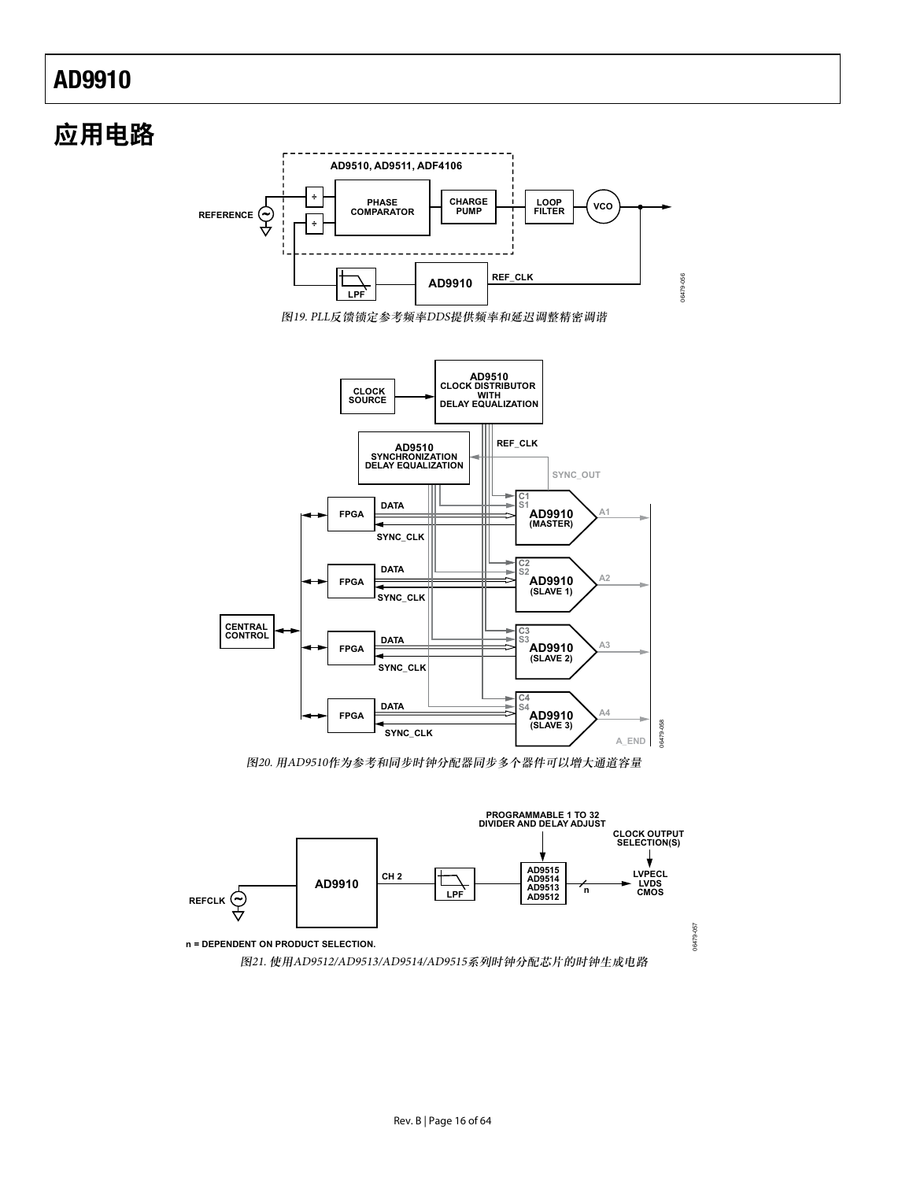## 应用电路

AD9510, AD9511, ADF4106

REFERENCE

PHASE COMPARATOR

CHARGE PUMP

LOOP FILTER

VCO

LPF

AD9910

REF_CLK

*图19. PLL反馈锁定参考频率DDS提供频率和延迟调整精密调谐*

CLOCK SOURCE

AD9510 CLOCK DISTRIBUTOR WITH DELAY EQUALIZATION

AD9510 SYNCHRONIZATION DELAY EQUALIZATION

REF_CLK

SYNC_OUT

CENTRAL CONTROL

FPGA

DATA

SYNC_CLK

AD9910 (MASTER)

AD9910 (SLAVE 1)

AD9910 (SLAVE 2)

AD9910 (SLAVE 3)

A1 A2 A3 A4 A_END

*图20. 用AD9510作为参考和同步时钟分配器同步多个器件可以增大通道容量*

PROGRAMMABLE 1 TO 32 DIVIDER AND DELAY ADJUST

CLOCK OUTPUT SELECTION(S)

REFCLK

AD9910

CH 2

LPF

AD9515 AD9514 AD9513 AD9512

LVPECL LVDS CMOS

n = DEPENDENT ON PRODUCT SELECTION.

*图21. 使用AD9512/AD9513/AD9514/AD9515系列时钟分配芯片的时钟生成电路*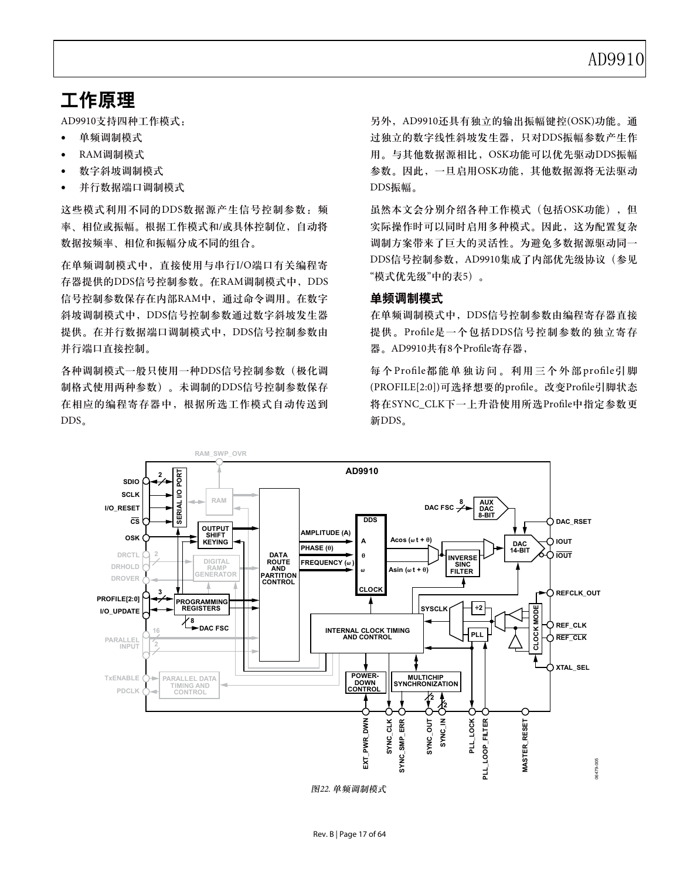# 工作原理

AD9910支持四种工作模式：

- 单频调制模式
- RAM调制模式
- 数字斜坡调制模式
- 并行数据端口调制模式

这些模式利用不同的DDS数据源产生信号控制参数：频率、相位或振幅。根据工作模式和/或具体控制位，自动将数据按频率、相位和振幅分成不同的组合。

在单频调制模式中，直接使用与串行I/O端口有关编程寄存器提供的DDS信号控制参数。在RAM调制模式中，DDS信号控制参数保存在内部RAM中，通过命令调用。在数字斜坡调制模式中，DDS信号控制参数通过数字斜坡发生器提供。在并行数据端口调制模式中，DDS信号控制参数由并行端口直接控制。

各种调制模式一般只使用一种DDS信号控制参数（极化调制格式使用两种参数）。未调制的DDS信号控制参数保存在相应的编程寄存器中，根据所选工作模式自动传送到DDS。

另外，AD9910还具有独立的输出振幅键控(OSK)功能。通过独立的数字线性斜坡发生器，只对DDS振幅参数产生作用。与其他数据源相比，OSK功能可以优先驱动DDS振幅参数。因此，一旦启用OSK功能，其他数据源将无法驱动DDS振幅。

虽然本文会分别介绍各种工作模式（包括OSK功能），但实际操作时可以同时启用多种模式。因此，这为配置复杂调制方案带来了巨大的灵活性。为避免多数据源驱动同一DDS信号控制参数，AD9910集成了内部优先级协议（参见"模式优先级"中的表5）。

## 单频调制模式

在单频调制模式中，DDS信号控制参数由编程寄存器直接提供。Profile是一个包括DDS信号控制参数的独立寄存器。AD9910共有8个Profile寄存器，

每个Profile都能单独访问。利用三个外部profile引脚(PROFILE[2:0])可选择想要的profile。改变Profile引脚状态将在SYNC_CLK下一上升沿使用所选Profile中指定参数更新DDS。

*图22. 单频调制模式*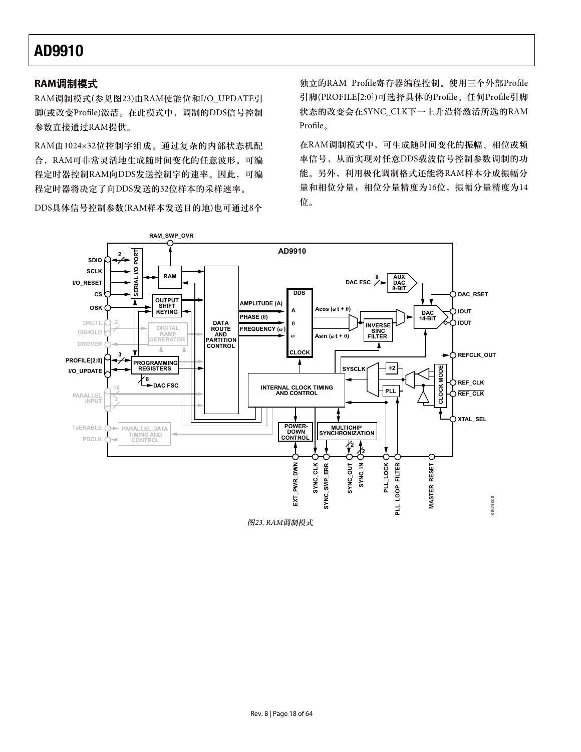## RAM调制模式

RAM调制模式(参见图23)由RAM使能位和I/O_UPDATE引脚(或改变Profile)激活。在此模式中，调制的DDS信号控制参数直接通过RAM提供。

RAM由1024×32位控制字组成。通过复杂的内部状态机配合，RAM可非常灵活地生成随时间变化的任意波形。可编程定时器控制RAM向DDS发送控制字的速率。因此，可编程定时器将决定了向DDS发送的32位样本的采样速率。

DDS具体信号控制参数(RAM样本发送目的地)也可通过8个独立的RAM Profile寄存器编程控制。使用三个外部Profile引脚(PROFILE[2:0])可选择具体的Profile。任何Profile引脚状态的改变会在SYNC_CLK下一上升沿将激活所选的RAM Profile。

在RAM调制模式中，可生成随时间变化的振幅、相位或频率信号，从而实现对任意DDS载波信号控制参数调制的功能。另外，利用极化调制格式还能将RAM样本分成振幅分量和相位分量；相位分量精度为16位，振幅分量精度为14位。

*图23. RAM调制模式*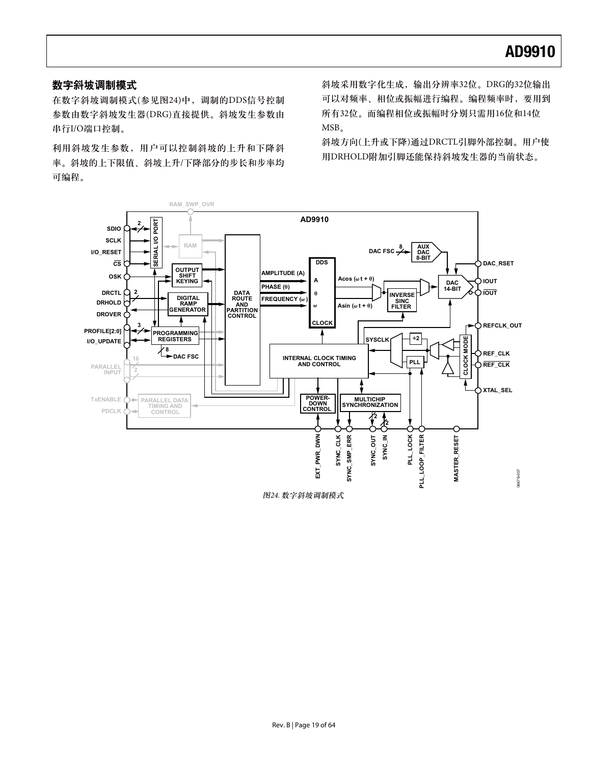## 数字斜坡调制模式

在数字斜坡调制模式(参见图24)中，调制的DDS信号控制参数由数字斜坡发生器(DRG)直接提供。斜坡发生参数由串行I/O端口控制。

利用斜坡发生参数，用户可以控制斜坡的上升和下降斜率。斜坡的上下限值、斜坡上升/下降部分的步长和步率均可编程。

斜坡采用数字化生成，输出分辨率32位。DRG的32位输出可以对频率、相位或振幅进行编程。编程频率时，要用到所有32位。而编程相位或振幅时分别只需用16位和14位MSB。

斜坡方向(上升或下降)通过DRCTL引脚外部控制。用户使用DRHOLD附加引脚还能保持斜坡发生器的当前状态。

*图24. 数字斜坡调制模式*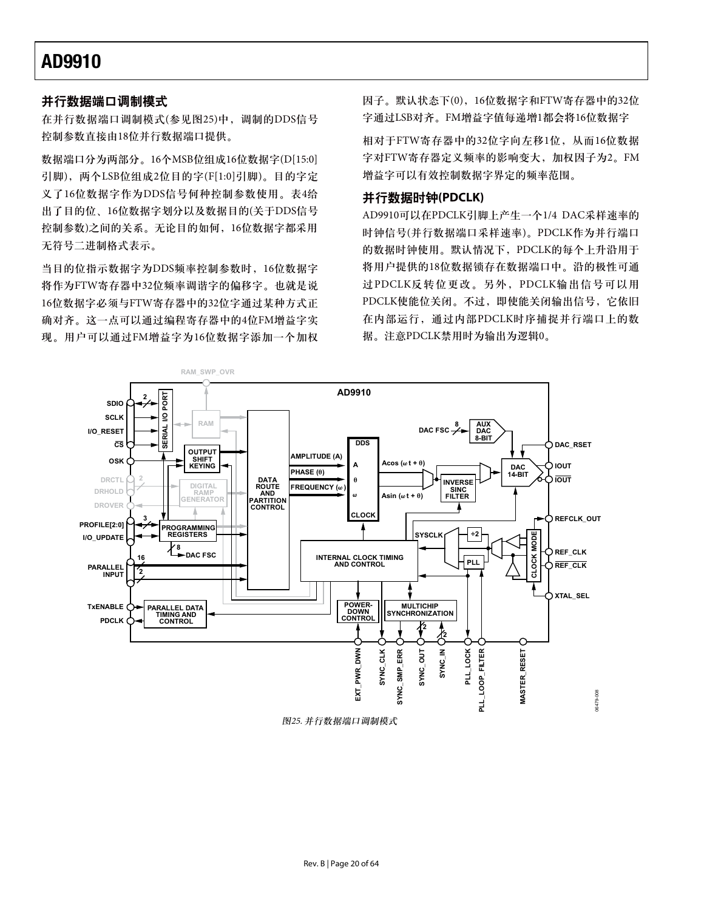## 并行数据端口调制模式

在并行数据端口调制模式(参见图25)中，调制的DDS信号控制参数直接由18位并行数据端口提供。

数据端口分为两部分。16个MSB位组成16位数据字(D[15:0]引脚)，两个LSB位组成2位目的字(F[1:0]引脚)。目的字定义了16位数据字作为DDS信号何种控制参数使用。表4给出了目的位、16位数据字划分以及数据目的(关于DDS信号控制参数)之间的关系。无论目的如何，16位数据字都采用无符号二进制格式表示。

当目的位指示数据字为DDS频率控制参数时，16位数据字将作为FTW寄存器中32位频率调谐字的偏移字。也就是说16位数据字必须与FTW寄存器中的32位字通过某种方式正确对齐。这一点可以通过编程寄存器中的4位FM增益字实现。用户可以通过FM增益字为16位数据字添加一个加权因子。默认状态下(0)，16位数据字和FTW寄存器中的32位字通过LSB对齐。FM增益字值每递增1都会将16位数据字

相对于FTW寄存器中的32位字向左移1位，从而16位数据字对FTW寄存器定义频率的影响变大，加权因子为2。FM增益字可以有效控制数据字界定的频率范围。

## 并行数据时钟(PDCLK)

AD9910可以在PDCLK引脚上产生一个1/4 DAC采样速率的时钟信号(并行数据端口采样速率)。PDCLK作为并行端口的数据时钟使用。默认情况下，PDCLK的每个上升沿用于将用户提供的18位数据锁存在数据端口中。沿的极性可通过PDCLK反转位更改。另外，PDCLK输出信号可以用PDCLK使能位关闭。不过，即使能关闭输出信号，它依旧在内部运行，通过内部PDCLK时序捕捉并行端口上的数据。注意PDCLK禁用时为输出为逻辑0。

图25. 并行数据端口调制模式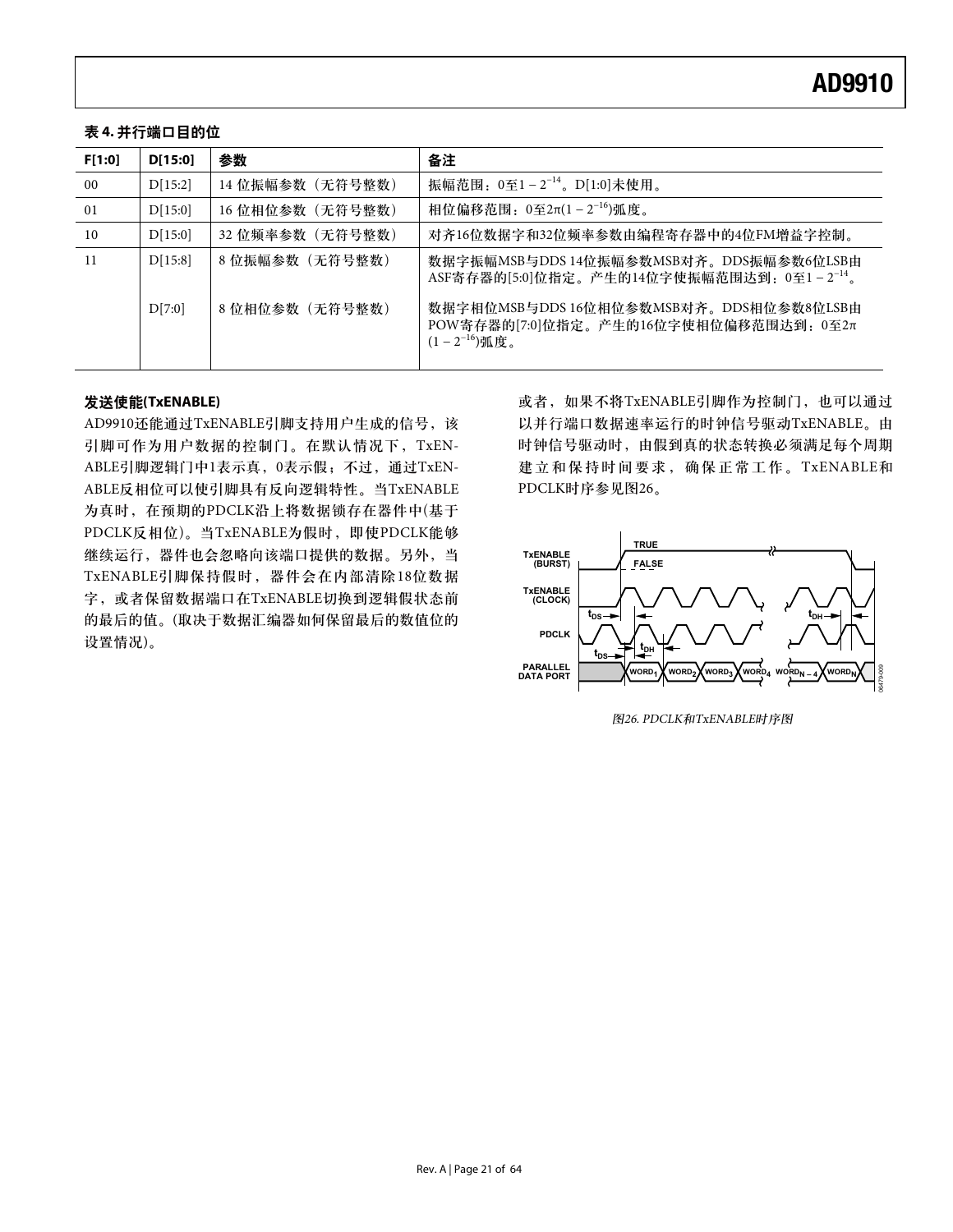**表 4. 并行端口目的位**

| F[1:0] | D[15:0] | 参数 | 备注 |
|---|---|---|---|
| 00 | D[15:2] | 14 位振幅参数（无符号整数） | 振幅范围：0至$1 - 2^{-14}$。D[1:0]未使用。 |
| 01 | D[15:0] | 16 位相位参数（无符号整数） | 相位偏移范围：0至$2\pi(1 - 2^{-16})$弧度。 |
| 10 | D[15:0] | 32 位频率参数（无符号整数） | 对齐16位数据字和32位频率参数由编程寄存器中的4位FM增益字控制。 |
| 11 | D[15:8] | 8 位振幅参数（无符号整数） | 数据字振幅MSB与DDS 14位振幅参数MSB对齐。DDS振幅参数6位LSB由ASF寄存器的[5:0]位指定。产生的14位字使振幅范围达到：0至$1 - 2^{-14}$。 |
| | D[7:0] | 8 位相位参数（无符号整数） | 数据字相位MSB与DDS 16位相位参数MSB对齐。DDS相位参数8位LSB由POW寄存器的[7:0]位指定。产生的16位字使相位偏移范围达到：0至$2\pi(1 - 2^{-16})$弧度。 |

### 发送使能(TxENABLE)

AD9910还能通过TxENABLE引脚支持用户生成的信号，该引脚可作为用户数据的控制门。在默认情况下，TxENABLE引脚逻辑门中1表示真，0表示假；不过，通过TxENABLE反相位可以使引脚具有反向逻辑特性。当TxENABLE为真时，在预期的PDCLK沿上将数据锁存在器件中(基于PDCLK反相位)。当TxENABLE为假时，即使PDCLK能够继续运行，器件也会忽略向该端口提供的数据。另外，当TxENABLE引脚保持假时，器件会在内部清除18位数据字，或者保留数据端口在TxENABLE切换到逻辑假状态前的最后的值。(取决于数据汇编器如何保留最后的数值位的设置情况)。

或者，如果不将TxENABLE引脚作为控制门，也可以通过以并行端口数据速率运行的时钟信号驱动TxENABLE。由时钟信号驱动时，由假到真的状态转换必须满足每个周期建立和保持时间要求，确保正常工作。TxENABLE和PDCLK时序参见图26。

*图26. PDCLK和TxENABLE时序图*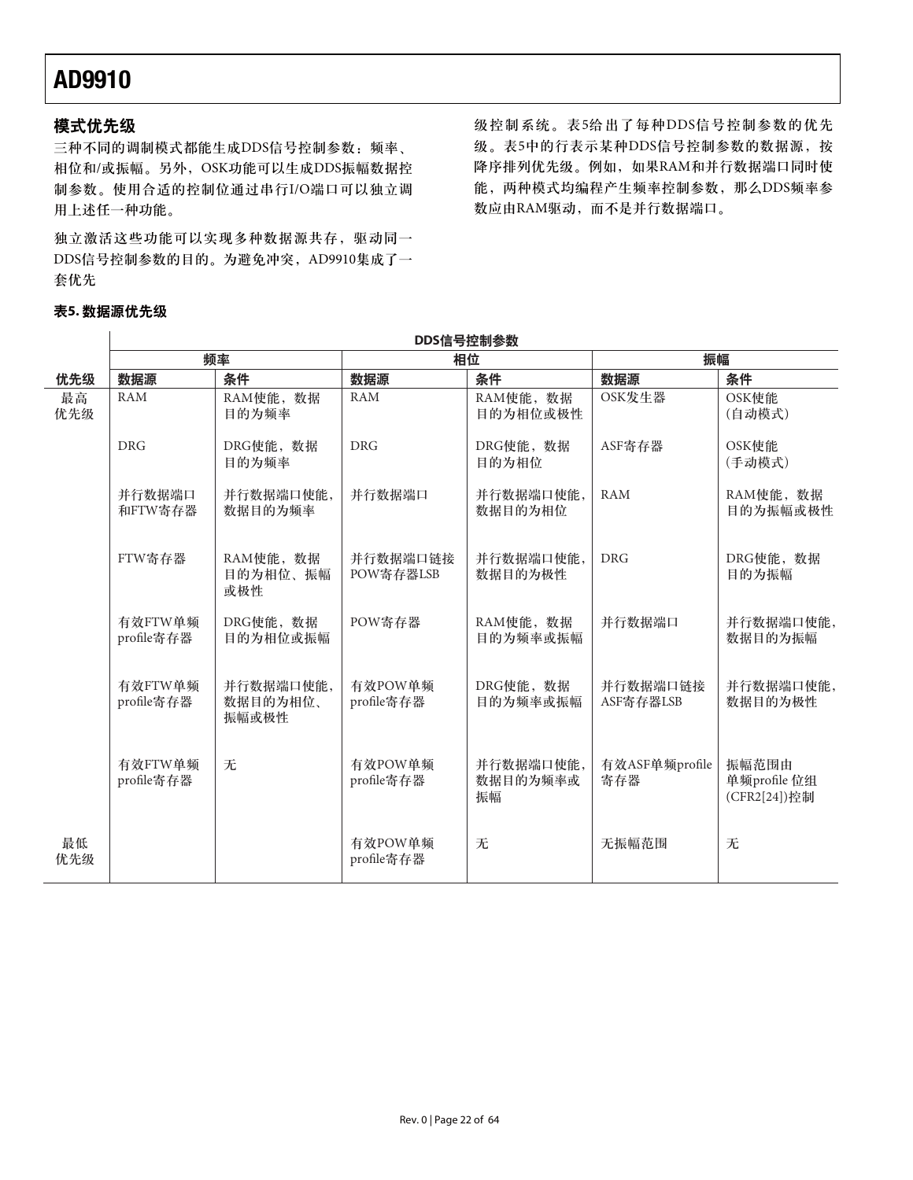## 模式优先级

三种不同的调制模式都能生成DDS信号控制参数：频率、相位和/或振幅。另外，OSK功能可以生成DDS振幅数据控制参数。使用合适的控制位通过串行I/O端口可以独立调用上述任一种功能。

独立激活这些功能可以实现多种数据源共存，驱动同一DDS信号控制参数的目的。为避免冲突，AD9910集成了一套优先级控制系统。表5给出了每种DDS信号控制参数的优先级。表5中的行表示某种DDS信号控制参数的数据源，按降序排列优先级。例如，如果RAM和并行数据端口同时使能，两种模式均编程产生频率控制参数，那么DDS频率参数应由RAM驱动，而不是并行数据端口。

**表5. 数据源优先级**

| | DDS信号控制参数 | | | | | |
|---|---|---|---|---|---|---|
| | 频率 | | 相位 | | 振幅 | |
| 优先级 | 数据源 | 条件 | 数据源 | 条件 | 数据源 | 条件 |
| 最高优先级 | RAM | RAM使能，数据目的为频率 | RAM | RAM使能，数据目的为相位或极性 | OSK发生器 | OSK使能(自动模式) |
| | DRG | DRG使能，数据目的为频率 | DRG | DRG使能，数据目的为相位 | ASF寄存器 | OSK使能(手动模式) |
| | 并行数据端口和FTW寄存器 | 并行数据端口使能，数据目的为频率 | 并行数据端口 | 并行数据端口使能，数据目的为相位 | RAM | RAM使能，数据目的为振幅或极性 |
| | FTW寄存器 | RAM使能，数据目的为相位、振幅或极性 | 并行数据端口链接POW寄存器LSB | 并行数据端口使能，数据目的为极性 | DRG | DRG使能，数据目的为振幅 |
| | 有效FTW单频profile寄存器 | DRG使能，数据目的为相位或振幅 | POW寄存器 | RAM使能，数据目的为频率或振幅 | 并行数据端口 | 并行数据端口使能，数据目的为振幅 |
| | 有效FTW单频profile寄存器 | 并行数据端口使能，数据目的为相位、振幅或极性 | 有效POW单频profile寄存器 | DRG使能，数据目的为频率或振幅 | 并行数据端口链接ASF寄存器LSB | 并行数据端口使能，数据目的为极性 |
| | 有效FTW单频profile寄存器 | 无 | 有效POW单频profile寄存器 | 并行数据端口使能，数据目的为频率或振幅 | 有效ASF单频profile寄存器 | 振幅范围由单频profile 位组(CFR2[24])控制 |
| 最低优先级 | | | 有效POW单频profile寄存器 | 无 | 无振幅范围 | 无 |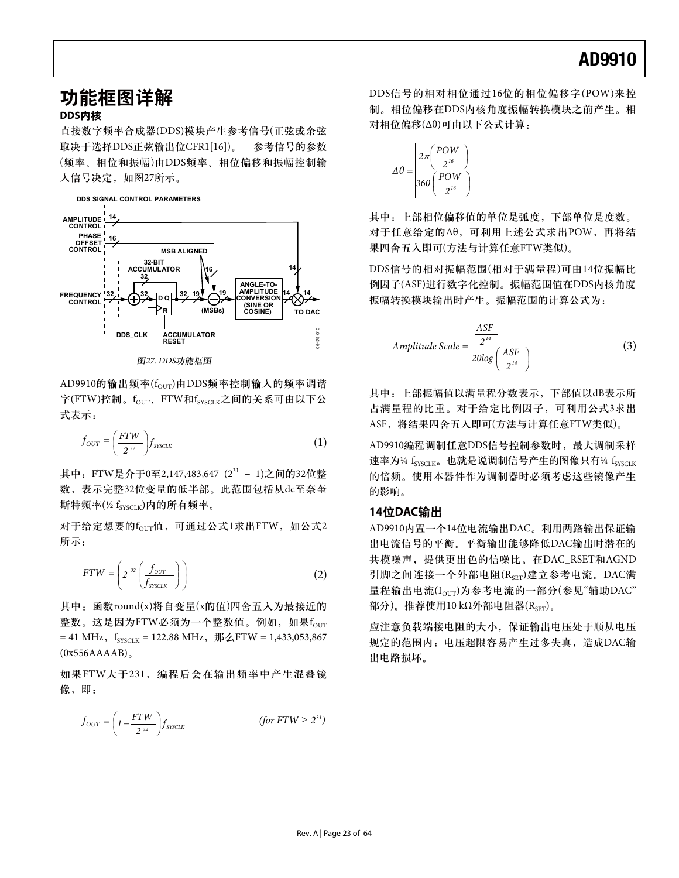## 功能框图详解

### DDS内核

直接数字频率合成器(DDS)模块产生参考信号(正弦或余弦取决于选择DDS正弦输出位CFR1[16])。 参考信号的参数(频率、相位和振幅)由DDS频率、相位偏移和振幅控制输入信号决定，如图27所示。

图27. DDS功能框图

AD9910的输出频率($f_{OUT}$)由DDS频率控制输入的频率调谐字(FTW)控制。$f_{OUT}$、FTW和$f_{SYSCLK}$之间的关系可由以下公式表示：

$$f_{OUT} = \left(\frac{FTW}{2^{32}}\right) f_{SYSCLK} \tag{1}$$

其中：FTW是介于0至2,147,483,647 ($2^{31}$ – 1)之间的32位整数，表示完整32位变量的低半部。此范围包括从dc至奈奎斯特频率(½ $f_{SYSCLK}$)内的所有频率。

对于给定想要的$f_{OUT}$值，可通过公式1求出FTW，如公式2所示：

$$FTW = \left(2^{32}\left(\frac{f_{OUT}}{f_{SYSCLK}}\right)\right) \tag{2}$$

其中：函数round(x)将自变量(x的值)四舍五入为最接近的整数。这是因为FTW必须为一个整数值。例如，如果$f_{OUT}$ = 41 MHz，$f_{SYSCLK}$ = 122.88 MHz，那么FTW = 1,433,053,867 (0x556AAAAB)。

如果FTW大于231，编程后会在输出频率中产生混叠镜像，即：

$$f_{OUT} = \left(1 - \frac{FTW}{2^{32}}\right) f_{SYSCLK} \qquad (for\ FTW \geq 2^{31})$$

DDS信号的相对相位通过16位的相位偏移字(POW)来控制。相位偏移在DDS内核角度振幅转换模块之前产生。相对相位偏移(Δθ)可由以下公式计算：

$$\Delta\theta = \begin{vmatrix} 2\pi\left(\frac{POW}{2^{16}}\right) \\ 360\left(\frac{POW}{2^{16}}\right) \end{vmatrix}$$

其中：上部相位偏移值的单位是弧度，下部单位是度数。对于任意给定的Δθ，可利用上述公式求出POW，再将结果四舍五入即可(方法与计算任意FTW类似)。

DDS信号的相对振幅范围(相对于满量程)可由14位振幅比例因子(ASF)进行数字化控制。振幅范围值在DDS内核角度振幅转换模块输出时产生。振幅范围的计算公式为：

$$Amplitude\ Scale = \begin{vmatrix} \frac{ASF}{2^{14}} \\ 20log\left(\frac{ASF}{2^{14}}\right) \end{vmatrix} \tag{3}$$

其中：上部振幅值以满量程分数表示，下部值以dB表示所占满量程的比重。对于给定比例因子，可利用公式3求出ASF，将结果四舍五入即可(方法与计算任意FTW类似)。

AD9910编程调制任意DDS信号控制参数时，最大调制采样速率为¼ $f_{SYSCLK}$。也就是说调制信号产生的图像只有¼ $f_{SYSCLK}$的倍频。使用本器件作为调制器时必须考虑这些镜像产生的影响。

### 14位DAC输出

AD9910内置一个14位电流输出DAC。利用两路输出保证输出电流信号的平衡。平衡输出能够降低DAC输出时潜在的共模噪声，提供更出色的信噪比。在DAC_RSET和AGND引脚之间连接一个外部电阻($R_{SET}$)建立参考电流。DAC满量程输出电流($I_{OUT}$)为参考电流的一部分(参见"辅助DAC"部分)。推荐使用10 kΩ外部电阻器($R_{SET}$)。

应注意负载端接电阻的大小，保证输出电压处于顺从电压规定的范围内；电压超限容易产生过多失真，造成DAC输出电路损坏。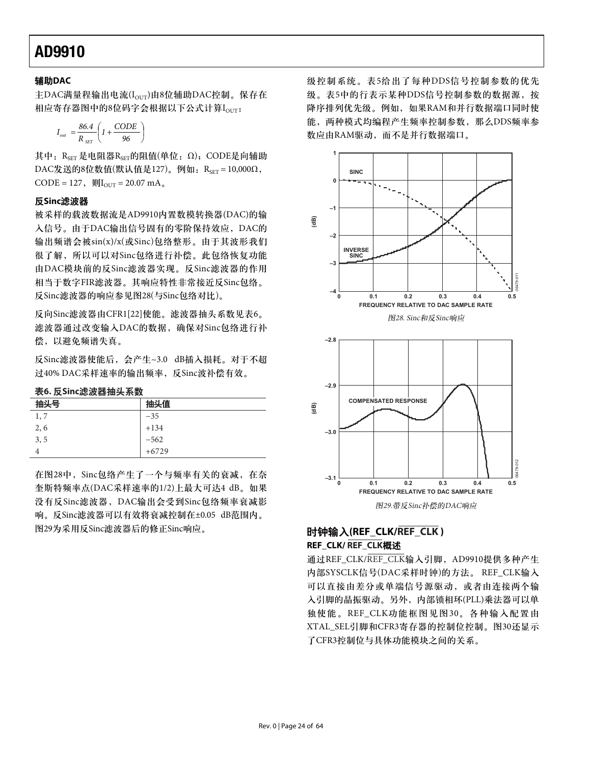### 辅助DAC

主DAC满量程输出电流($I_{OUT}$)由8位辅助DAC控制。保存在相应寄存器图中的8位码字会根据以下公式计算$I_{OUT}$：

$$I_{out} = \frac{86.4}{R_{SET}}\left(1 + \frac{CODE}{96}\right)$$

其中：$R_{SET}$是电阻器$R_{SET}$的阻值(单位：Ω)；CODE是向辅助DAC发送的8位数值(默认值是127)。例如：$R_{SET}$ = 10,000Ω，CODE = 127，则$I_{OUT}$ = 20.07 mA。

### 反Sinc滤波器

被采样的载波数据流是AD9910内置数模转换器(DAC)的输入信号。由于DAC输出信号固有的零阶保持效应，DAC的输出频谱会被sin(x)/x(或Sinc)包络整形。由于其波形我们很了解，所以可以对Sinc包络进行补偿。此包络恢复功能由DAC模块前的反Sinc滤波器实现。反Sinc滤波器的作用相当于数字FIR滤波器。其响应特性非常接近反Sinc包络。反Sinc滤波器的响应参见图28(与Sinc包络对比)。

反向Sinc滤波器由CFR1[22]使能。滤波器抽头系数见表6。滤波器通过改变输入DAC的数据，确保对Sinc包络进行补偿，以避免频谱失真。

反Sinc滤波器使能后，会产生~3.0 dB插入损耗。对于不超过40% DAC采样速率的输出频率，反Sinc波补偿有效。

**表6. 反Sinc滤波器抽头系数**

| 抽头号 | 抽头值 |
|---|---|
| 1, 7 | −35 |
| 2, 6 | +134 |
| 3, 5 | −562 |
| 4 | +6729 |

在图28中，Sinc包络产生了一个与频率有关的衰减，在奈奎斯特频率点(DAC采样速率的1/2)上最大可达4 dB。如果没有反Sinc滤波器，DAC输出会受到Sinc包络频率衰减影响。反Sinc滤波器可以有效将衰减控制在±0.05 dB范围内。图29为采用反Sinc滤波器后的修正Sinc响应。

级控制系统。表5给出了每种DDS信号控制参数的优先级。表5中的行表示某种DDS信号控制参数的数据源，按降序排列优先级。例如，如果RAM和并行数据端口同时使能，两种模式均编程产生频率控制参数，那么DDS频率参数应由RAM驱动，而不是并行数据端口。

图28. Sinc和反Sinc响应

图29.带反Sinc补偿的DAC响应

## 时钟输入(REF_CLK/$\overline{\text{REF\_CLK}}$)

### REF_CLK/$\overline{\text{REF\_CLK}}$概述

通过REF_CLK/$\overline{\text{REF\_CLK}}$输入引脚，AD9910提供多种产生内部SYSCLK信号(DAC采样时钟)的方法。REF_CLK输入可以直接由差分或单端信号源驱动，或者由连接两个输入引脚的晶振驱动。另外，内部锁相环(PLL)乘法器可以单独使能。REF_CLK功能框图见图30。各种输入配置由XTAL_SEL引脚和CFR3寄存器的控制位控制。图30还显示了CFR3控制位与具体功能模块之间的关系。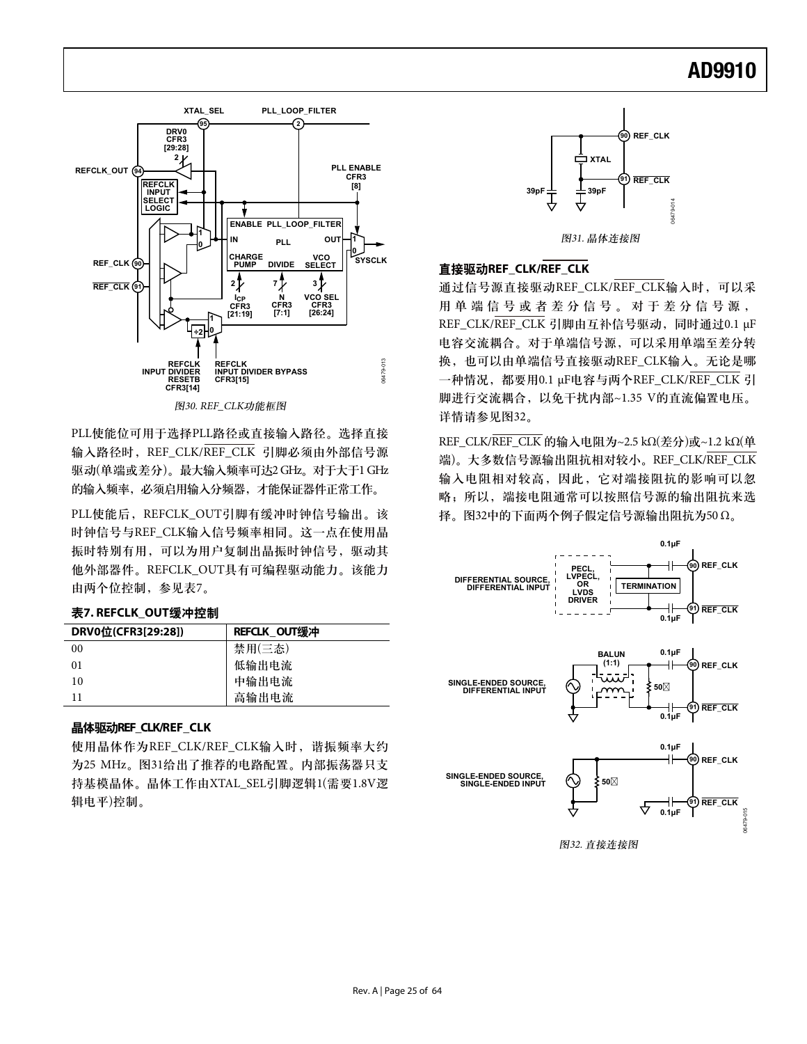*图30. REF_CLK功能框图*

PLL使能位可用于选择PLL路径或直接输入路径。选择直接输入路径时，REF_CLK/$\overline{\text{REF\_CLK}}$ 引脚必须由外部信号源驱动(单端或差分)。最大输入频率可达2 GHz。对于大于1 GHz的输入频率，必须启用输入分频器，才能保证器件正常工作。

PLL使能后，REFCLK_OUT引脚有缓冲时钟信号输出。该时钟信号与REF_CLK输入信号频率相同。这一点在使用晶振时特别有用，可以为用户复制出晶振时钟信号，驱动其他外部器件。REFCLK_OUT具有可编程驱动能力。该能力由两个位控制，参见表7。

**表7. REFCLK_OUT缓冲控制**

| DRV0位(CFR3[29:28]) | REFCLK_OUT缓冲 |
|---|---|
| 00 | 禁用(三态) |
| 01 | 低输出电流 |
| 10 | 中输出电流 |
| 11 | 高输出电流 |

### 晶体驱动REF_CLK/REF_CLK

使用晶体作为REF_CLK/REF_CLK输入时，谐振频率大约为25 MHz。图31给出了推荐的电路配置。内部振荡器只支持基模晶体。晶体工作由XTAL_SEL引脚逻辑1(需要1.8V逻辑电平)控制。

*图31. 晶体连接图*

### 直接驱动REF_CLK/$\overline{\text{REF\_CLK}}$

通过信号源直接驱动REF_CLK/$\overline{\text{REF\_CLK}}$输入时，可以采用单端信号或者差分信号。对于差分信号源，REF_CLK/$\overline{\text{REF\_CLK}}$ 引脚由互补信号驱动，同时通过0.1 μF电容交流耦合。对于单端信号源，可以采用单端至差分转换，也可以由单端信号直接驱动REF_CLK输入。无论是哪一种情况，都要用0.1 μF电容与两个REF_CLK/$\overline{\text{REF\_CLK}}$ 引脚进行交流耦合，以免干扰内部~1.35 V的直流偏置电压。详情请参见图32。

REF_CLK/$\overline{\text{REF\_CLK}}$ 的输入电阻为~2.5 kΩ(差分)或~1.2 kΩ(单端)。大多数信号源输出阻抗相对较小。REF_CLK/$\overline{\text{REF\_CLK}}$ 输入电阻相对较高，因此，它对端接阻抗的影响可以忽略；所以，端接电阻通常可以按照信号源的输出阻抗来选择。图32中的下面两个例子假定信号源输出阻抗为50 Ω。

*图32. 直接连接图*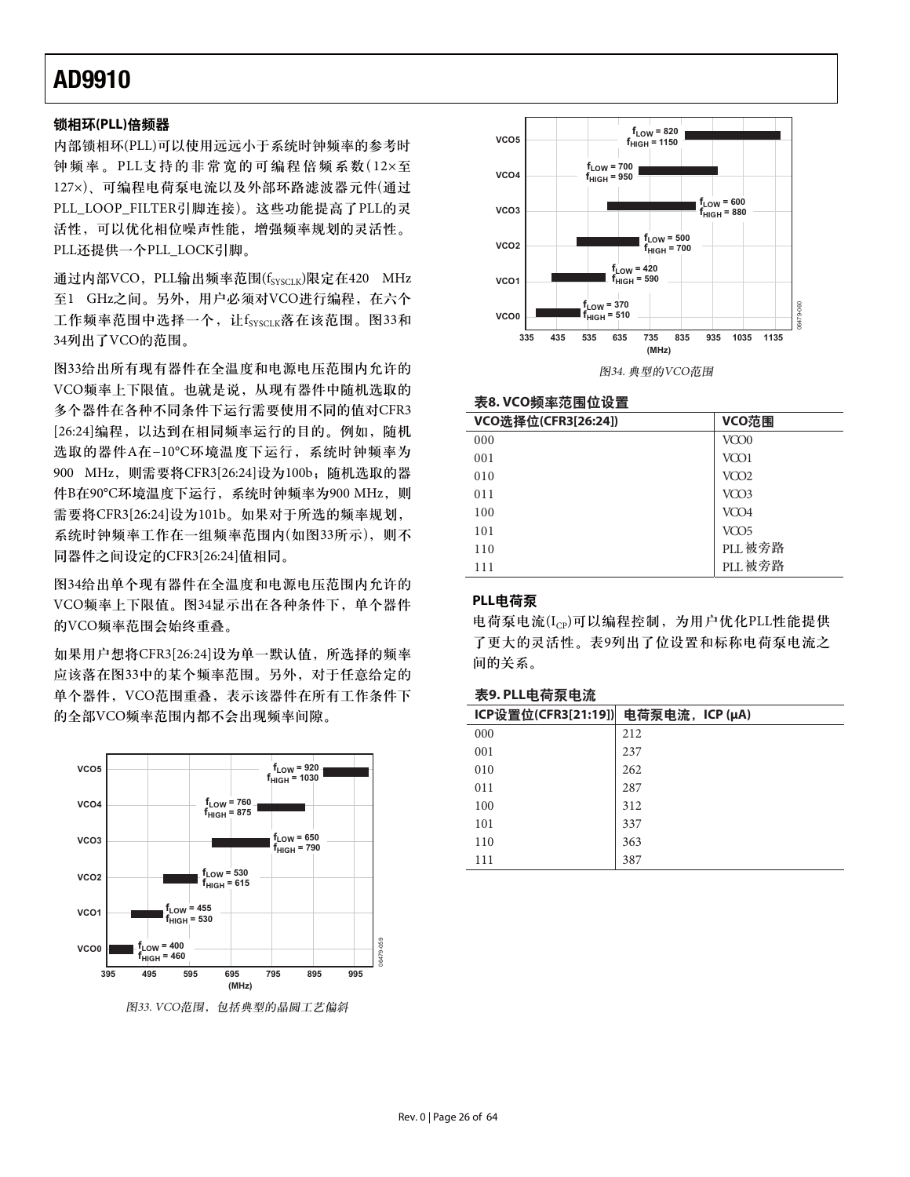## 锁相环(PLL)倍频器

内部锁相环(PLL)可以使用远远小于系统时钟频率的参考时钟频率。PLL支持的非常宽的可编程倍频系数(12×至127×)、可编程电荷泵电流以及外部环路滤波器元件(通过PLL_LOOP_FILTER引脚连接)。这些功能提高了PLL的灵活性，可以优化相位噪声性能，增强频率规划的灵活性。PLL还提供一个PLL_LOCK引脚。

通过内部VCO，PLL输出频率范围($f_{SYSCLK}$)限定在420 MHz至1 GHz之间。另外，用户必须对VCO进行编程，在六个工作频率范围中选择一个，让$f_{SYSCLK}$落在该范围。图33和34列出了VCO的范围。

图33给出所有现有器件在全温度和电源电压范围内允许的VCO频率上下限值。也就是说，从现有器件中随机选取的多个器件在各种不同条件下运行需要使用不同的值对CFR3[26:24]编程，以达到在相同频率运行的目的。例如，随机选取的器件A在−10°C环境温度下运行，系统时钟频率为900 MHz，则需要将CFR3[26:24]设为100b；随机选取的器件B在90°C环境温度下运行，系统时钟频率为900 MHz，则需要将CFR3[26:24]设为101b。如果对于所选的频率规划，系统时钟频率工作在一组频率范围内(如图33所示)，则不同器件之间设定的CFR3[26:24]值相同。

图34给出单个现有器件在全温度和电源电压范围内允许的VCO频率上下限值。图34显示出在各种条件下，单个器件的VCO频率范围会始终重叠。

如果用户想将CFR3[26:24]设为单一默认值，所选择的频率应该落在图33中的某个频率范围。另外，对于任意给定的单个器件，VCO范围重叠，表示该器件在所有工作条件下的全部VCO频率范围内都不会出现频率间隙。

| | $f_{LOW}$ (MHz) | $f_{HIGH}$ (MHz) |
|---|---|---|
| VCO5 | 920 | 1030 |
| VCO4 | 760 | 875 |
| VCO3 | 650 | 790 |
| VCO2 | 530 | 615 |
| VCO1 | 455 | 530 |
| VCO0 | 400 | 460 |

图33. VCO范围，包括典型的晶圆工艺偏斜

| | $f_{LOW}$ (MHz) | $f_{HIGH}$ (MHz) |
|---|---|---|
| VCO5 | 820 | 1150 |
| VCO4 | 700 | 950 |
| VCO3 | 600 | 880 |
| VCO2 | 500 | 700 |
| VCO1 | 420 | 590 |
| VCO0 | 370 | 510 |

图34. 典型的VCO范围

**表8. VCO频率范围位设置**

| VCO选择位(CFR3[26:24]) | VCO范围 |
|---|---|
| 000 | VCO0 |
| 001 | VCO1 |
| 010 | VCO2 |
| 011 | VCO3 |
| 100 | VCO4 |
| 101 | VCO5 |
| 110 | PLL 被旁路 |
| 111 | PLL 被旁路 |

## PLL电荷泵

电荷泵电流($I_{CP}$)可以编程控制，为用户优化PLL性能提供了更大的灵活性。表9列出了位设置和标称电荷泵电流之间的关系。

**表9. PLL电荷泵电流**

| ICP设置位(CFR3[21:19]) | 电荷泵电流，ICP (μA) |
|---|---|
| 000 | 212 |
| 001 | 237 |
| 010 | 262 |
| 011 | 287 |
| 100 | 312 |
| 101 | 337 |
| 110 | 363 |
| 111 | 387 |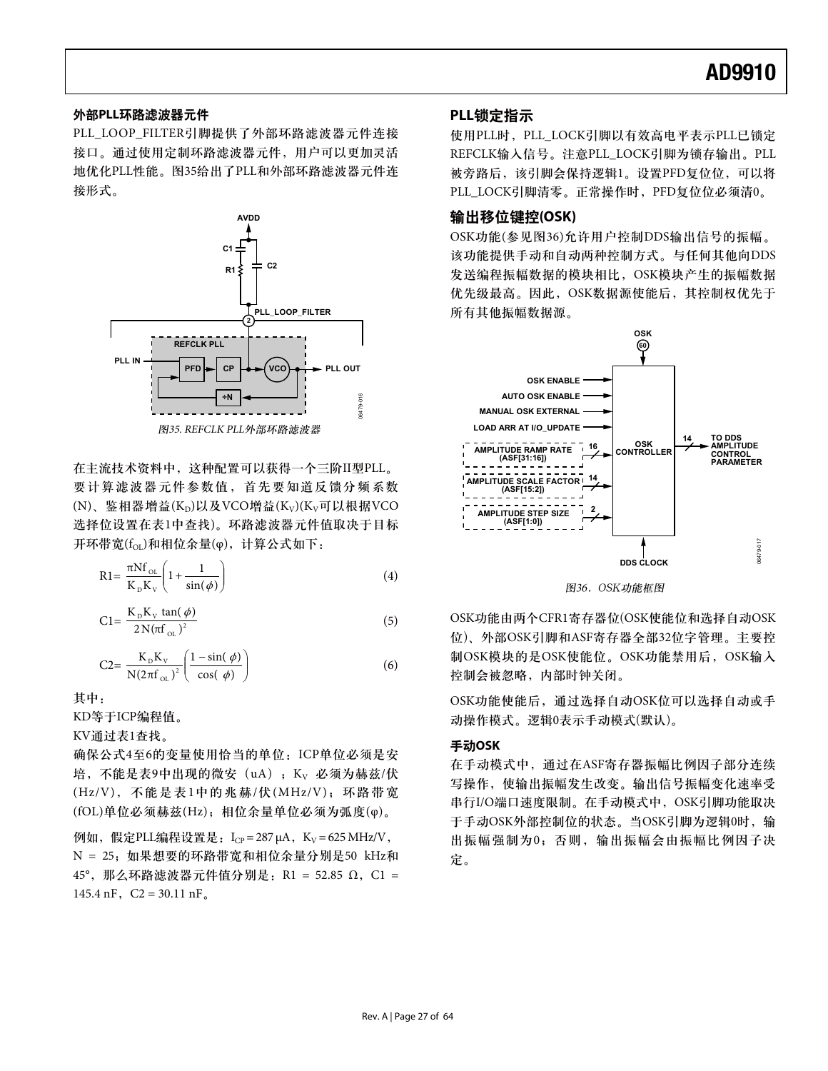### 外部PLL环路滤波器元件

PLL_LOOP_FILTER引脚提供了外部环路滤波器元件连接接口。通过使用定制环路滤波器元件，用户可以更加灵活地优化PLL性能。图35给出了PLL和外部环路滤波器元件连接形式。

图35. REFCLK PLL外部环路滤波器

在主流技术资料中，这种配置可以获得一个三阶II型PLL。要计算滤波器元件参数值，首先要知道反馈分频系数(N)、鉴相器增益($K_D$)以及VCO增益($K_V$)($K_V$可以根据VCO选择位设置在表1中查找)。环路滤波器元件值取决于目标开环带宽($f_{OL}$)和相位余量(φ)，计算公式如下：

$$R1 = \frac{\pi N f_{OL}}{K_D K_V}\left(1 + \frac{1}{\sin(\phi)}\right) \tag{4}$$

$$C1 = \frac{K_D K_V \tan(\phi)}{2N(\pi f_{OL})^2} \tag{5}$$

$$C2 = \frac{K_D K_V}{N(2\pi f_{OL})^2}\left(\frac{1 - \sin(\phi)}{\cos(\phi)}\right) \tag{6}$$

其中：

KD等于ICP编程值。

KV通过表1查找。

确保公式4至6的变量使用恰当的单位：ICP单位必须是安培，不能是表9中出现的微安（uA）；$K_V$ 必须为赫兹/伏(Hz/V)，不能是表1中的兆赫/伏(MHz/V)；环路带宽(fOL)单位必须赫兹(Hz)；相位余量单位必须为弧度(φ)。

例如，假定PLL编程设置是：$I_{CP}$ = 287 μA，$K_V$ = 625 MHz/V，N = 25；如果想要的环路带宽和相位余量分别是50 kHz和45°，那么环路滤波器元件值分别是：R1 = 52.85 Ω，C1 = 145.4 nF，C2 = 30.11 nF。

## PLL锁定指示

使用PLL时，PLL_LOCK引脚以有效高电平表示PLL已锁定REFCLK输入信号。注意PLL_LOCK引脚为锁存输出。PLL被旁路后，该引脚会保持逻辑1。设置PFD复位位，可以将PLL_LOCK引脚清零。正常操作时，PFD复位位必须清0。

## 输出移位键控(OSK)

OSK功能(参见图36)允许用户控制DDS输出信号的振幅。该功能提供手动和自动两种控制方式。与任何其他向DDS发送编程振幅数据的模块相比，OSK模块产生的振幅数据优先级最高。因此，OSK数据源使能后，其控制权优先于所有其他振幅数据源。

图36．OSK功能框图

OSK功能由两个CFR1寄存器位(OSK使能位和选择自动OSK位)、外部OSK引脚和ASF寄存器全部32位字管理。主要控制OSK模块的是OSK使能位。OSK功能禁用后，OSK输入控制会被忽略，内部时钟关闭。

OSK功能使能后，通过选择自动OSK位可以选择自动或手动操作模式。逻辑0表示手动模式(默认)。

### 手动OSK

在手动模式中，通过在ASF寄存器振幅比例因子部分连续写操作，使输出振幅发生改变。输出信号振幅变化速率受串行I/O端口速度限制。在手动模式中，OSK引脚功能取决于手动OSK外部控制位的状态。当OSK引脚为逻辑0时，输出振幅强制为0；否则，输出振幅会由振幅比例因子决定。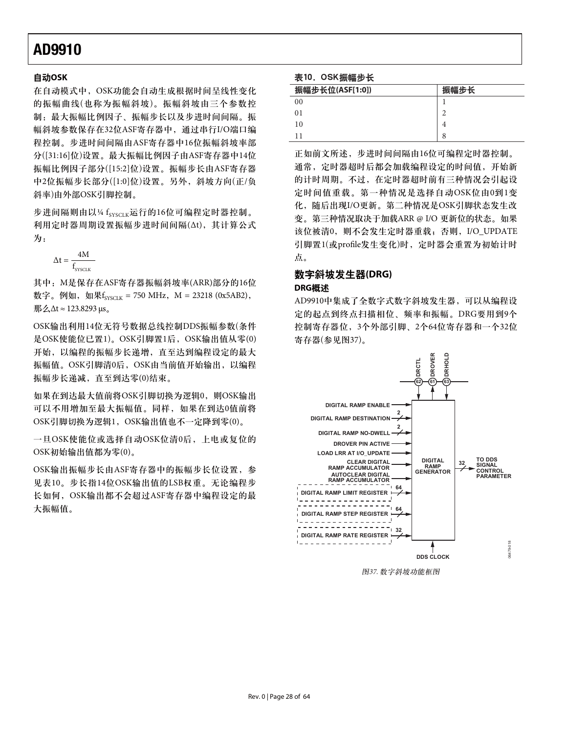### 自动OSK

在自动模式中，OSK功能会自动生成根据时间呈线性变化的振幅曲线(也称为振幅斜坡)。振幅斜坡由三个参数控制：最大振幅比例因子、振幅步长以及步进时间间隔。振幅斜坡参数保存在32位ASF寄存器中，通过串行I/O端口编程控制。步进时间间隔由ASF寄存器中16位振幅斜坡率部分([31:16]位)设置。最大振幅比例因子由ASF寄存器中14位振幅比例因子部分([15:2]位)设置。振幅步长由ASF寄存器中2位振幅步长部分([1:0]位)设置。另外，斜坡方向(正/负斜率)由外部OSK引脚控制。

步进间隔则由以¼ $f_{SYSCLK}$运行的16位可编程定时器控制。利用定时器周期设置振幅步进时间间隔(Δt)，其计算公式为：

$$\Delta t = \frac{4M}{f_{SYSCLK}}$$

其中：M是保存在ASF寄存器振幅斜坡率(ARR)部分的16位数字。例如，如果$f_{SYSCLK}$ = 750 MHz，M = 23218 (0x5AB2)，那么Δt ≈ 123.8293 μs。

OSK输出利用14位无符号数据总线控制DDS振幅参数(条件是OSK使能位已置1)。OSK引脚置1后，OSK输出值从零(0)开始，以编程的振幅步长递增，直至达到编程设定的最大振幅值。OSK引脚清0后，OSK由当前值开始输出，以编程振幅步长递减，直至到达零(0)结束。

如果在到达最大值前将OSK引脚切换为逻辑0，则OSK输出可以不用增加至最大振幅值。同样，如果在到达0值前将OSK引脚切换为逻辑1，OSK输出值也不一定降到零(0)。

一旦OSK使能位或选择自动OSK位清0后，上电或复位的OSK初始输出值都为零(0)。

OSK输出振幅步长由ASF寄存器中的振幅步长位设置，参见表10。步长指14位OSK输出值的LSB权重。无论编程步长如何，OSK输出都不会超过ASF寄存器中编程设定的最大振幅值。

**表10．OSK振幅步长**

| 振幅步长位(ASF[1:0]) | 振幅步长 |
|---|---|
| 00 | 1 |
| 01 | 2 |
| 10 | 4 |
| 11 | 8 |

正如前文所述，步进时间间隔由16位可编程定时器控制。通常，定时器超时后都会加载编程设定的时间值，开始新的计时周期。不过，在定时器超时前有三种情况会引起设定时间值重载。第一种情况是选择自动OSK位由0到1变化，随后出现I/O更新。第二种情况是OSK引脚状态发生改变。第三种情况取决于加载ARR @ I/O 更新位的状态。如果该位被清0，则不会发生定时器重载；否则，I/O_UPDATE引脚置1(或profile发生变化)时，定时器会重置为初始计时点。

## 数字斜坡发生器(DRG)

### DRG概述

AD9910中集成了全数字式数字斜坡发生器，可以从编程设定的起点到终点扫描相位、频率和振幅。DRG要用到9个控制寄存器位，3个外部引脚、2个64位寄存器和一个32位寄存器(参见图37)。

DRCTL 62, DROVER 61, DRHOLD 63; DIGITAL RAMP ENABLE; DIGITAL RAMP DESTINATION (2); DIGITAL RAMP NO-DWELL (2); DROVER PIN ACTIVE; LOAD LRR AT I/O_UPDATE; CLEAR DIGITAL RAMP ACCUMULATOR; AUTOCLEAR DIGITAL RAMP ACCUMULATOR; DIGITAL RAMP LIMIT REGISTER (64); DIGITAL RAMP STEP REGISTER (64); DIGITAL RAMP RATE REGISTER (32); DIGITAL RAMP GENERATOR; 32 TO DDS SIGNAL CONTROL PARAMETER; DDS CLOCK

*图37. 数字斜坡功能框图*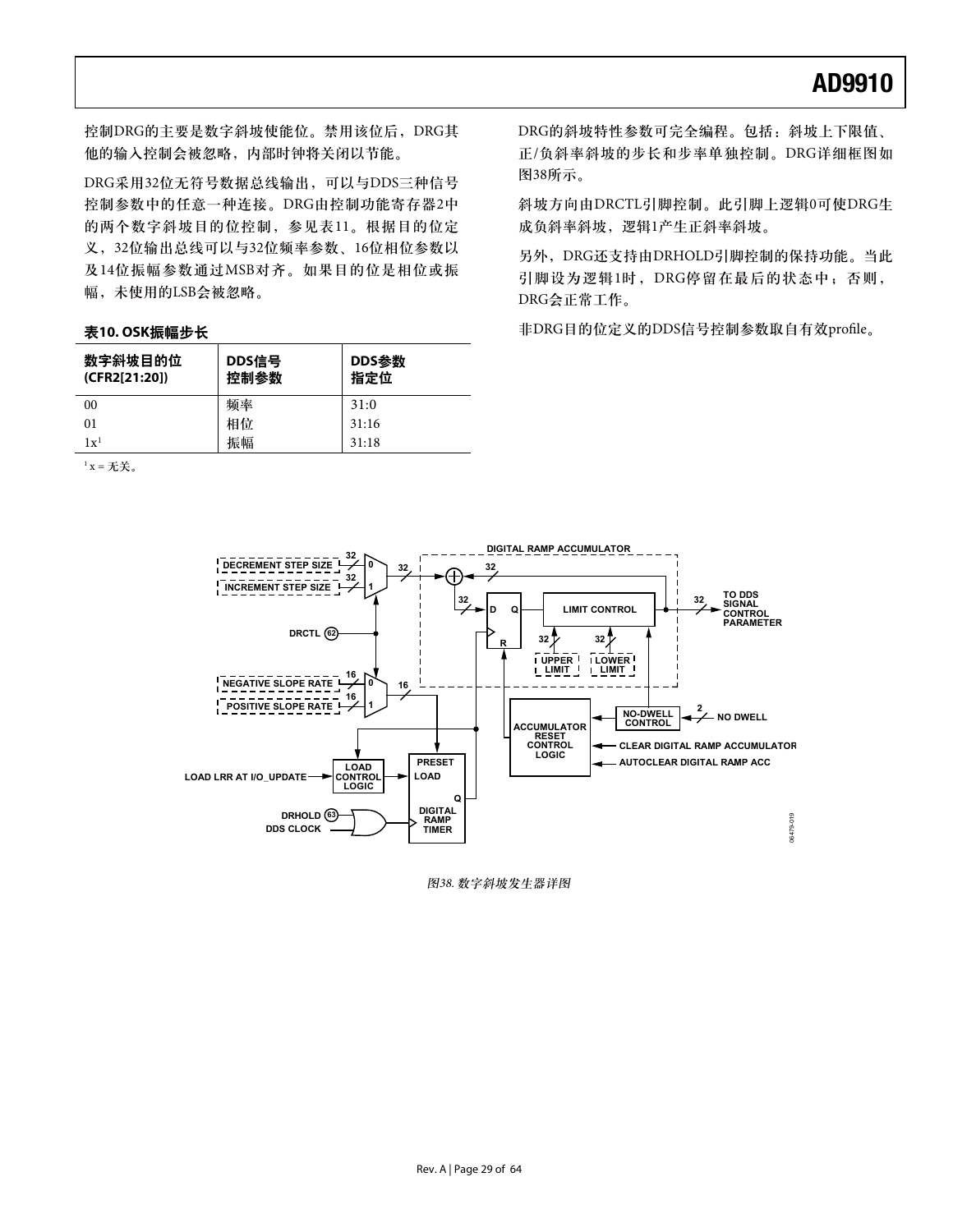控制DRG的主要是数字斜坡使能位。禁用该位后，DRG其他的输入控制会被忽略，内部时钟将关闭以节能。

DRG采用32位无符号数据总线输出，可以与DDS三种信号控制参数中的任意一种连接。DRG由控制功能寄存器2中的两个数字斜坡目的位控制，参见表11。根据目的位定义，32位输出总线可以与32位频率参数、16位相位参数以及14位振幅参数通过MSB对齐。如果目的位是相位或振幅，未使用的LSB会被忽略。

**表10. OSK振幅步长**

| 数字斜坡目的位 (CFR2[21:20]) | DDS信号控制参数 | DDS参数指定位 |
|---|---|---|
| 00 | 频率 | 31:0 |
| 01 | 相位 | 31:16 |
| 1x[1] | 振幅 | 31:18 |

[1] x = 无关。

DRG的斜坡特性参数可完全编程。包括：斜坡上下限值、正/负斜率斜坡的步长和步率单独控制。DRG详细框图如图38所示。

斜坡方向由DRCTL引脚控制。此引脚上逻辑0可使DRG生成负斜率斜坡，逻辑1产生正斜率斜坡。

另外，DRG还支持由DRHOLD引脚控制的保持功能。当此引脚设为逻辑1时，DRG停留在最后的状态中；否则，DRG会正常工作。

非DRG目的位定义的DDS信号控制参数取自有效profile。

*图38. 数字斜坡发生器详图*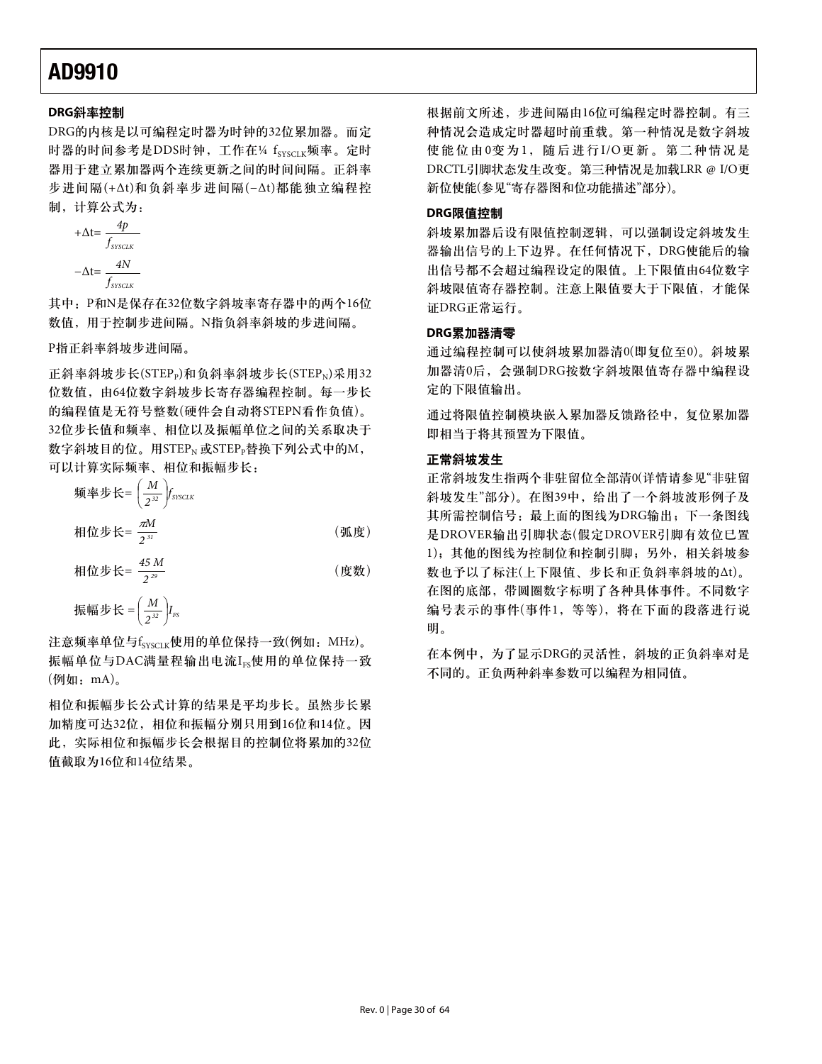### DRG斜率控制

DRG的内核是以可编程定时器为时钟的32位累加器。而定时器的时间参考是DDS时钟，工作在¼ $f_{SYSCLK}$频率。定时器用于建立累加器两个连续更新之间的时间间隔。正斜率步进间隔(+Δt)和负斜率步进间隔(−Δt)都能独立编程控制，计算公式为：

$$+\Delta t = \frac{4p}{f_{SYSCLK}}$$

$$-\Delta t = \frac{4N}{f_{SYSCLK}}$$

其中：P和N是保存在32位数字斜坡率寄存器中的两个16位数值，用于控制步进间隔。N指负斜率斜坡的步进间隔。

P指正斜率斜坡步进间隔。

正斜率斜坡步长($STEP_P$)和负斜率斜坡步长($STEP_N$)采用32位数值，由64位数字斜坡步长寄存器编程控制。每一步长的编程值是无符号整数(硬件会自动将STEPN看作负值)。32位步长值和频率、相位以及振幅单位之间的关系取决于数字斜坡目的位。用$STEP_N$或$STEP_P$替换下列公式中的M，可以计算实际频率、相位和振幅步长：

$$频率步长 = \left(\frac{M}{2^{32}}\right) f_{SYSCLK}$$

$$相位步长 = \frac{\pi M}{2^{31}} \quad （弧度）$$

$$相位步长 = \frac{45\,M}{2^{29}} \quad （度数）$$

$$振幅步长 = \left(\frac{M}{2^{32}}\right) I_{FS}$$

注意频率单位与$f_{SYSCLK}$使用的单位保持一致(例如：MHz)。振幅单位与DAC满量程输出电流$I_{FS}$使用的单位保持一致(例如：mA)。

相位和振幅步长公式计算的结果是平均步长。虽然步长累加精度可达32位，相位和振幅分别只用到16位和14位。因此，实际相位和振幅步长会根据目的控制位将累加的32位值截取为16位和14位结果。

根据前文所述，步进间隔由16位可编程定时器控制。有三种情况会造成定时器超时前重载。第一种情况是数字斜坡使能位由0变为1，随后进行I/O更新。第二种情况是DRCTL引脚状态发生改变。第三种情况是加载LRR @ I/O更新位使能(参见"寄存器图和位功能描述"部分)。

### DRG限值控制

斜坡累加器后设有限值控制逻辑，可以强制设定斜坡发生器输出信号的上下边界。在任何情况下，DRG使能后的输出信号都不会超过编程设定的限值。上下限值由64位数字斜坡限值寄存器控制。注意上限值要大于下限值，才能保证DRG正常运行。

### DRG累加器清零

通过编程控制可以使斜坡累加器清0(即复位至0)。斜坡累加器清0后，会强制DRG按数字斜坡限值寄存器中编程设定的下限值输出。

通过将限值控制模块嵌入累加器反馈路径中，复位累加器即相当于将其预置为下限值。

### 正常斜坡发生

正常斜坡发生指两个非驻留位全部清0(详情请参见"非驻留斜坡发生"部分)。在图39中，给出了一个斜坡波形例子及其所需控制信号：最上面的图线为DRG输出；下一条图线是DROVER输出引脚状态(假定DROVER引脚有效位已置1)；其他的图线为控制位和控制引脚；另外，相关斜坡参数也予以了标注(上下限值、步长和正负斜率斜坡的Δt)。在图的底部，带圆圈数字标明了各种具体事件。不同数字编号表示的事件(事件1，等等)，将在下面的段落进行说明。

在本例中，为了显示DRG的灵活性，斜坡的正负斜率对是不同的。正负两种斜率参数可以编程为相同值。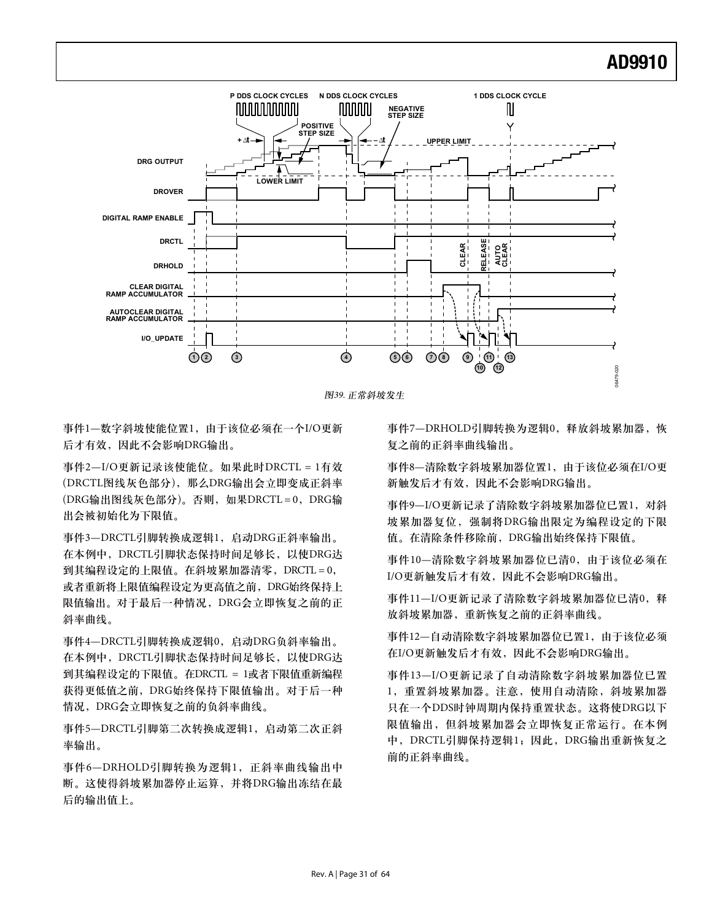图39. 正常斜坡发生

事件1—数字斜坡使能位置1，由于该位必须在一个I/O更新后才有效，因此不会影响DRG输出。

事件2—I/O更新记录该使能位。如果此时DRCTL = 1有效(DRCTL图线灰色部分)，那么DRG输出会立即变成正斜率(DRG输出图线灰色部分)。否则，如果DRCTL = 0，DRG输出会被初始化为下限值。

事件3—DRCTL引脚转换成逻辑1，启动DRG正斜率输出。在本例中，DRCTL引脚状态保持时间足够长，以使DRG达到其编程设定的上限值。在斜坡累加器清零，DRCTL = 0，或者重新将上限值编程设定为更高值之前，DRG始终保持上限值输出。对于最后一种情况，DRG会立即恢复之前的正斜率曲线。

事件4—DRCTL引脚转换成逻辑0，启动DRG负斜率输出。在本例中，DRCTL引脚状态保持时间足够长，以使DRG达到其编程设定的下限值。在DRCTL = 1或者下限值重新编程获得更低值之前，DRG始终保持下限值输出。对于后一种情况，DRG会立即恢复之前的负斜率曲线。

事件5—DRCTL引脚第二次转换成逻辑1，启动第二次正斜率输出。

事件6—DRHOLD引脚转换为逻辑1，正斜率曲线输出中断。这使得斜坡累加器停止运算，并将DRG输出冻结在最后的输出值上。

事件7—DRHOLD引脚转换为逻辑0，释放斜坡累加器，恢复之前的正斜率曲线输出。

事件8—清除数字斜坡累加器位置1，由于该位必须在I/O更新触发后才有效，因此不会影响DRG输出。

事件9—I/O更新记录了清除数字斜坡累加器位已置1，对斜坡累加器复位，强制将DRG输出限定为编程设定的下限值。在清除条件移除前，DRG输出始终保持下限值。

事件10—清除数字斜坡累加器位已清0，由于该位必须在I/O更新触发后才有效，因此不会影响DRG输出。

事件11—I/O更新记录了清除数字斜坡累加器位已清0，释放斜坡累加器，重新恢复之前的正斜率曲线。

事件12—自动清除数字斜坡累加器位已置1，由于该位必须在I/O更新触发后才有效，因此不会影响DRG输出。

事件13—I/O更新记录了自动清除数字斜坡累加器位已置1，重置斜坡累加器。注意，使用自动清除，斜坡累加器只在一个DDS时钟周期内保持重置状态。这将使DRG以下限值输出，但斜坡累加器会立即恢复正常运行。在本例中，DRCTL引脚保持逻辑1；因此，DRG输出重新恢复之前的正斜率曲线。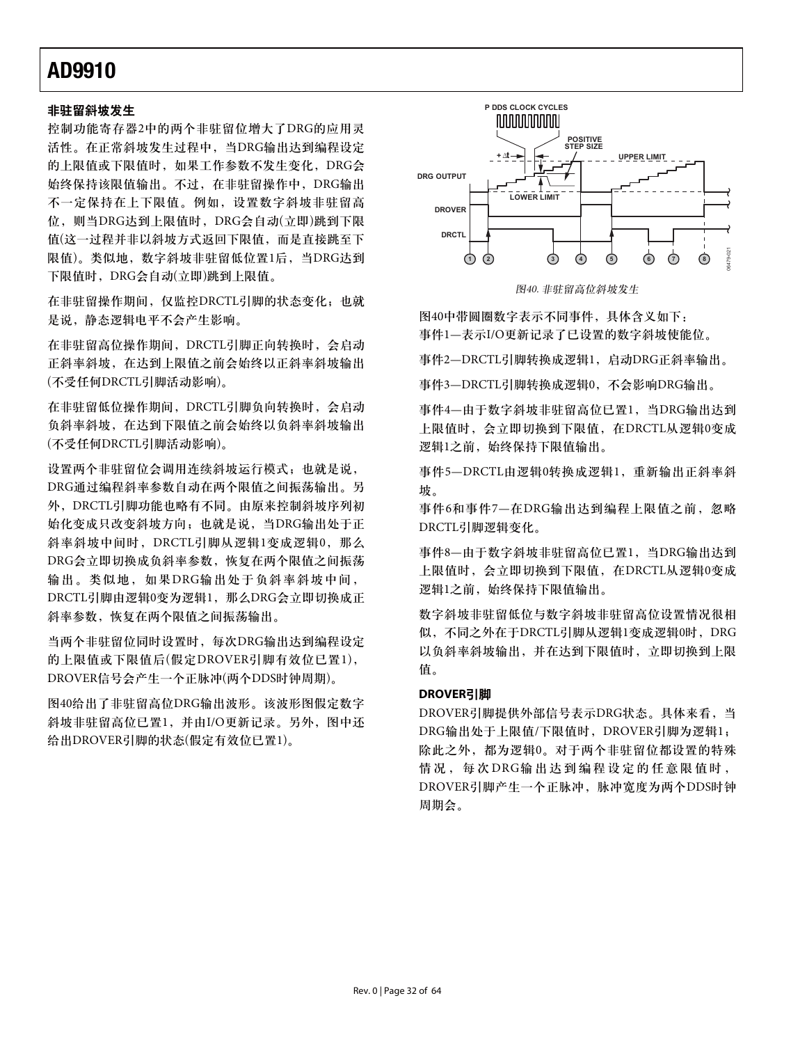### 非驻留斜坡发生

控制功能寄存器2中的两个非驻留位增大了DRG的应用灵活性。在正常斜坡发生过程中，当DRG输出达到编程设定的上限值或下限值时，如果工作参数不发生变化，DRG会始终保持该限值输出。不过，在非驻留操作中，DRG输出不一定保持在上下限值。例如，设置数字斜坡非驻留高位，则当DRG达到上限值时，DRG会自动(立即)跳到下限值(这一过程并非以斜坡方式返回下限值，而是直接跳至下限值)。类似地，数字斜坡非驻留低位置1后，当DRG达到下限值时，DRG会自动(立即)跳到上限值。

在非驻留操作期间，仅监控DRCTL引脚的状态变化；也就是说，静态逻辑电平不会产生影响。

在非驻留高位操作期间，DRCTL引脚正向转换时，会启动正斜率斜坡，在达到上限值之前会始终以正斜率斜坡输出(不受任何DRCTL引脚活动影响)。

在非驻留低位操作期间，DRCTL引脚负向转换时，会启动负斜率斜坡，在达到下限值之前会始终以负斜率斜坡输出(不受任何DRCTL引脚活动影响)。

设置两个非驻留位会调用连续斜坡运行模式；也就是说，DRG通过编程斜率参数自动在两个限值之间振荡输出。另外，DRCTL引脚功能也略有不同。由原来控制斜坡序列初始化变成只改变斜坡方向；也就是说，当DRG输出处于正斜率斜坡中间时，DRCTL引脚从逻辑1变成逻辑0，那么DRG会立即切换成负斜率参数，恢复在两个限值之间振荡输出。类似地，如果DRG输出处于负斜率斜坡中间，DRCTL引脚由逻辑0变为逻辑1，那么DRG会立即切换成正斜率参数，恢复在两个限值之间振荡输出。

当两个非驻留位同时设置时，每次DRG输出达到编程设定的上限值或下限值后(假定DROVER引脚有效位已置1)，DROVER信号会产生一个正脉冲(两个DDS时钟周期)。

图40给出了非驻留高位DRG输出波形。该波形图假定数字斜坡非驻留高位已置1，并由I/O更新记录。另外，图中还给出DROVER引脚的状态(假定有效位已置1)。

*图40. 非驻留高位斜坡发生*

图40中带圆圈数字表示不同事件，具体含义如下：

事件1—表示I/O更新记录了已设置的数字斜坡使能位。

事件2—DRCTL引脚转换成逻辑1，启动DRG正斜率输出。

事件3—DRCTL引脚转换成逻辑0，不会影响DRG输出。

事件4—由于数字斜坡非驻留高位已置1，当DRG输出达到上限值时，会立即切换到下限值，在DRCTL从逻辑0变成逻辑1之前，始终保持下限值输出。

事件5—DRCTL由逻辑0转换成逻辑1，重新输出正斜率斜坡。

事件6和事件7—在DRG输出达到编程上限值之前，忽略DRCTL引脚逻辑变化。

事件8—由于数字斜坡非驻留高位已置1，当DRG输出达到上限值时，会立即切换到下限值，在DRCTL从逻辑0变成逻辑1之前，始终保持下限值输出。

数字斜坡非驻留低位与数字斜坡非驻留高位设置情况很相似，不同之外在于DRCTL引脚从逻辑1变成逻辑0时，DRG以负斜率斜坡输出，并在达到下限值时，立即切换到上限值。

#### DROVER引脚

DROVER引脚提供外部信号表示DRG状态。具体来看，当DRG输出处于上限值/下限值时，DROVER引脚为逻辑1；除此之外，都为逻辑0。对于两个非驻留位都设置的特殊情况，每次DRG输出达到编程设定的任意限值时，DROVER引脚产生一个正脉冲，脉冲宽度为两个DDS时钟周期会。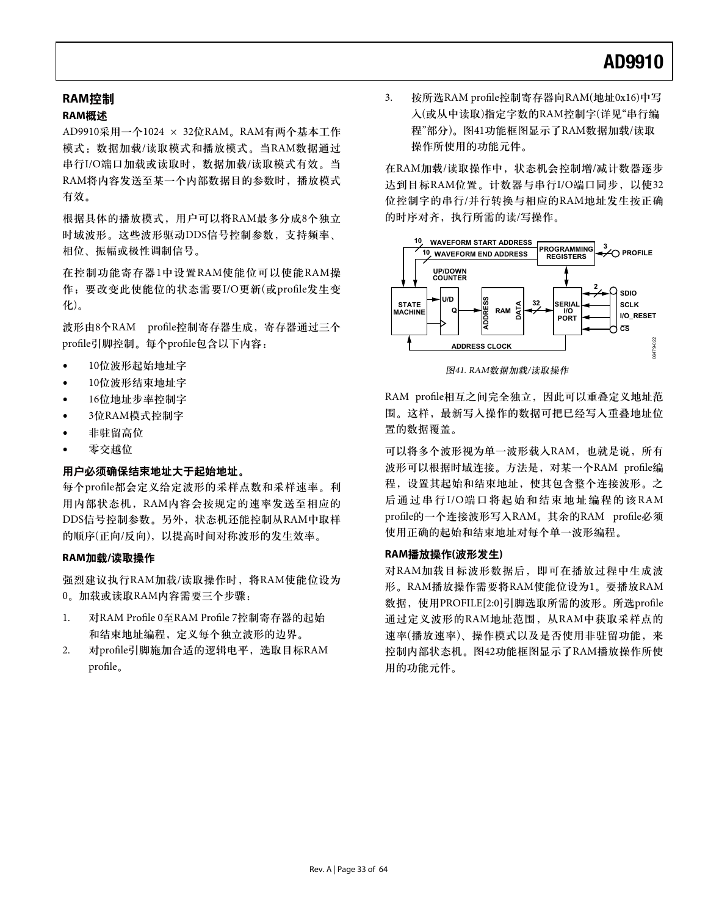## RAM控制

### RAM概述

AD9910采用一个1024 × 32位RAM。RAM有两个基本工作模式：数据加载/读取模式和播放模式。当RAM数据通过串行I/O端口加载或读取时，数据加载/读取模式有效。当RAM将内容发送至某一个内部数据目的参数时，播放模式有效。

根据具体的播放模式，用户可以将RAM最多分成8个独立时域波形。这些波形驱动DDS信号控制参数，支持频率、相位、振幅或极性调制信号。

在控制功能寄存器1中设置RAM使能位可以使能RAM操作；要改变此使能位的状态需要I/O更新(或profile发生变化)。

波形由8个RAM profile控制寄存器生成，寄存器通过三个profile引脚控制。每个profile包含以下内容：

- 10位波形起始地址字
- 10位波形结束地址字
- 16位地址步率控制字
- 3位RAM模式控制字
- 非驻留高位
- 零交越位

**用户必须确保结束地址大于起始地址。**

每个profile都会定义给定波形的采样点数和采样速率。利用内部状态机，RAM内容会按规定的速率发送至相应的DDS信号控制参数。另外，状态机还能控制从RAM中取样的顺序(正向/反向)，以提高时间对称波形的发生效率。

### RAM加载/读取操作

强烈建议执行RAM加载/读取操作时，将RAM使能位设为0。加载或读取RAM内容需要三个步骤：

1. 对RAM Profile 0至RAM Profile 7控制寄存器的起始和结束地址编程，定义每个独立波形的边界。
2. 对profile引脚施加合适的逻辑电平，选取目标RAM profile。
3. 按所选RAM profile控制寄存器向RAM(地址0x16)中写入(或从中读取)指定字数的RAM控制字(详见"串行编程"部分)。图41功能框图显示了RAM数据加载/读取操作所使用的功能元件。

在RAM加载/读取操作中，状态机会控制增/减计数器逐步达到目标RAM位置。计数器与串行I/O端口同步，以使32位控制字的串行/并行转换与相应的RAM地址发生按正确的时序对齐，执行所需的读/写操作。

*图41. RAM数据加载/读取操作*

RAM profile相互之间完全独立，因此可以重叠定义地址范围。这样，最新写入操作的数据可把已经写入重叠地址位置的数据覆盖。

可以将多个波形视为单一波形载入RAM，也就是说，所有波形可以根据时域连接。方法是，对某一个RAM profile编程，设置其起始和结束地址，使其包含整个连接波形。之后通过串行I/O端口将起始和结束地址编程的该RAM profile的一个连接波形写入RAM。其余的RAM profile必须使用正确的起始和结束地址对每个单一波形编程。

### RAM播放操作(波形发生)

对RAM加载目标波形数据后，即可在播放过程中生成波形。RAM播放操作需要将RAM使能位设为1。要播放RAM数据，使用PROFILE[2:0]引脚选取所需的波形。所选profile通过定义波形的RAM地址范围，从RAM中获取采样点的速率(播放速率)、操作模式以及是否使用非驻留功能，来控制内部状态机。图42功能框图显示了RAM播放操作所使用的功能元件。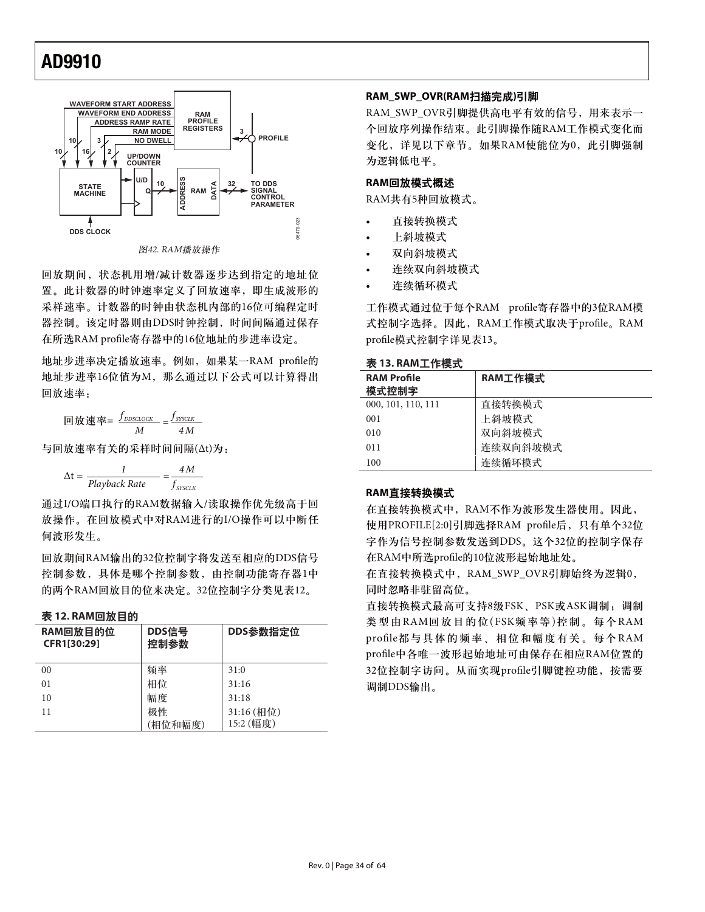图42. RAM播放操作

回放期间，状态机用增/减计数器逐步达到指定的地址位置。此计数器的时钟速率定义了回放速率，即生成波形的采样速率。计数器的时钟由状态机内部的16位可编程定时器控制。该定时器则由DDS时钟控制，时间间隔通过保存在所选RAM profile寄存器中的16位地址的步进率设定。

地址步进率决定播放速率。例如，如果某一RAM profile的地址步进率16位值为M，那么通过以下公式可以计算得出回放速率：

$$回放速率= \frac{f_{DDSCLOCK}}{M} = \frac{f_{SYSCLK}}{4M}$$

与回放速率有关的采样时间间隔(Δt)为：

$$\Delta t = \frac{1}{Playback\ Rate} = \frac{4M}{f_{SYSCLK}}$$

通过I/O端口执行的RAM数据输入/读取操作优先级高于回放操作。在回放模式中对RAM进行的I/O操作可以中断任何波形发生。

回放期间RAM输出的32位控制字将发送至相应的DDS信号控制参数，具体是哪个控制参数，由控制功能寄存器1中的两个RAM回放目的位来决定。32位控制字分类见表12。

**表 12. RAM回放目的**

| RAM回放目的位 CFR1[30:29] | DDS信号控制参数 | DDS参数指定位 |
|---|---|---|
| 00 | 频率 | 31:0 |
| 01 | 相位 | 31:16 |
| 10 | 幅度 | 31:18 |
| 11 | 极性 (相位和幅度) | 31:16 (相位) 15:2 (幅度) |

### RAM_SWP_OVR(RAM扫描完成)引脚

RAM_SWP_OVR引脚提供高电平有效的信号，用来表示一个回放序列操作结束。此引脚操作随RAM工作模式变化而变化，详见以下章节。如果RAM使能位为0，此引脚强制为逻辑低电平。

### RAM回放模式概述

RAM共有5种回放模式。

- 直接转换模式
- 上斜坡模式
- 双向斜坡模式
- 连续双向斜坡模式
- 连续循环模式

工作模式通过位于每个RAM profile寄存器中的3位RAM模式控制字选择。因此，RAM工作模式取决于profile。RAM profile模式控制字详见表13。

**表 13. RAM工作模式**

| RAM Profile 模式控制字 | RAM工作模式 |
|---|---|
| 000, 101, 110, 111 | 直接转换模式 |
| 001 | 上斜坡模式 |
| 010 | 双向斜坡模式 |
| 011 | 连续双向斜坡模式 |
| 100 | 连续循环模式 |

### RAM直接转换模式

在直接转换模式中，RAM不作为波形发生器使用。因此，使用PROFILE[2:0]引脚选择RAM profile后，只有单个32位字作为信号控制参数发送到DDS。这个32位的控制字保存在RAM中所选profile的10位波形起始地址处。

在直接转换模式中，RAM_SWP_OVR引脚始终为逻辑0，同时忽略非驻留高位。

直接转换模式最高可支持8级FSK、PSK或ASK调制；调制类型由RAM回放目的位(FSK频率等)控制。每个RAM profile都与具体的频率、相位和幅度有关。每个RAM profile中各唯一波形起始地址可由保存在相应RAM位置的32位控制字访问。从而实现profile引脚键控功能，按需要调制DDS输出。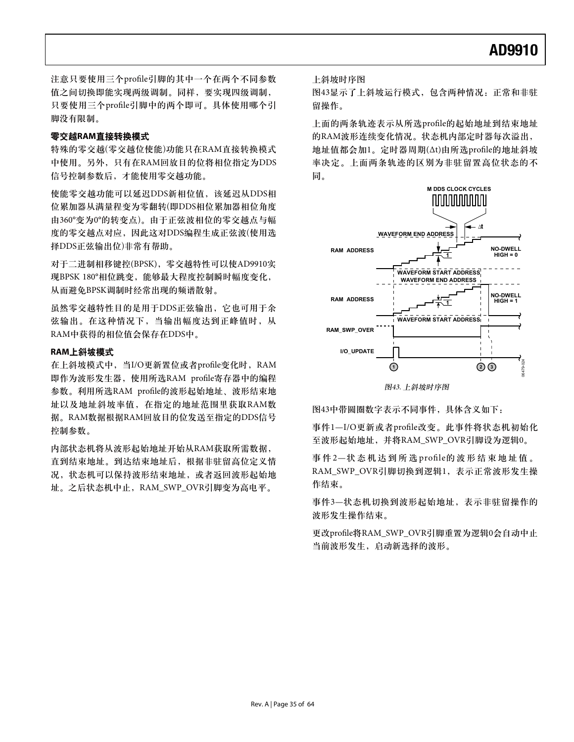注意只要使用三个profile引脚的其中一个在两个不同参数值之间切换即能实现两级调制。同样，要实现四级调制，只要使用三个profile引脚中的两个即可。具体使用哪个引脚没有限制。

### 零交越RAM直接转换模式

特殊的零交越(零交越位使能)功能只在RAM直接转换模式中使用。另外，只有在RAM回放目的位将相位指定为DDS信号控制参数后，才能使用零交越功能。

使能零交越功能可以延迟DDS新相位值，该延迟从DDS相位累加器从满量程变为零翻转(即DDS相位累加器相位角度由360°变为0°的转变点)。由于正弦波相位的零交越点与幅度的零交越点对应，因此这对DDS编程生成正弦波(使用选择DDS正弦输出位)非常有帮助。

对于二进制相移键控(BPSK)，零交越特性可以使AD9910实现BPSK 180°相位跳变，能够最大程度控制瞬时幅度变化，从而避免BPSK调制时经常出现的频谱散射。

虽然零交越特性目的是用于DDS正弦输出，它也可用于余弦输出。在这种情况下，当输出幅度达到正峰值时，从RAM中获得的相位值会保存在DDS中。

### RAM上斜坡模式

在上斜坡模式中，当I/O更新置位或者profile变化时，RAM即作为波形发生器，使用所选RAM profile寄存器中的编程参数。利用所选RAM profile的波形起始地址、波形结束地址以及地址斜坡率值，在指定的地址范围里获取RAM数据。RAM数据根据RAM回放目的位发送至指定的DDS信号控制参数。

内部状态机将从波形起始地址开始从RAM获取所需数据，直到结束地址。到达结束地址后，根据非驻留高位定义情况，状态机可以保持波形结束地址，或者返回波形起始地址。之后状态机中止，RAM_SWP_OVR引脚变为高电平。

上斜坡时序图

图43显示了上斜坡运行模式，包含两种情况：正常和非驻留操作。

上面的两条轨迹表示从所选profile的起始地址到结束地址的RAM波形连续变化情况。状态机内部定时器每次溢出，地址值都会加1。定时器周期(Δt)由所选profile的地址斜坡率决定。上面两条轨迹的区别为非驻留高位状态的不同。

图43. 上斜坡时序图

图43中带圆圈数字表示不同事件，具体含义如下：

事件1—I/O更新或者profile改变。此事件将状态机初始化至波形起始地址，并将RAM_SWP_OVR引脚设为逻辑0。

事件2—状态机达到所选profile的波形结束地址值。RAM_SWP_OVR引脚切换到逻辑1，表示正常波形发生操作结束。

事件3—状态机切换到波形起始地址，表示非驻留操作的波形发生操作结束。

更改profile将RAM_SWP_OVR引脚重置为逻辑0会自动中止当前波形发生，启动新选择的波形。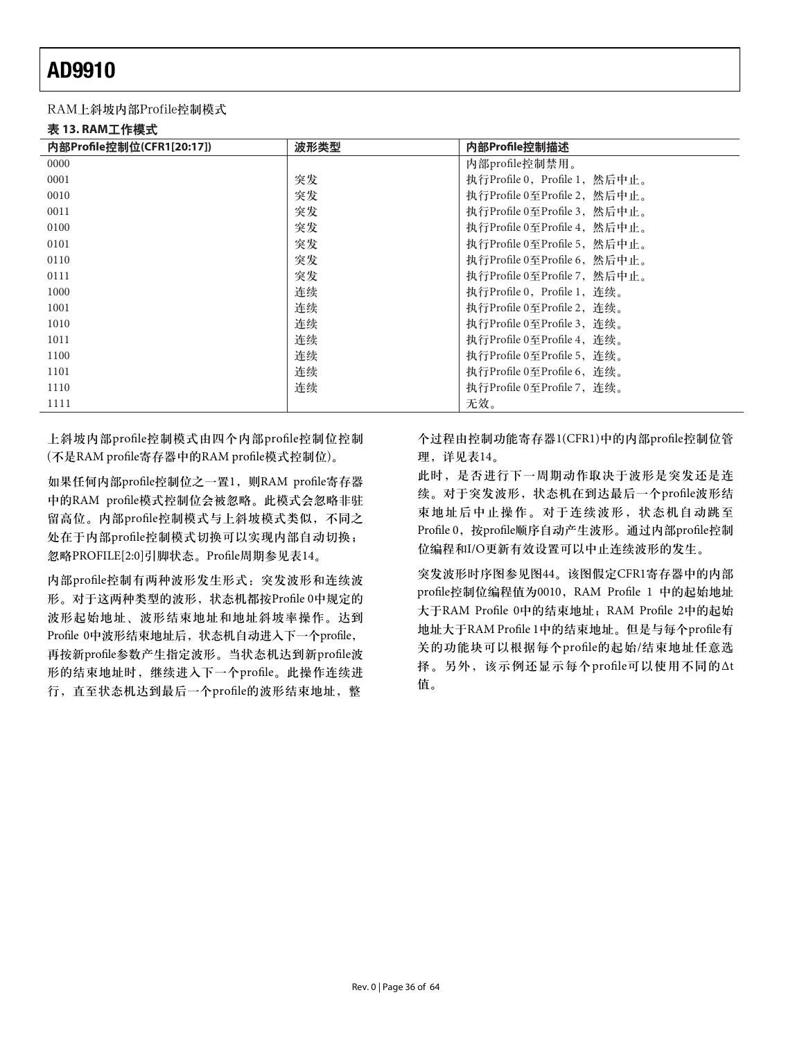RAM上斜坡内部Profile控制模式

**表 13. RAM工作模式**

| 内部Profile控制位(CFR1[20:17]) | 波形类型 | 内部Profile控制描述 |
|---|---|---|
| 0000 | | 内部profile控制禁用。 |
| 0001 | 突发 | 执行Profile 0，Profile 1，然后中止。 |
| 0010 | 突发 | 执行Profile 0至Profile 2，然后中止。 |
| 0011 | 突发 | 执行Profile 0至Profile 3，然后中止。 |
| 0100 | 突发 | 执行Profile 0至Profile 4，然后中止。 |
| 0101 | 突发 | 执行Profile 0至Profile 5，然后中止。 |
| 0110 | 突发 | 执行Profile 0至Profile 6，然后中止。 |
| 0111 | 突发 | 执行Profile 0至Profile 7，然后中止。 |
| 1000 | 连续 | 执行Profile 0，Profile 1，连续。 |
| 1001 | 连续 | 执行Profile 0至Profile 2，连续。 |
| 1010 | 连续 | 执行Profile 0至Profile 3，连续。 |
| 1011 | 连续 | 执行Profile 0至Profile 4，连续。 |
| 1100 | 连续 | 执行Profile 0至Profile 5，连续。 |
| 1101 | 连续 | 执行Profile 0至Profile 6，连续。 |
| 1110 | 连续 | 执行Profile 0至Profile 7，连续。 |
| 1111 | | 无效。 |

上斜坡内部profile控制模式由四个内部profile控制位控制(不是RAM profile寄存器中的RAM profile模式控制位)。

如果任何内部profile控制位之一置1，则RAM profile寄存器中的RAM profile模式控制位会被忽略。此模式会忽略非驻留高位。内部profile控制模式与上斜坡模式类似，不同之处在于内部profile控制模式切换可以实现内部自动切换；忽略PROFILE[2:0]引脚状态。Profile周期参见表14。

内部profile控制有两种波形发生形式：突发波形和连续波形。对于这两种类型的波形，状态机都按Profile 0中规定的波形起始地址、波形结束地址和地址斜坡率操作。达到Profile 0中波形结束地址后，状态机自动进入下一个profile，再按新profile参数产生指定波形。当状态机达到新profile波形的结束地址时，继续进入下一个profile。此操作连续进行，直至状态机达到最后一个profile的波形结束地址，整个过程由控制功能寄存器1(CFR1)中的内部profile控制位管理，详见表14。

此时，是否进行下一周期动作取决于波形是突发还是连续。对于突发波形，状态机在到达最后一个profile波形结束地址后中止操作。对于连续波形，状态机自动跳至Profile 0，按profile顺序自动产生波形。通过内部profile控制位编程和I/O更新有效设置可以中止连续波形的发生。

突发波形时序图参见图44。该图假定CFR1寄存器中的内部profile控制位编程值为0010，RAM Profile 1 中的起始地址大于RAM Profile 0中的结束地址；RAM Profile 2中的起始地址大于RAM Profile 1中的结束地址。但是与每个profile有关的功能块可以根据每个profile的起始/结束地址任意选择。另外，该示例还显示每个profile可以使用不同的Δt值。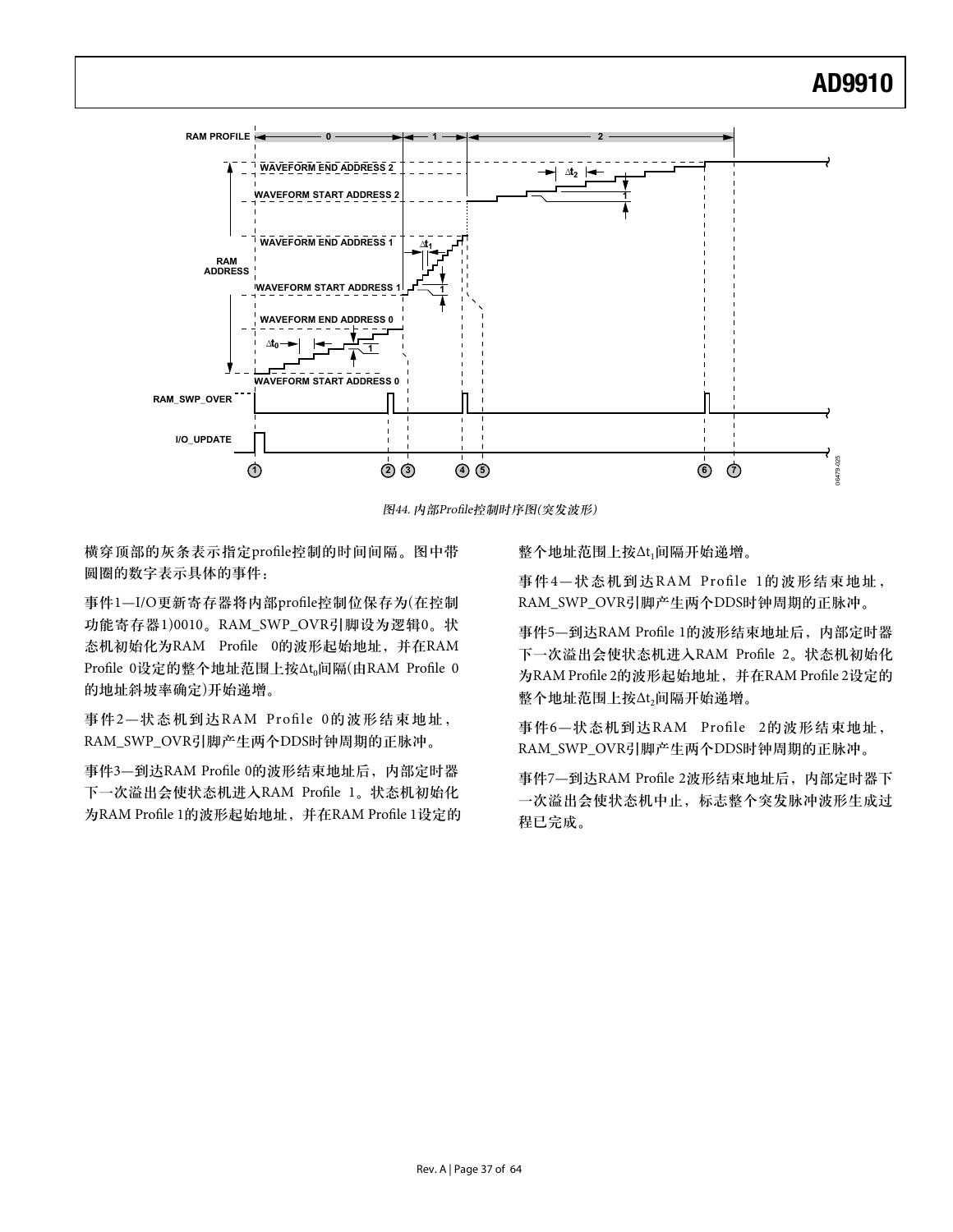图44. 内部Profile控制时序图(突发波形)

横穿顶部的灰条表示指定profile控制的时间间隔。图中带圆圈的数字表示具体的事件：

事件1—I/O更新寄存器将内部profile控制位保存为(在控制功能寄存器1)0010。RAM_SWP_OVR引脚设为逻辑0。状态机初始化为RAM Profile 0的波形起始地址，并在RAM Profile 0设定的整个地址范围上按$\Delta t_0$间隔(由RAM Profile 0的地址斜坡率确定)开始递增。

事件2—状态机到达RAM Profile 0的波形结束地址，RAM_SWP_OVR引脚产生两个DDS时钟周期的正脉冲。

事件3—到达RAM Profile 0的波形结束地址后，内部定时器下一次溢出会使状态机进入RAM Profile 1。状态机初始化为RAM Profile 1的波形起始地址，并在RAM Profile 1设定的整个地址范围上按$\Delta t_1$间隔开始递增。

事件4—状态机到达RAM Profile 1的波形结束地址，RAM_SWP_OVR引脚产生两个DDS时钟周期的正脉冲。

事件5—到达RAM Profile 1的波形结束地址后，内部定时器下一次溢出会使状态机进入RAM Profile 2。状态机初始化为RAM Profile 2的波形起始地址，并在RAM Profile 2设定的整个地址范围上按$\Delta t_2$间隔开始递增。

事件6—状态机到达RAM Profile 2的波形结束地址，RAM_SWP_OVR引脚产生两个DDS时钟周期的正脉冲。

事件7—到达RAM Profile 2波形结束地址后，内部定时器下一次溢出会使状态机中止，标志整个突发脉冲波形生成过程已完成。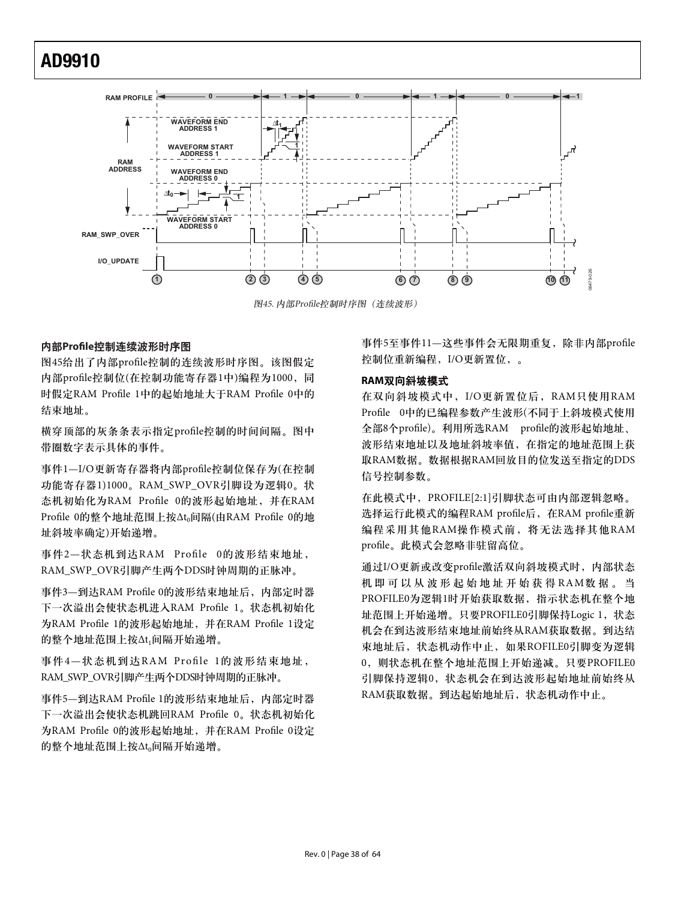图45. 内部Profile控制时序图（连续波形）

### 内部Profile控制连续波形时序图

图45给出了内部profile控制的连续波形时序图。该图假定内部profile控制位(在控制功能寄存器1中)编程为1000，同时假定RAM Profile 1中的起始地址大于RAM Profile 0中的结束地址。

横穿顶部的灰条条表示指定profile控制的时间间隔。图中带圈数字表示具体的事件。

事件1—I/O更新寄存器将内部profile控制位保存为(在控制功能寄存器1)1000。RAM_SWP_OVR引脚设为逻辑0。状态机初始化为RAM Profile 0的波形起始地址，并在RAM Profile 0的整个地址范围上按$\Delta t_0$间隔(由RAM Profile 0的地址斜坡率确定)开始递增。

事件2—状态机到达RAM Profile 0的波形结束地址，RAM_SWP_OVR引脚产生两个DDS时钟周期的正脉冲。

事件3—到达RAM Profile 0的波形结束地址后，内部定时器下一次溢出会使状态机进入RAM Profile 1。状态机初始化为RAM Profile 1的波形起始地址，并在RAM Profile 1设定的整个地址范围上按$\Delta t_1$间隔开始递增。

事件4—状态机到达RAM Profile 1的波形结束地址，RAM_SWP_OVR引脚产生两个DDS时钟周期的正脉冲。

事件5—到达RAM Profile 1的波形结束地址后，内部定时器下一次溢出会使状态机跳回RAM Profile 0。状态机初始化为RAM Profile 0的波形起始地址，并在RAM Profile 0设定的整个地址范围上按$\Delta t_0$间隔开始递增。

事件5至事件11—这些事件会无限期重复，除非内部profile控制位重新编程，I/O更新置位，。

### RAM双向斜坡模式

在双向斜坡模式中，I/O更新置位后，RAM只使用RAM Profile 0中的已编程参数产生波形(不同于上斜坡模式使用全部8个profile)。利用所选RAM profile的波形起始地址、波形结束地址以及地址斜坡率值，在指定的地址范围上获取RAM数据。数据根据RAM回放目的位发送至指定的DDS信号控制参数。

在此模式中，PROFILE[2:1]引脚状态可由内部逻辑忽略。选择运行此模式的编程RAM profile后，在RAM profile重新编程采用其他RAM操作模式前，将无法选择其他RAM profile。此模式会忽略非驻留高位。

通过I/O更新或改变profile激活双向斜坡模式时，内部状态机即可以从波形起始地址开始获得RAM数据。当PROFILE0为逻辑1时开始获取数据，指示状态机在整个地址范围上开始递增。只要PROFILE0引脚保持Logic 1，状态机会在到达波形结束地址前始终从RAM获取数据。到达结束地址后，状态机动作中止，如果ROFILE0引脚变为逻辑0，则状态机在整个地址范围上开始递减。只要PROFILE0引脚保持逻辑0，状态机会在到达波形起始地址前始终从RAM获取数据。到达起始地址后，状态机动作中止。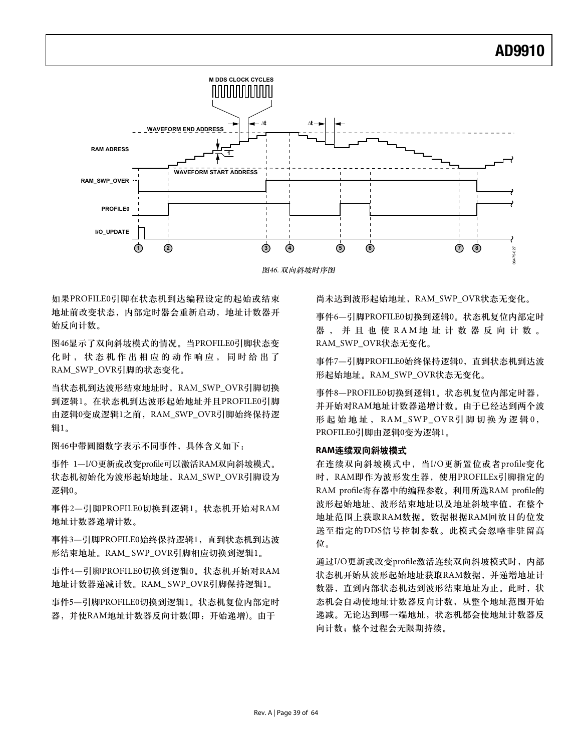图46. 双向斜坡时序图

如果PROFILE0引脚在状态机到达编程设定的起始或结束地址前改变状态，内部定时器会重新启动，地址计数器开始反向计数。

图46显示了双向斜坡模式的情况。当PROFILE0引脚状态变化时，状态机作出相应的动作响应，同时给出了RAM_SWP_OVR引脚的状态变化。

当状态机到达波形结束地址时，RAM_SWP_OVR引脚切换到逻辑1。在状态机到达波形起始地址并且PROFILE0引脚由逻辑0变成逻辑1之前，RAM_SWP_OVR引脚始终保持逻辑1。

图46中带圆圈数字表示不同事件，具体含义如下：

事件 1—I/O更新或改变profile可以激活RAM双向斜坡模式。状态机初始化为波形起始地址，RAM_SWP_OVR引脚设为逻辑0。

事件2—引脚PROFILE0切换到逻辑1。状态机开始对RAM地址计数器递增计数。

事件3—引脚PROFILE0始终保持逻辑1，直到状态机到达波形结束地址。RAM_ SWP_OVR引脚相应切换到逻辑1。

事件4—引脚PROFILE0切换到逻辑0。状态机开始对RAM地址计数器递减计数。RAM_ SWP_OVR引脚保持逻辑1。

事件5—引脚PROFILE0切换到逻辑1。状态机复位内部定时器，并使RAM地址计数器反向计数(即：开始递增)。由于尚未达到波形起始地址，RAM_SWP_OVR状态无变化。

事件6—引脚PROFILE0切换到逻辑0。状态机复位内部定时器，并且也使RAM地址计数器反向计数。RAM_SWP_OVR状态无变化。

事件7—引脚PROFILE0始终保持逻辑0，直到状态机到达波形起始地址。RAM_SWP_OVR状态无变化。

事件8—PROFILE0切换到逻辑1。状态机复位内部定时器，并开始对RAM地址计数器递增计数。由于已经达到两个波形起始地址，RAM_SWP_OVR引脚切换为逻辑0，PROFILE0引脚由逻辑0变为逻辑1。

### RAM连续双向斜坡模式

在连续双向斜坡模式中，当I/O更新置位或者profile变化时，RAM即作为波形发生器，使用PROFILEx引脚指定的RAM profile寄存器中的编程参数。利用所选RAM profile的波形起始地址、波形结束地址以及地址斜坡率值，在整个地址范围上获取RAM数据。数据根据RAM回放目的位发送至指定的DDS信号控制参数。此模式会忽略非驻留高位。

通过I/O更新或改变profile激活连续双向斜坡模式时，内部状态机开始从波形起始地址获取RAM数据，并递增地址计数器，直到内部状态机达到波形结束地址为止。此时，状态机会自动使地址计数器反向计数，从整个地址范围开始递减。无论达到哪一端地址，状态机都会使地址计数器反向计数；整个过程会无限期持续。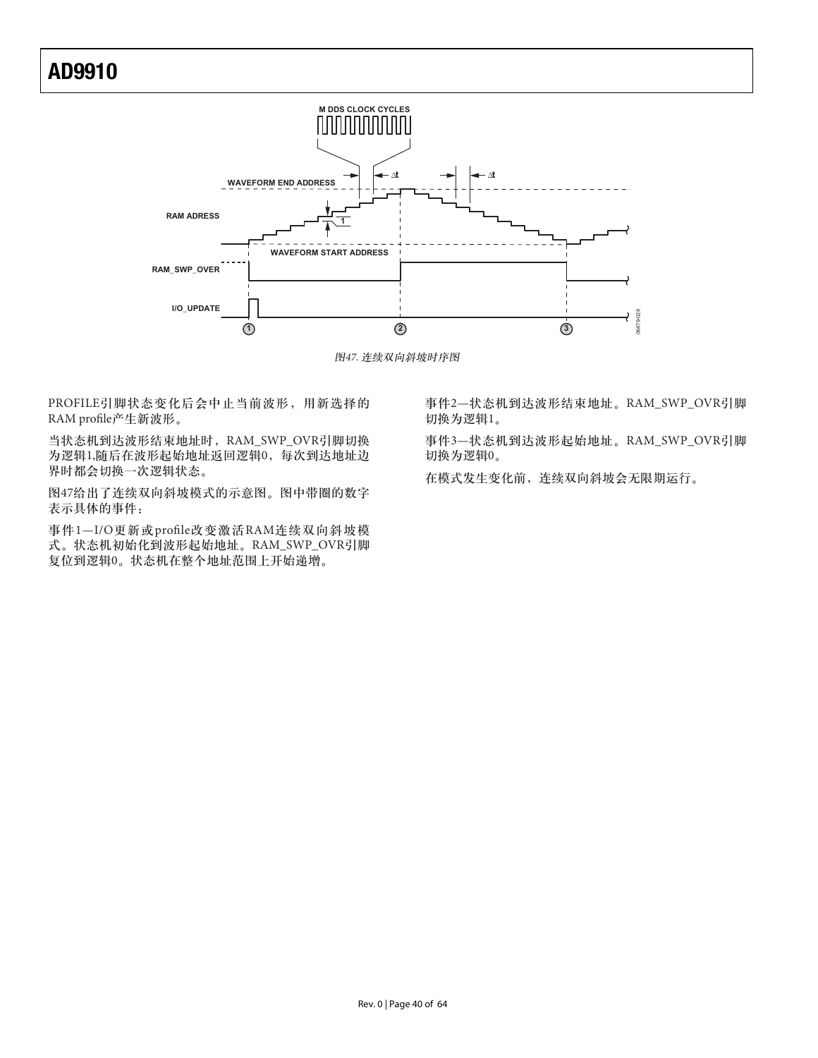图47. 连续双向斜坡时序图

PROFILE引脚状态变化后会中止当前波形，用新选择的RAM profile产生新波形。

当状态机到达波形结束地址时，RAM_SWP_OVR引脚切换为逻辑1,随后在波形起始地址返回逻辑0，每次到达地址边界时都会切换一次逻辑状态。

图47给出了连续双向斜坡模式的示意图。图中带圈的数字表示具体的事件：

事件1—I/O更新或profile改变激活RAM连续双向斜坡模式。状态机初始化到波形起始地址。RAM_SWP_OVR引脚复位到逻辑0。状态机在整个地址范围上开始递增。

事件2—状态机到达波形结束地址。RAM_SWP_OVR引脚切换为逻辑1。

事件3—状态机到达波形起始地址。RAM_SWP_OVR引脚切换为逻辑0。

在模式发生变化前，连续双向斜坡会无限期运行。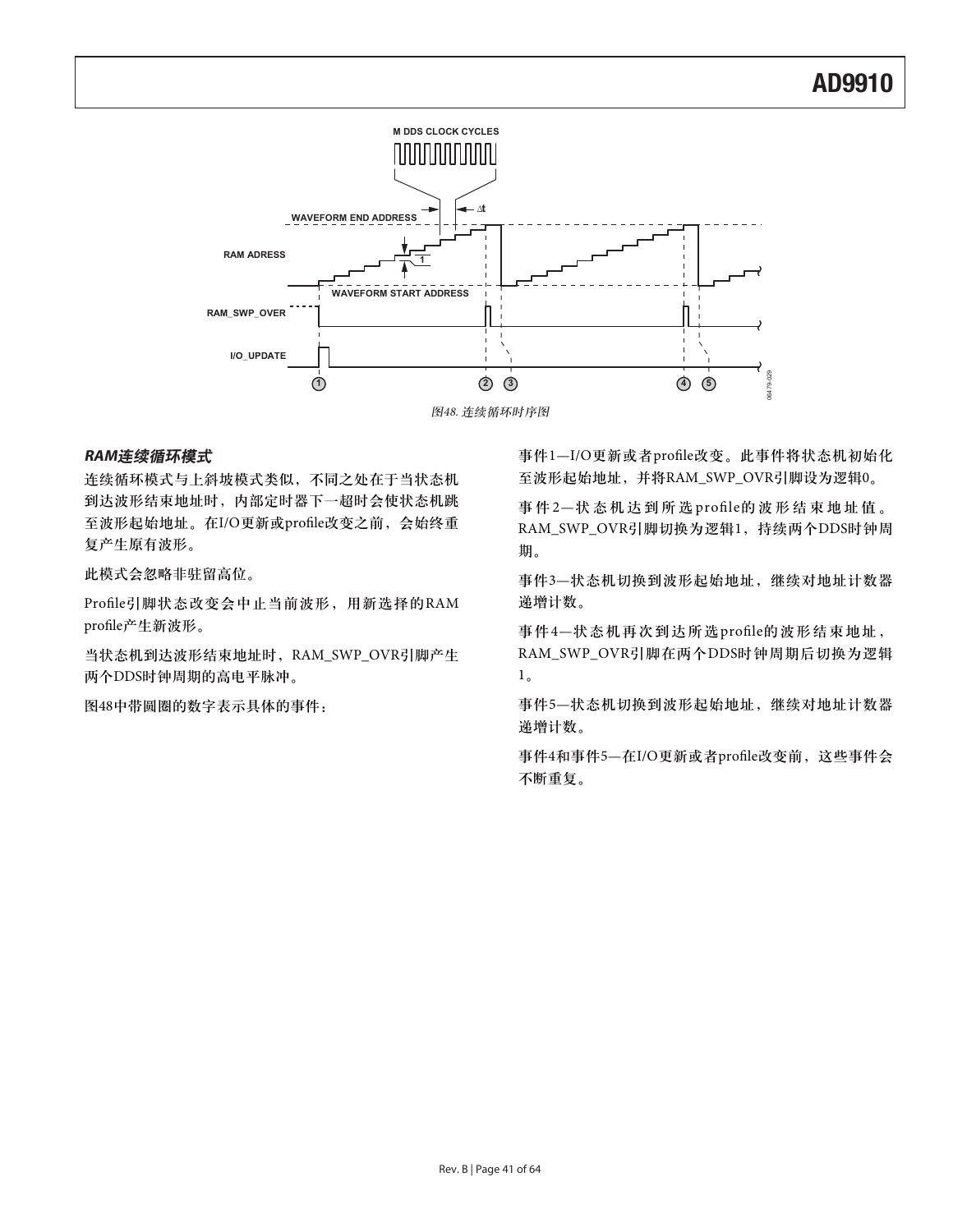图48. 连续循环时序图

## RAM连续循环模式

连续循环模式与上斜坡模式类似，不同之处在于当状态机到达波形结束地址时，内部定时器下一超时会使状态机跳至波形起始地址。在I/O更新或profile改变之前，会始终重复产生原有波形。

此模式会忽略非驻留高位。

Profile引脚状态改变会中止当前波形，用新选择的RAM profile产生新波形。

当状态机到达波形结束地址时，RAM_SWP_OVR引脚产生两个DDS时钟周期的高电平脉冲。

图48中带圆圈的数字表示具体的事件：

事件1—I/O更新或者profile改变。此事件将状态机初始化至波形起始地址，并将RAM_SWP_OVR引脚设为逻辑0。

事件2—状态机达到所选profile的波形结束地址值。RAM_SWP_OVR引脚切换为逻辑1，持续两个DDS时钟周期。

事件3—状态机切换到波形起始地址，继续对地址计数器递增计数。

事件4—状态机再次到达所选profile的波形结束地址，RAM_SWP_OVR引脚在两个DDS时钟周期后切换为逻辑1。

事件5—状态机切换到波形起始地址，继续对地址计数器递增计数。

事件4和事件5—在I/O更新或者profile改变前，这些事件会不断重复。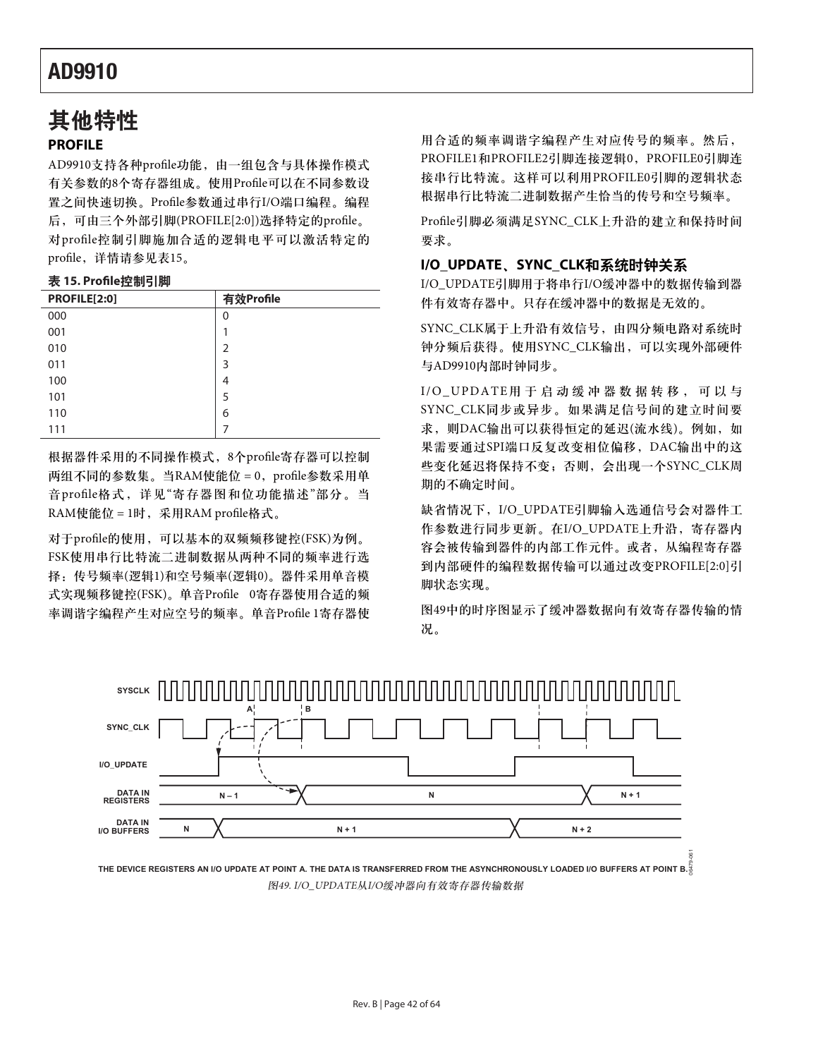## 其他特性

### PROFILE

AD9910支持各种profile功能，由一组包含与具体操作模式有关参数的8个寄存器组成。使用Profile可以在不同参数设置之间快速切换。Profile参数通过串行I/O端口编程。编程后，可由三个外部引脚(PROFILE[2:0])选择特定的profile。对profile控制引脚施加合适的逻辑电平可以激活特定的profile，详情请参见表15。

**表 15. Profile控制引脚**

| PROFILE[2:0] | 有效Profile |
|---|---|
| 000 | 0 |
| 001 | 1 |
| 010 | 2 |
| 011 | 3 |
| 100 | 4 |
| 101 | 5 |
| 110 | 6 |
| 111 | 7 |

根据器件采用的不同操作模式，8个profile寄存器可以控制两组不同的参数集。当RAM使能位 = 0，profile参数采用单音profile格式，详见"寄存器图和位功能描述"部分。当RAM使能位 = 1时，采用RAM profile格式。

对于profile的使用，可以基本的双频频移键控(FSK)为例。FSK使用串行比特流二进制数据从两种不同的频率进行选择：传号频率(逻辑1)和空号频率(逻辑0)。器件采用单音模式实现频移键控(FSK)。单音Profile 0寄存器使用合适的频率调谐字编程产生对应空号的频率。单音Profile 1寄存器使用合适的频率调谐字编程产生对应传号的频率。然后，PROFILE1和PROFILE2引脚连接逻辑0，PROFILE0引脚连接串行比特流。这样可以利用PROFILE0引脚的逻辑状态根据串行比特流二进制数据产生恰当的传号和空号频率。

Profile引脚必须满足SYNC_CLK上升沿的建立和保持时间要求。

### I/O_UPDATE、SYNC_CLK和系统时钟关系

I/O_UPDATE引脚用于将串行I/O缓冲器中的数据传输到器件有效寄存器中。只存在缓冲器中的数据是无效的。

SYNC_CLK属于上升沿有效信号，由四分频电路对系统时钟分频后获得。使用SYNC_CLK输出，可以实现外部硬件与AD9910内部时钟同步。

I/O_UPDATE用于启动缓冲器数据转移，可以与SYNC_CLK同步或异步。如果满足信号间的建立时间要求，则DAC输出可以获得恒定的延迟(流水线)。例如，如果需要通过SPI端口反复改变相位偏移，DAC输出中的这些变化延迟将保持不变；否则，会出现一个SYNC_CLK周期的不确定时间。

缺省情况下，I/O_UPDATE引脚输入选通信号会对器件工作参数进行同步更新。在I/O_UPDATE上升沿，寄存器内容会被传输到器件的内部工作元件。或者，从编程寄存器到内部硬件的编程数据传输可以通过改变PROFILE[2:0]引脚状态实现。

图49中的时序图显示了缓冲器数据向有效寄存器传输的情况。

SYSCLK
SYNC_CLK
I/O_UPDATE
DATA IN REGISTERS: N – 1, N, N + 1
DATA IN I/O BUFFERS: N, N + 1, N + 2

THE DEVICE REGISTERS AN I/O UPDATE AT POINT A. THE DATA IS TRANSFERRED FROM THE ASYNCHRONOUSLY LOADED I/O BUFFERS AT POINT B.

*图49. I/O_UPDATE从I/O缓冲器向有效寄存器传输数据*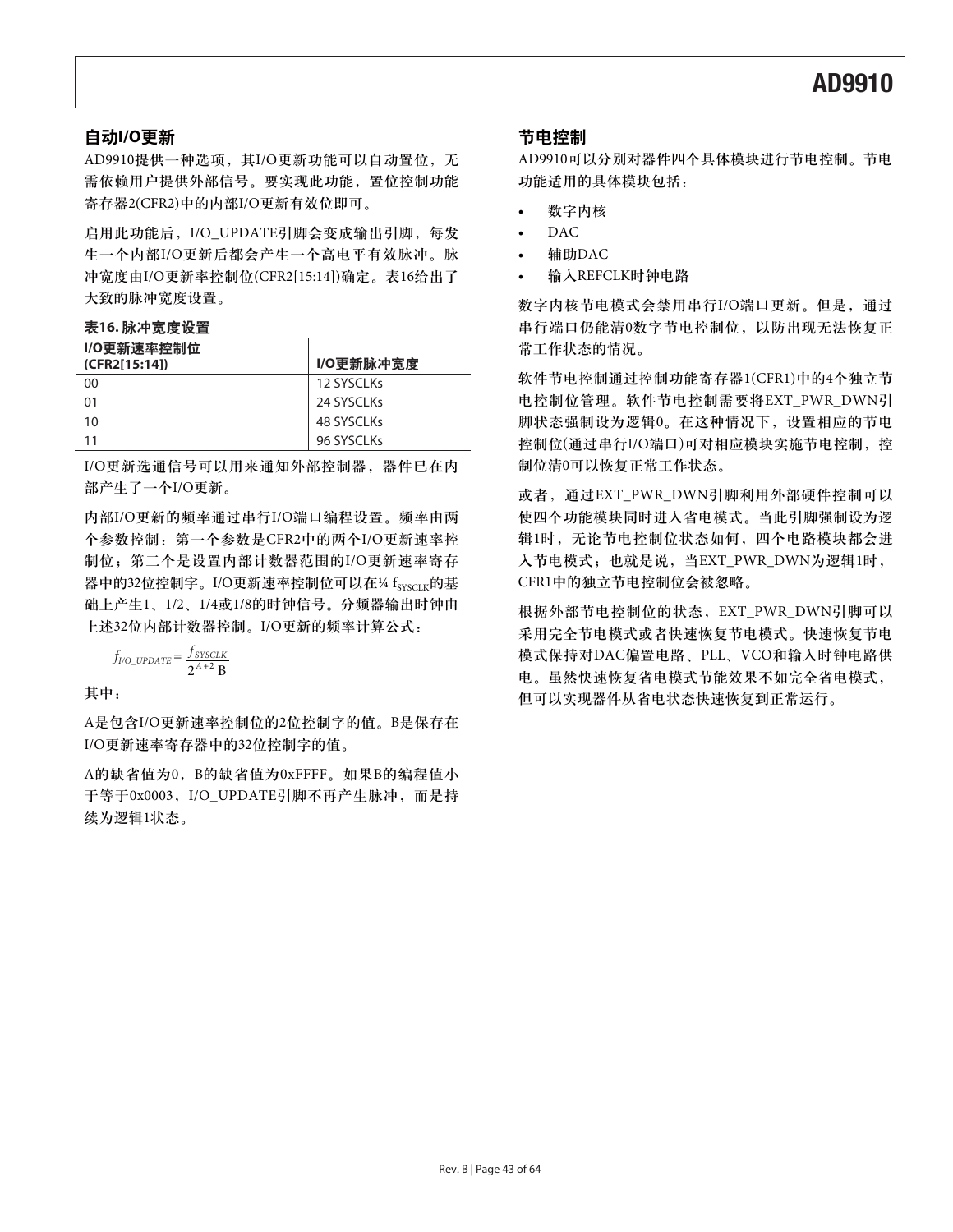## 自动I/O更新

AD9910提供一种选项，其I/O更新功能可以自动置位，无需依赖用户提供外部信号。要实现此功能，置位控制功能寄存器2(CFR2)中的内部I/O更新有效位即可。

启用此功能后，I/O_UPDATE引脚会变成输出引脚，每发生一个内部I/O更新后都会产生一个高电平有效脉冲。脉冲宽度由I/O更新率控制位(CFR2[15:14])确定。表16给出了大致的脉冲宽度设置。

**表16. 脉冲宽度设置**

| I/O更新速率控制位 (CFR2[15:14]) | I/O更新脉冲宽度 |
|---|---|
| 00 | 12 SYSCLKs |
| 01 | 24 SYSCLKs |
| 10 | 48 SYSCLKs |
| 11 | 96 SYSCLKs |

I/O更新选通信号可以用来通知外部控制器，器件已在内部产生了一个I/O更新。

内部I/O更新的频率通过串行I/O端口编程设置。频率由两个参数控制：第一个参数是CFR2中的两个I/O更新速率控制位；第二个是设置内部计数器范围的I/O更新速率寄存器中的32位控制字。I/O更新速率控制位可以在¼ $f_{SYSCLK}$的基础上产生1、1/2、1/4或1/8的时钟信号。分频器输出时钟由上述32位内部计数器控制。I/O更新的频率计算公式：

$$f_{I/O\_UPDATE} = \frac{f_{SYSCLK}}{2^{A+2}\,B}$$

其中：

A是包含I/O更新速率控制位的2位控制字的值。B是保存在I/O更新速率寄存器中的32位控制字的值。

A的缺省值为0，B的缺省值为0xFFFF。如果B的编程值小于等于0x0003，I/O_UPDATE引脚不再产生脉冲，而是持续为逻辑1状态。

## 节电控制

AD9910可以分别对器件四个具体模块进行节电控制。节电功能适用的具体模块包括：

- 数字内核
- DAC
- 辅助DAC
- 输入REFCLK时钟电路

数字内核节电模式会禁用串行I/O端口更新。但是，通过串行端口仍能清0数字节电控制位，以防出现无法恢复正常工作状态的情况。

软件节电控制通过控制功能寄存器1(CFR1)中的4个独立节电控制位管理。软件节电控制需要将EXT_PWR_DWN引脚状态强制设为逻辑0。在这种情况下，设置相应的节电控制位(通过串行I/O端口)可对相应模块实施节电控制，控制位清0可以恢复正常工作状态。

或者，通过EXT_PWR_DWN引脚利用外部硬件控制可以使四个功能模块同时进入省电模式。当此引脚强制设为逻辑1时，无论节电控制位状态如何，四个电路模块都会进入节电模式；也就是说，当EXT_PWR_DWN为逻辑1时，CFR1中的独立节电控制位会被忽略。

根据外部节电控制位的状态，EXT_PWR_DWN引脚可以采用完全节电模式或者快速恢复节电模式。快速恢复节电模式保持对DAC偏置电路、PLL、VCO和输入时钟电路供电。虽然快速恢复省电模式节能效果不如完全省电模式，但可以实现器件从省电状态快速恢复到正常运行。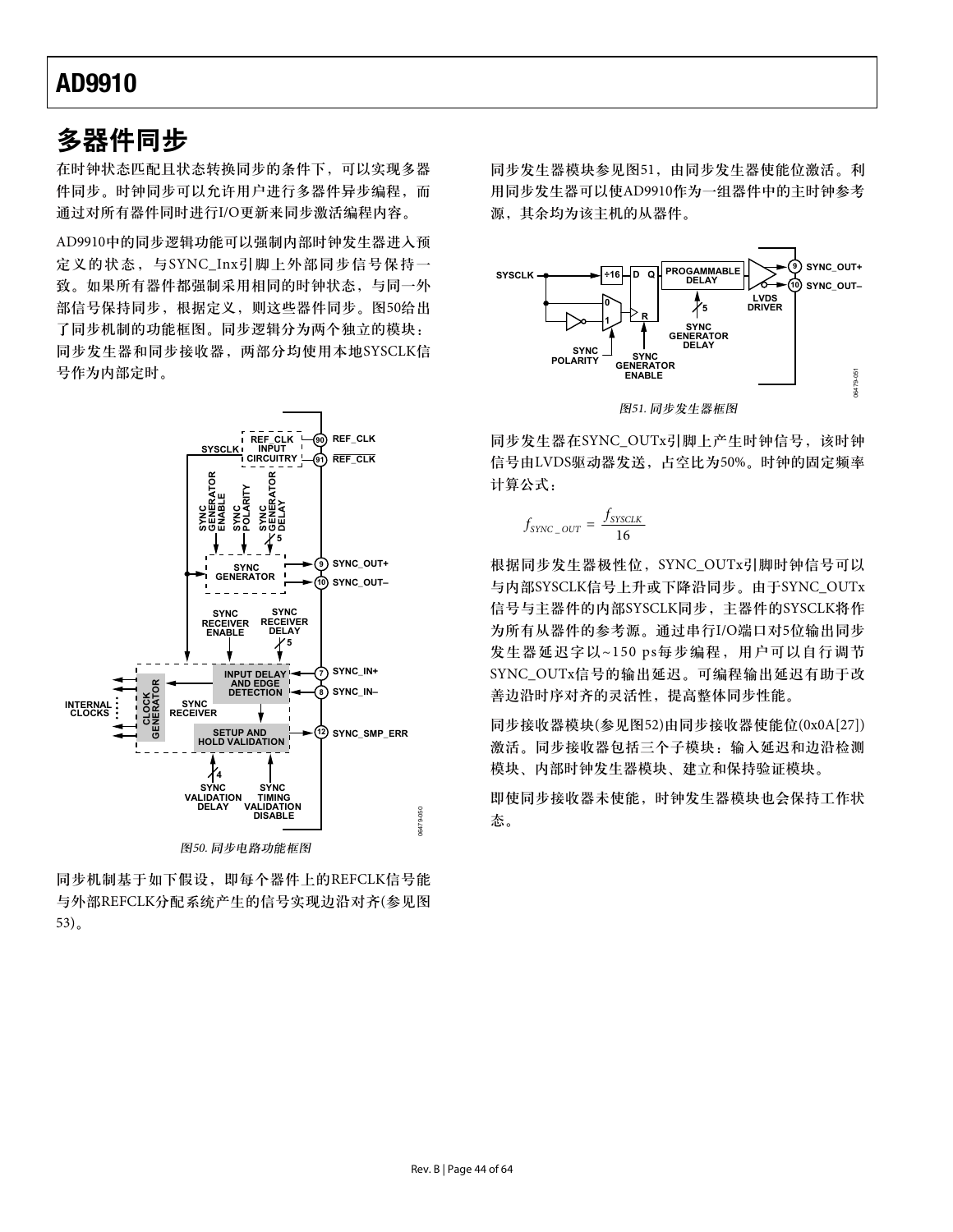## 多器件同步

在时钟状态匹配且状态转换同步的条件下，可以实现多器件同步。时钟同步可以允许用户进行多器件异步编程，而通过对所有器件同时进行I/O更新来同步激活编程内容。

AD9910中的同步逻辑功能可以强制内部时钟发生器进入预定义的状态，与SYNC_Inx引脚上外部同步信号保持一致。如果所有器件都强制采用相同的时钟状态，与同一外部信号保持同步，根据定义，则这些器件同步。图50给出了同步机制的功能框图。同步逻辑分为两个独立的模块：同步发生器和同步接收器，两部分均使用本地SYSCLK信号作为内部定时。

图50. 同步电路功能框图

同步机制基于如下假设，即每个器件上的REFCLK信号能与外部REFCLK分配系统产生的信号实现边沿对齐(参见图53)。

同步发生器模块参见图51，由同步发生器使能位激活。利用同步发生器可以使AD9910作为一组器件中的主时钟参考源，其余均为该主机的从器件。

图51. 同步发生器框图

同步发生器在SYNC_OUTx引脚上产生时钟信号，该时钟信号由LVDS驱动器发送，占空比为50%。时钟的固定频率计算公式：

$$f_{SYNC\_OUT} = \frac{f_{SYSCLK}}{16}$$

根据同步发生器极性位，SYNC_OUTx引脚时钟信号可以与内部SYSCLK信号上升或下降沿同步。由于SYNC_OUTx信号与主器件的内部SYSCLK同步，主器件的SYSCLK将作为所有从器件的参考源。通过串行I/O端口对5位输出同步发生器延迟字以~150 ps每步编程，用户可以自行调节SYNC_OUTx信号的输出延迟。可编程输出延迟有助于改善边沿时序对齐的灵活性，提高整体同步性能。

同步接收器模块(参见图52)由同步接收器使能位(0x0A[27])激活。同步接收器包括三个子模块：输入延迟和边沿检测模块、内部时钟发生器模块、建立和保持验证模块。

即使同步接收器未使能，时钟发生器模块也会保持工作状态。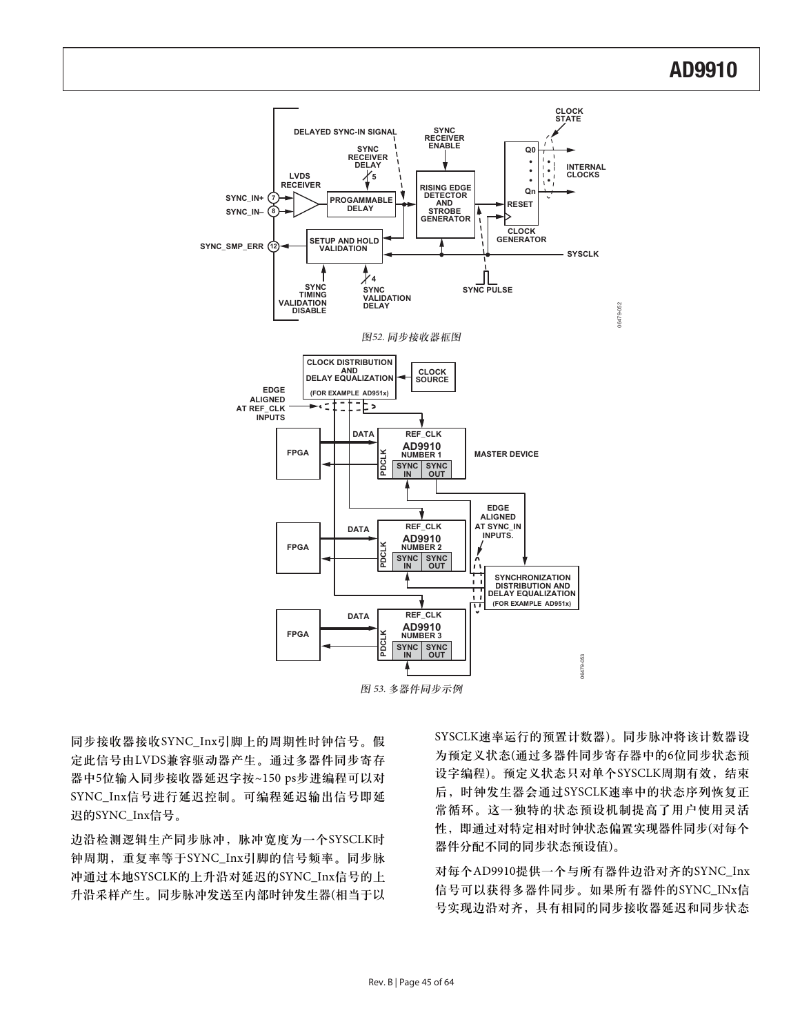图52. 同步接收器框图

图 53. 多器件同步示例

同步接收器接收SYNC_Inx引脚上的周期性时钟信号。假定此信号由LVDS兼容驱动器产生。通过多器件同步寄存器中5位输入同步接收器延迟字按~150 ps步进编程可以对SYNC_Inx信号进行延迟控制。可编程延迟输出信号即延迟的SYNC_Inx信号。

边沿检测逻辑生产同步脉冲，脉冲宽度为一个SYSCLK时钟周期，重复率等于SYNC_Inx引脚的信号频率。同步脉冲通过本地SYSCLK的上升沿对延迟的SYNC_Inx信号的上升沿采样产生。同步脉冲发送至内部时钟发生器(相当于以SYSCLK速率运行的预置计数器)。同步脉冲将该计数器设为预定义状态(通过多器件同步寄存器中的6位同步状态预设字编程)。预定义状态只对单个SYSCLK周期有效，结束后，时钟发生器会通过SYSCLK速率中的状态序列恢复正常循环。这一独特的状态预设机制提高了用户使用灵活性，即通过对特定相对时钟状态偏置实现器件同步(对每个器件分配不同的同步状态预设值)。

对每个AD9910提供一个与所有器件边沿对齐的SYNC_Inx信号可以获得多器件同步。如果所有器件的SYNC_INx信号实现边沿对齐，具有相同的同步接收器延迟和同步状态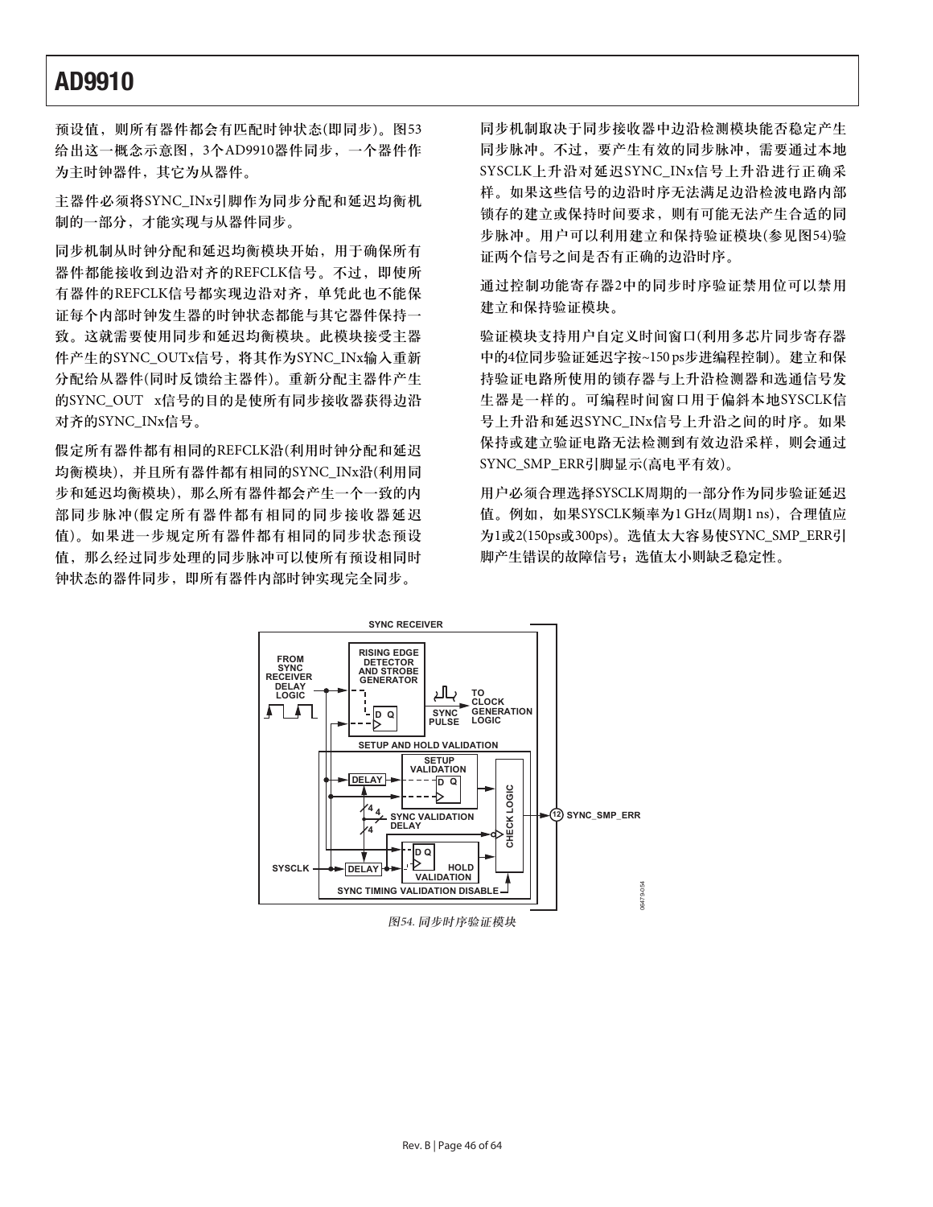预设值，则所有器件都会有匹配时钟状态(即同步)。图53给出这一概念示意图，3个AD9910器件同步，一个器件作为主时钟器件，其它为从器件。

主器件必须将SYNC_INx引脚作为同步分配和延迟均衡机制的一部分，才能实现与从器件同步。

同步机制从时钟分配和延迟均衡模块开始，用于确保所有器件都能接收到边沿对齐的REFCLK信号。不过，即使所有器件的REFCLK信号都实现边沿对齐，单凭此也不能保证每个内部时钟发生器的时钟状态都能与其它器件保持一致。这就需要使用同步和延迟均衡模块。此模块接受主器件产生的SYNC_OUTx信号，将其作为SYNC_INx输入重新分配给从器件(同时反馈给主器件)。重新分配主器件产生的SYNC_OUT x信号的目的是使所有同步接收器获得边沿对齐的SYNC_INx信号。

假定所有器件都有相同的REFCLK沿(利用时钟分配和延迟均衡模块)，并且所有器件都有相同的SYNC_INx沿(利用同步和延迟均衡模块)，那么所有器件都会产生一个一致的内部同步脉冲(假定所有器件都有相同的同步接收器延迟值)。如果进一步规定所有器件都有相同的同步状态预设值，那么经过同步处理的同步脉冲可以使所有预设相同时钟状态的器件同步，即所有器件内部时钟实现完全同步。

同步机制取决于同步接收器中边沿检测模块能否稳定产生同步脉冲。不过，要产生有效的同步脉冲，需要通过本地SYSCLK上升沿对延迟SYNC_INx信号上升沿进行正确采样。如果这些信号的边沿时序无法满足边沿检波电路内部锁存的建立或保持时间要求，则有可能无法产生合适的同步脉冲。用户可以利用建立和保持验证模块(参见图54)验证两个信号之间是否有正确的边沿时序。

通过控制功能寄存器2中的同步时序验证禁用位可以禁用建立和保持验证模块。

验证模块支持用户自定义时间窗口(利用多芯片同步寄存器中的4位同步验证延迟字按~150 ps步进编程控制)。建立和保持验证电路所使用的锁存器与上升沿检测器和选通信号发生器是一样的。可编程时间窗口用于偏斜本地SYSCLK信号上升沿和延迟SYNC_INx信号上升沿之间的时序。如果保持或建立验证电路无法检测到有效边沿采样，则会通过SYNC_SMP_ERR引脚显示(高电平有效)。

用户必须合理选择SYSCLK周期的一部分作为同步验证延迟值。例如，如果SYSCLK频率为1 GHz(周期1 ns)，合理值应为1或2(150ps或300ps)。选值太大容易使SYNC_SMP_ERR引脚产生错误的故障信号；选值太小则缺乏稳定性。

图54. 同步时序验证模块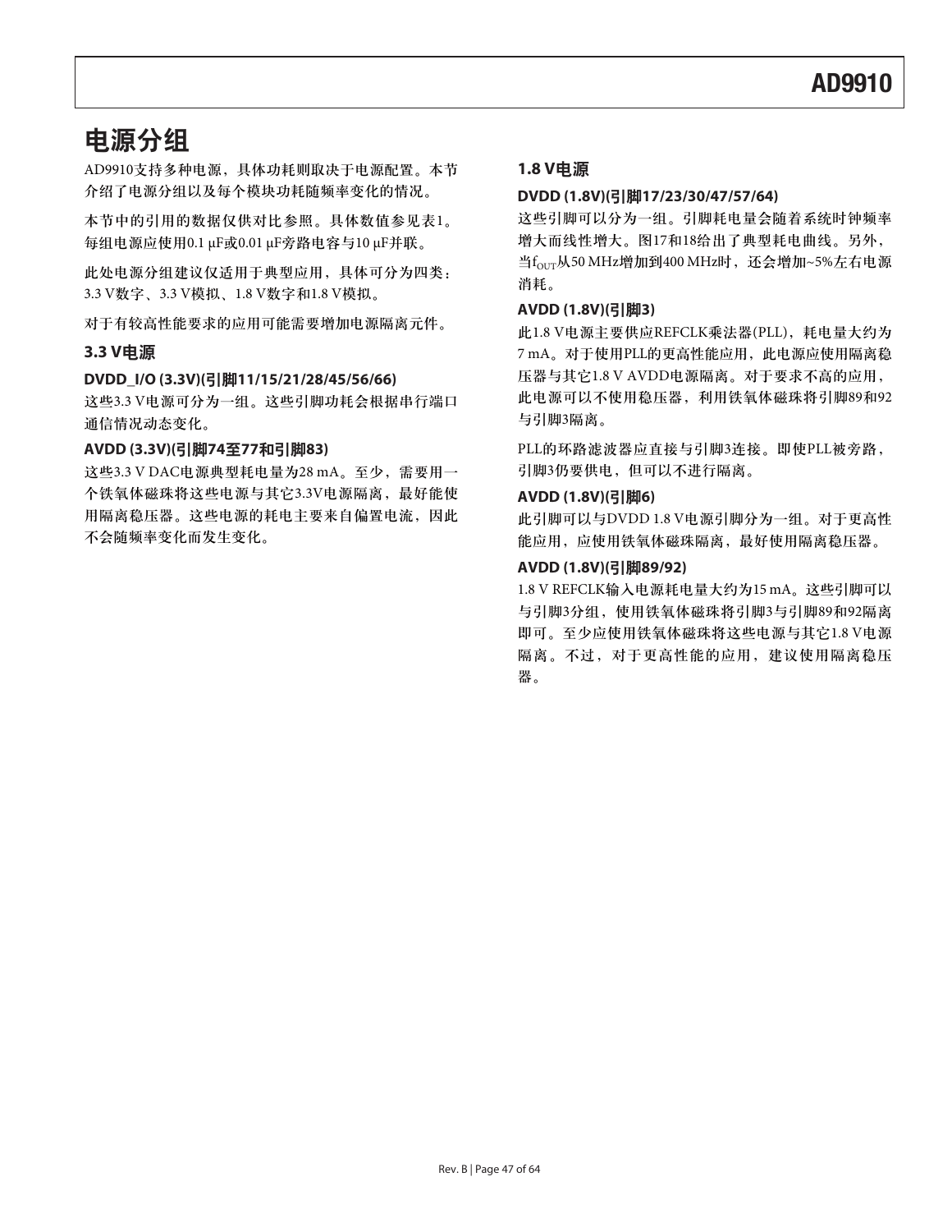# 电源分组

AD9910支持多种电源，具体功耗则取决于电源配置。本节介绍了电源分组以及每个模块功耗随频率变化的情况。

本节中的引用的数据仅供对比参照。具体数值参见表1。每组电源应使用0.1 μF或0.01 μF旁路电容与10 μF并联。

此处电源分组建议仅适用于典型应用，具体可分为四类：3.3 V数字、3.3 V模拟、1.8 V数字和1.8 V模拟。

对于有较高性能要求的应用可能需要增加电源隔离元件。

## 3.3 V电源

### DVDD_I/O (3.3V)(引脚11/15/21/28/45/56/66)

这些3.3 V电源可分为一组。这些引脚功耗会根据串行端口通信情况动态变化。

### AVDD (3.3V)(引脚74至77和引脚83)

这些3.3 V DAC电源典型耗电量为28 mA。至少，需要用一个铁氧体磁珠将这些电源与其它3.3V电源隔离，最好能使用隔离稳压器。这些电源的耗电主要来自偏置电流，因此不会随频率变化而发生变化。

## 1.8 V电源

### DVDD (1.8V)(引脚17/23/30/47/57/64)

这些引脚可以分为一组。引脚耗电量会随着系统时钟频率增大而线性增大。图17和18给出了典型耗电曲线。另外，当$f_{OUT}$从50 MHz增加到400 MHz时，还会增加~5%左右电源消耗。

### AVDD (1.8V)(引脚3)

此1.8 V电源主要供应REFCLK乘法器(PLL)，耗电量大约为7 mA。对于使用PLL的更高性能应用，此电源应使用隔离稳压器与其它1.8 V AVDD电源隔离。对于要求不高的应用，此电源可以不使用稳压器，利用铁氧体磁珠将引脚89和92与引脚3隔离。

PLL的环路滤波器应直接与引脚3连接。即使PLL被旁路，引脚3仍要供电，但可以不进行隔离。

### AVDD (1.8V)(引脚6)

此引脚可以与DVDD 1.8 V电源引脚分为一组。对于更高性能应用，应使用铁氧体磁珠隔离，最好使用隔离稳压器。

### AVDD (1.8V)(引脚89/92)

1.8 V REFCLK输入电源耗电量大约为15 mA。这些引脚可以与引脚3分组，使用铁氧体磁珠将引脚3与引脚89和92隔离即可。至少应使用铁氧体磁珠将这些电源与其它1.8 V电源隔离。不过，对于更高性能的应用，建议使用隔离稳压器。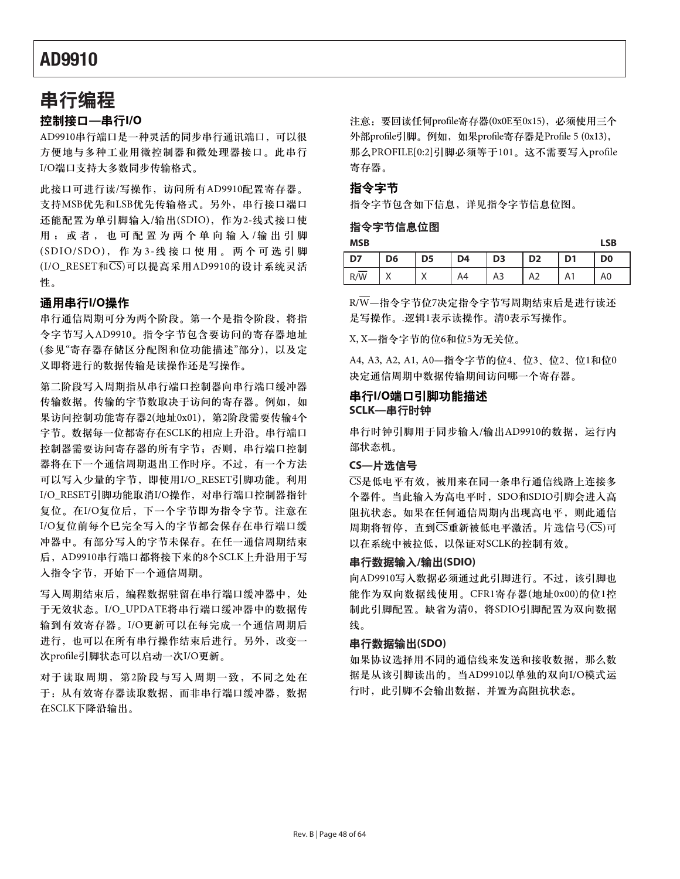# 串行编程

## 控制接口—串行I/O

AD9910串行端口是一种灵活的同步串行通讯端口，可以很方便地与多种工业用微控制器和微处理器接口。此串行I/O端口支持大多数同步传输格式。

此接口可进行读/写操作，访问所有AD9910配置寄存器。支持MSB优先和LSB优先传输格式。另外，串行接口端口还能配置为单引脚输入/输出(SDIO)，作为2-线式接口使用；或者，也可配置为两个单向输入/输出引脚(SDIO/SDO)，作为3-线接口使用。两个可选引脚(I/O_RESET和$\overline{CS}$)可以提高采用AD9910的设计系统灵活性。

## 通用串行I/O操作

串行通信周期可分为两个阶段。第一个是指令阶段，将指令字节写入AD9910。指令字节包含要访问的寄存器地址(参见"寄存器存储区分配图和位功能描述"部分)，以及定义即将进行的数据传输是读操作还是写操作。

第二阶段写入周期指从串行端口控制器向串行端口缓冲器传输数据。传输的字节数取决于访问的寄存器。例如，如果访问控制功能寄存器2(地址0x01)，第2阶段需要传输4个字节。数据每一位都寄存在SCLK的相应上升沿。串行端口控制器需要访问寄存器的所有字节；否则，串行端口控制器将在下一个通信周期退出工作时序。不过，有一个方法可以写入少量的字节，即使用I/O_RESET引脚功能。利用I/O_RESET引脚功能取消I/O操作，对串行端口控制器指针复位。在I/O复位后，下一个字节即为指令字节。注意在I/O复位前每个已完全写入的字节都会保存在串行端口缓冲器中。有部分写入的字节未保存。在任一通信周期结束后，AD9910串行端口都将接下来的8个SCLK上升沿用于写入指令字节，开始下一个通信周期。

写入周期结束后，编程数据驻留在串行端口缓冲器中，处于无效状态。I/O_UPDATE将串行端口缓冲器中的数据传输到有效寄存器。I/O更新可以在每完成一个通信周期后进行，也可以在所有串行操作结束后进行。另外，改变一次profile引脚状态可以启动一次I/O更新。

对于读取周期，第2阶段与写入周期一致，不同之处在于：从有效寄存器读取数据，而非串行端口缓冲器，数据在SCLK下降沿输出。

注意：要回读任何profile寄存器(0x0E至0x15)，必须使用三个外部profile引脚。例如，如果profile寄存器是Profile 5 (0x13)，那么PROFILE[0:2]引脚必须等于101。这不需要写入profile寄存器。

## 指令字节

指令字节包含如下信息，详见指令字节信息位图。

### 指令字节信息位图

| MSB | | | | | | | LSB |
|---|---|---|---|---|---|---|---|
| D7 | D6 | D5 | D4 | D3 | D2 | D1 | D0 |
| R/$\overline{W}$ | X | X | A4 | A3 | A2 | A1 | A0 |

R/$\overline{W}$—指令字节位7决定指令字节写周期结束后是进行读还是写操作。.逻辑1表示读操作。清0表示写操作。

X, X—指令字节的位6和位5为无关位。

A4, A3, A2, A1, A0—指令字节的位4、位3、位2、位1和位0决定通信周期中数据传输期间访问哪一个寄存器。

## 串行I/O端口引脚功能描述

### SCLK—串行时钟

串行时钟引脚用于同步输入/输出AD9910的数据，运行内部状态机。

### CS—片选信号

$\overline{CS}$是低电平有效，被用来在同一条串行通信线路上连接多个器件。当此输入为高电平时，SDO和SDIO引脚会进入高阻抗状态。如果在任何通信周期内出现高电平，则此通信周期将暂停，直到$\overline{CS}$重新被低电平激活。片选信号($\overline{CS}$)可以在系统中被拉低，以保证对SCLK的控制有效。

### 串行数据输入/输出(SDIO)

向AD9910写入数据必须通过此引脚进行。不过，该引脚也能作为双向数据线使用。CFR1寄存器(地址0x00)的位1控制此引脚配置。缺省为清0，将SDIO引脚配置为双向数据线。

### 串行数据输出(SDO)

如果协议选择用不同的通信线来发送和接收数据，那么数据是从该引脚读出的。当AD9910以单独的双向I/O模式运行时，此引脚不会输出数据，并置为高阻抗状态。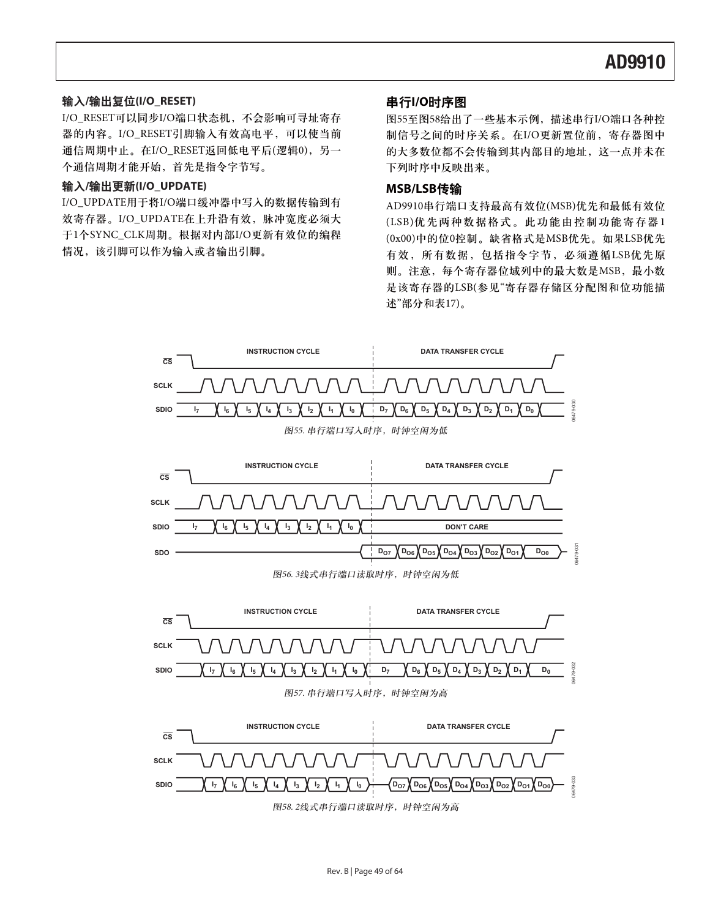### 输入/输出复位(I/O_RESET)

I/O_RESET可以同步I/O端口状态机，不会影响可寻址寄存器的内容。I/O_RESET引脚输入有效高电平，可以使当前通信周期中止。在I/O_RESET返回低电平后(逻辑0)，另一个通信周期才能开始，首先是指令字节写。

### 输入/输出更新(I/O_UPDATE)

I/O_UPDATE用于将I/O端口缓冲器中写入的数据传输到有效寄存器。I/O_UPDATE在上升沿有效，脉冲宽度必须大于1个SYNC_CLK周期。根据对内部I/O更新有效位的编程情况，该引脚可以作为输入或者输出引脚。

## 串行I/O时序图

图55至图58给出了一些基本示例，描述串行I/O端口各种控制信号之间的时序关系。在I/O更新置位前，寄存器图中的大多数位都不会传输到其内部目的地址，这一点并未在下列时序中反映出来。

## MSB/LSB传输

AD9910串行端口支持最高有效位(MSB)优先和最低有效位(LSB)优先两种数据格式。此功能由控制功能寄存器1 (0x00)中的位0控制。缺省格式是MSB优先。如果LSB优先有效，所有数据，包括指令字节，必须遵循LSB优先原则。注意，每个寄存器位域列中的最大数是MSB，最小数是该寄存器的LSB(参见“寄存器存储区分配图和位功能描述”部分和表17)。

图55. 串行端口写入时序，时钟空闲为低

图56. 3线式串行端口读取时序，时钟空闲为低

图57. 串行端口写入时序，时钟空闲为高

图58. 2线式串行端口读取时序，时钟空闲为高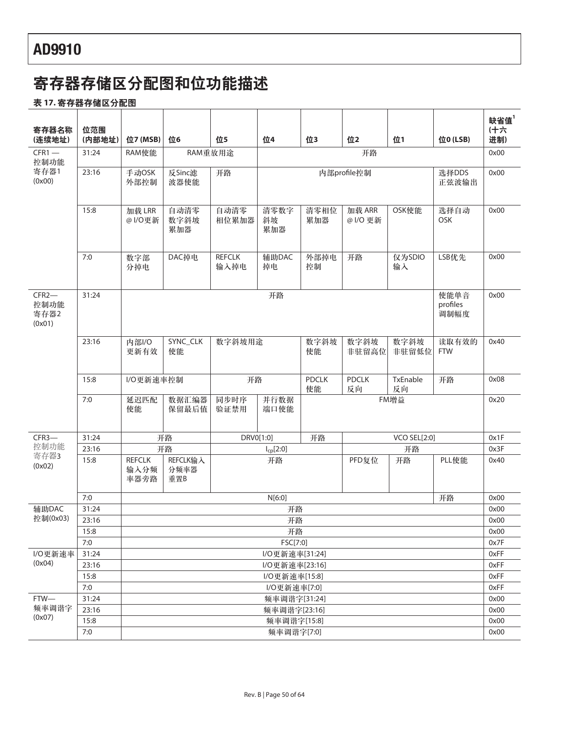## 寄存器存储区分配图和位功能描述

**表 17. 寄存器存储区分配图**

| 寄存器名称(连续地址) | 位范围(内部地址) | 位7 (MSB) | 位6 | 位5 | 位4 | 位3 | 位2 | 位1 | 位0 (LSB) | 缺省值[1] (十六进制) |
|---|---|---|---|---|---|---|---|---|---|---|
| CFR1 — 控制功能寄存器1 (0x00) | 31:24 | RAM使能 | RAM重放用途 | | 开路 | | | | | 0x00 |
| | 23:16 | 手动OSK外部控制 | 反Sinc滤波器使能 | 开路 | 内部profile控制 | | | | 选择DDS正弦波输出 | 0x00 |
| | 15:8 | 加载 LRR @ I/O更新 | 自动清零数字斜坡累加器 | 自动清零相位累加器 | 清零数字斜坡累加器 | 清零相位累加器 | 加载 ARR @ I/O 更新 | OSK使能 | 选择自动OSK | 0x00 |
| | 7:0 | 数字部分掉电 | DAC掉电 | REFCLK输入掉电 | 辅助DAC掉电 | 外部掉电控制 | 开路 | 仅为SDIO输入 | LSB优先 | 0x00 |
| CFR2— 控制功能寄存器2 (0x01) | 31:24 | 开路 | | | | | | | 使能单音profiles调制幅度 | 0x00 |
| | 23:16 | 内部I/O更新有效 | SYNC_CLK使能 | 数字斜坡用途 | | 数字斜坡使能 | 数字斜坡非驻留高位 | 数字斜坡非驻留低位 | 读取有效的FTW | 0x40 |
| | 15:8 | I/O更新速率控制 | | 开路 | | PDCLK使能 | PDCLK反向 | TxEnable反向 | 开路 | 0x08 |
| | 7:0 | 延迟匹配使能 | 数据汇编器保留最后值 | 同步时序验证禁用 | 并行数据端口使能 | FM增益 | | | | 0x20 |
| CFR3— 控制功能寄存器3 (0x02) | 31:24 | 开路 | | DRV0[1:0] | | 开路 | VCO SEL[2:0] | | | 0x1F |
| | 23:16 | 开路 | | $I_{cp}$[2:0] | | | 开路 | | | 0x3F |
| | 15:8 | REFCLK输入分频率器旁路 | REFCLK输入分频率器重置B | 开路 | | | PFD复位 | 开路 | PLL使能 | 0x40 |
| | 7:0 | N[6:0] | | | | | | | 开路 | 0x00 |
| 辅助DAC控制(0x03) | 31:24 | 开路 | | | | | | | | 0x00 |
| | 23:16 | 开路 | | | | | | | | 0x00 |
| | 15:8 | 开路 | | | | | | | | 0x00 |
| | 7:0 | FSC[7:0] | | | | | | | | 0x7F |
| I/O更新速率(0x04) | 31:24 | I/O更新速率[31:24] | | | | | | | | 0xFF |
| | 23:16 | I/O更新速率[23:16] | | | | | | | | 0xFF |
| | 15:8 | I/O更新速率[15:8] | | | | | | | | 0xFF |
| | 7:0 | I/O更新速率[7:0] | | | | | | | | 0xFF |
| FTW— 频率调谐字(0x07) | 31:24 | 频率调谐字[31:24] | | | | | | | | 0x00 |
| | 23:16 | 频率调谐字[23:16] | | | | | | | | 0x00 |
| | 15:8 | 频率调谐字[15:8] | | | | | | | | 0x00 |
| | 7:0 | 频率调谐字[7:0] | | | | | | | | 0x00 |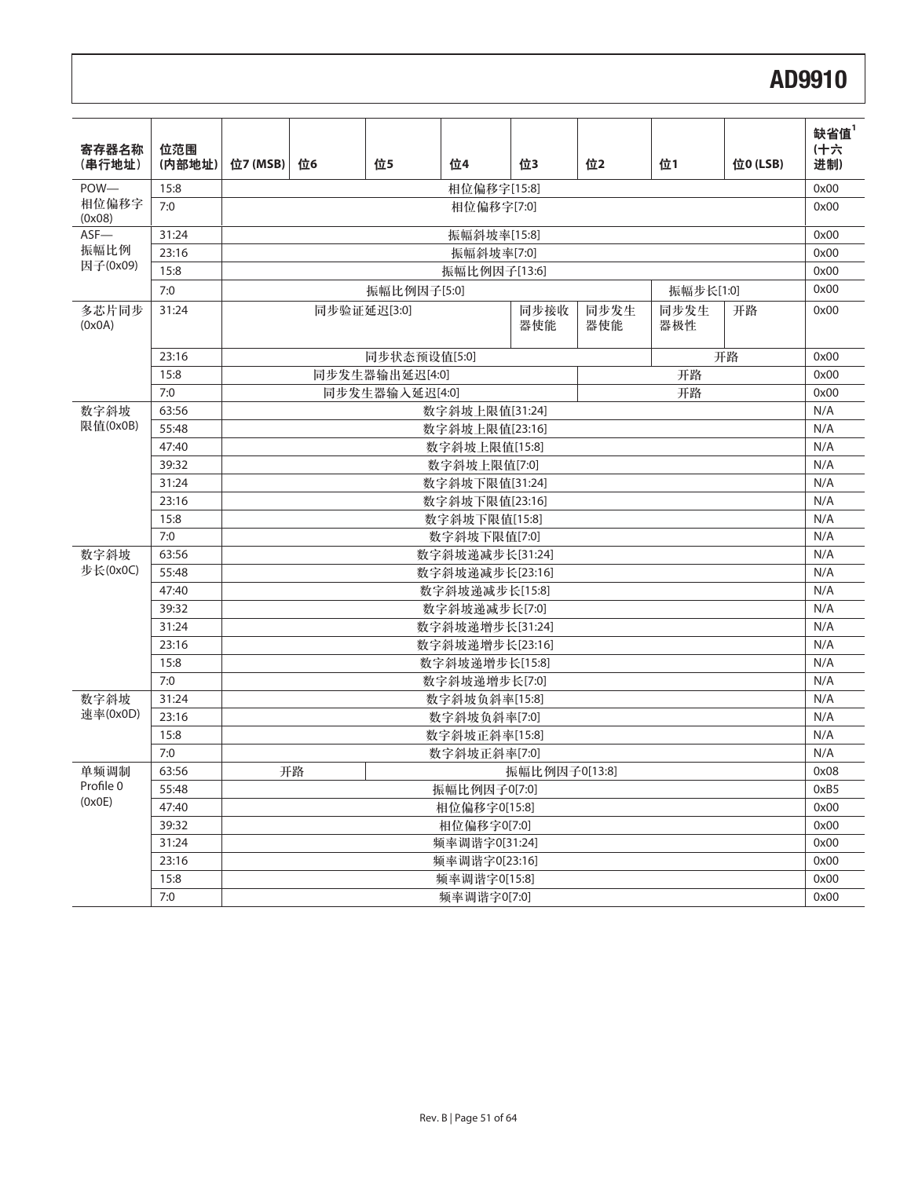| 寄存器名称（串行地址） | 位范围（内部地址） | 位7 (MSB) | 位6 | 位5 | 位4 | 位3 | 位2 | 位1 | 位0 (LSB) | 缺省值[1]（十六进制） |
|---|---|---|---|---|---|---|---|---|---|---|
| POW—相位偏移字(0x08) | 15:8 | 相位偏移字[15:8] | | | | | | | | 0x00 |
| | 7:0 | 相位偏移字[7:0] | | | | | | | | 0x00 |
| ASF—振幅比例因子(0x09) | 31:24 | 振幅斜坡率[15:8] | | | | | | | | 0x00 |
| | 23:16 | 振幅斜坡率[7:0] | | | | | | | | 0x00 |
| | 15:8 | 振幅比例因子[13:6] | | | | | | | | 0x00 |
| | 7:0 | 振幅比例因子[5:0] | | | | | | 振幅步长[1:0] | | 0x00 |
| 多芯片同步(0x0A) | 31:24 | 同步验证延迟[3:0] | | | | 同步接收器使能 | 同步发生器使能 | 同步发生器极性 | 开路 | 0x00 |
| | 23:16 | 同步状态预设值[5:0] | | | | | | 开路 | | 0x00 |
| | 15:8 | 同步发生器输出延迟[4:0] | | | | | 开路 | | | 0x00 |
| | 7:0 | 同步发生器输入延迟[4:0] | | | | | 开路 | | | 0x00 |
| 数字斜坡限值(0x0B) | 63:56 | 数字斜坡上限值[31:24] | | | | | | | | N/A |
| | 55:48 | 数字斜坡上限值[23:16] | | | | | | | | N/A |
| | 47:40 | 数字斜坡上限值[15:8] | | | | | | | | N/A |
| | 39:32 | 数字斜坡上限值[7:0] | | | | | | | | N/A |
| | 31:24 | 数字斜坡下限值[31:24] | | | | | | | | N/A |
| | 23:16 | 数字斜坡下限值[23:16] | | | | | | | | N/A |
| | 15:8 | 数字斜坡下限值[15:8] | | | | | | | | N/A |
| | 7:0 | 数字斜坡下限值[7:0] | | | | | | | | N/A |
| 数字斜坡步长(0x0C) | 63:56 | 数字斜坡递减步长[31:24] | | | | | | | | N/A |
| | 55:48 | 数字斜坡递减步长[23:16] | | | | | | | | N/A |
| | 47:40 | 数字斜坡递减步长[15:8] | | | | | | | | N/A |
| | 39:32 | 数字斜坡递减步长[7:0] | | | | | | | | N/A |
| | 31:24 | 数字斜坡递增步长[31:24] | | | | | | | | N/A |
| | 23:16 | 数字斜坡递增步长[23:16] | | | | | | | | N/A |
| | 15:8 | 数字斜坡递增步长[15:8] | | | | | | | | N/A |
| | 7:0 | 数字斜坡递增步长[7:0] | | | | | | | | N/A |
| 数字斜坡速率(0x0D) | 31:24 | 数字斜坡负斜率[15:8] | | | | | | | | N/A |
| | 23:16 | 数字斜坡负斜率[7:0] | | | | | | | | N/A |
| | 15:8 | 数字斜坡正斜率[15:8] | | | | | | | | N/A |
| | 7:0 | 数字斜坡正斜率[7:0] | | | | | | | | N/A |
| 单频调制 Profile 0 (0x0E) | 63:56 | 开路 | | 振幅比例因子0[13:8] | | | | | | 0x08 |
| | 55:48 | 振幅比例因子0[7:0] | | | | | | | | 0xB5 |
| | 47:40 | 相位偏移字0[15:8] | | | | | | | | 0x00 |
| | 39:32 | 相位偏移字0[7:0] | | | | | | | | 0x00 |
| | 31:24 | 频率调谐字0[31:24] | | | | | | | | 0x00 |
| | 23:16 | 频率调谐字0[23:16] | | | | | | | | 0x00 |
| | 15:8 | 频率调谐字0[15:8] | | | | | | | | 0x00 |
| | 7:0 | 频率调谐字0[7:0] | | | | | | | | 0x00 |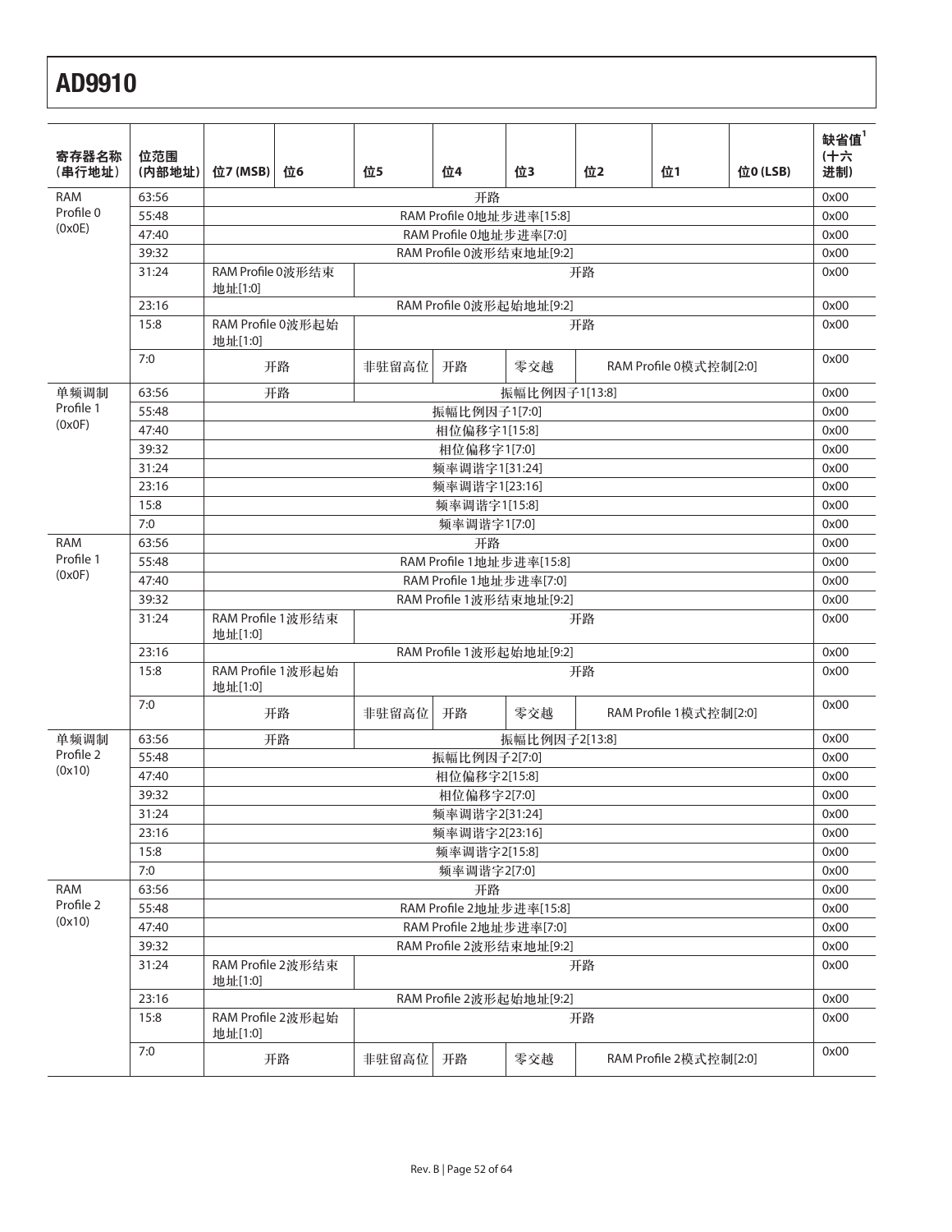| 寄存器名称（串行地址） | 位范围（内部地址） | 位7 (MSB) | 位6 | 位5 | 位4 | 位3 | 位2 | 位1 | 位0 (LSB) | 缺省值[1]（十六进制） |
|---|---|---|---|---|---|---|---|---|---|---|
| RAM Profile 0 (0x0E) | 63:56 | 开路 | | | | | | | | 0x00 |
| | 55:48 | RAM Profile 0地址步进率[15:8] | | | | | | | | 0x00 |
| | 47:40 | RAM Profile 0地址步进率[7:0] | | | | | | | | 0x00 |
| | 39:32 | RAM Profile 0波形结束地址[9:2] | | | | | | | | 0x00 |
| | 31:24 | RAM Profile 0波形结束地址[1:0] | | 开路 | | | | | | 0x00 |
| | 23:16 | RAM Profile 0波形起始地址[9:2] | | | | | | | | 0x00 |
| | 15:8 | RAM Profile 0波形起始地址[1:0] | | 开路 | | | | | | 0x00 |
| | 7:0 | 开路 | | 非驻留高位 | 开路 | 零交越 | RAM Profile 0模式控制[2:0] | | | 0x00 |
| 单频调制 Profile 1 (0x0F) | 63:56 | 开路 | | 振幅比例因子1[13:8] | | | | | | 0x00 |
| | 55:48 | 振幅比例因子1[7:0] | | | | | | | | 0x00 |
| | 47:40 | 相位偏移字1[15:8] | | | | | | | | 0x00 |
| | 39:32 | 相位偏移字1[7:0] | | | | | | | | 0x00 |
| | 31:24 | 频率调谐字1[31:24] | | | | | | | | 0x00 |
| | 23:16 | 频率调谐字1[23:16] | | | | | | | | 0x00 |
| | 15:8 | 频率调谐字1[15:8] | | | | | | | | 0x00 |
| | 7:0 | 频率调谐字1[7:0] | | | | | | | | 0x00 |
| RAM Profile 1 (0x0F) | 63:56 | 开路 | | | | | | | | 0x00 |
| | 55:48 | RAM Profile 1地址步进率[15:8] | | | | | | | | 0x00 |
| | 47:40 | RAM Profile 1地址步进率[7:0] | | | | | | | | 0x00 |
| | 39:32 | RAM Profile 1波形结束地址[9:2] | | | | | | | | 0x00 |
| | 31:24 | RAM Profile 1波形结束地址[1:0] | | 开路 | | | | | | 0x00 |
| | 23:16 | RAM Profile 1波形起始地址[9:2] | | | | | | | | 0x00 |
| | 15:8 | RAM Profile 1波形起始地址[1:0] | | 开路 | | | | | | 0x00 |
| | 7:0 | 开路 | | 非驻留高位 | 开路 | 零交越 | RAM Profile 1模式控制[2:0] | | | 0x00 |
| 单频调制 Profile 2 (0x10) | 63:56 | 开路 | | 振幅比例因子2[13:8] | | | | | | 0x00 |
| | 55:48 | 振幅比例因子2[7:0] | | | | | | | | 0x00 |
| | 47:40 | 相位偏移字2[15:8] | | | | | | | | 0x00 |
| | 39:32 | 相位偏移字2[7:0] | | | | | | | | 0x00 |
| | 31:24 | 频率调谐字2[31:24] | | | | | | | | 0x00 |
| | 23:16 | 频率调谐字2[23:16] | | | | | | | | 0x00 |
| | 15:8 | 频率调谐字2[15:8] | | | | | | | | 0x00 |
| | 7:0 | 频率调谐字2[7:0] | | | | | | | | 0x00 |
| RAM Profile 2 (0x10) | 63:56 | 开路 | | | | | | | | 0x00 |
| | 55:48 | RAM Profile 2地址步进率[15:8] | | | | | | | | 0x00 |
| | 47:40 | RAM Profile 2地址步进率[7:0] | | | | | | | | 0x00 |
| | 39:32 | RAM Profile 2波形结束地址[9:2] | | | | | | | | 0x00 |
| | 31:24 | RAM Profile 2波形结束地址[1:0] | | 开路 | | | | | | 0x00 |
| | 23:16 | RAM Profile 2波形起始地址[9:2] | | | | | | | | 0x00 |
| | 15:8 | RAM Profile 2波形起始地址[1:0] | | 开路 | | | | | | 0x00 |
| | 7:0 | 开路 | | 非驻留高位 | 开路 | 零交越 | RAM Profile 2模式控制[2:0] | | | 0x00 |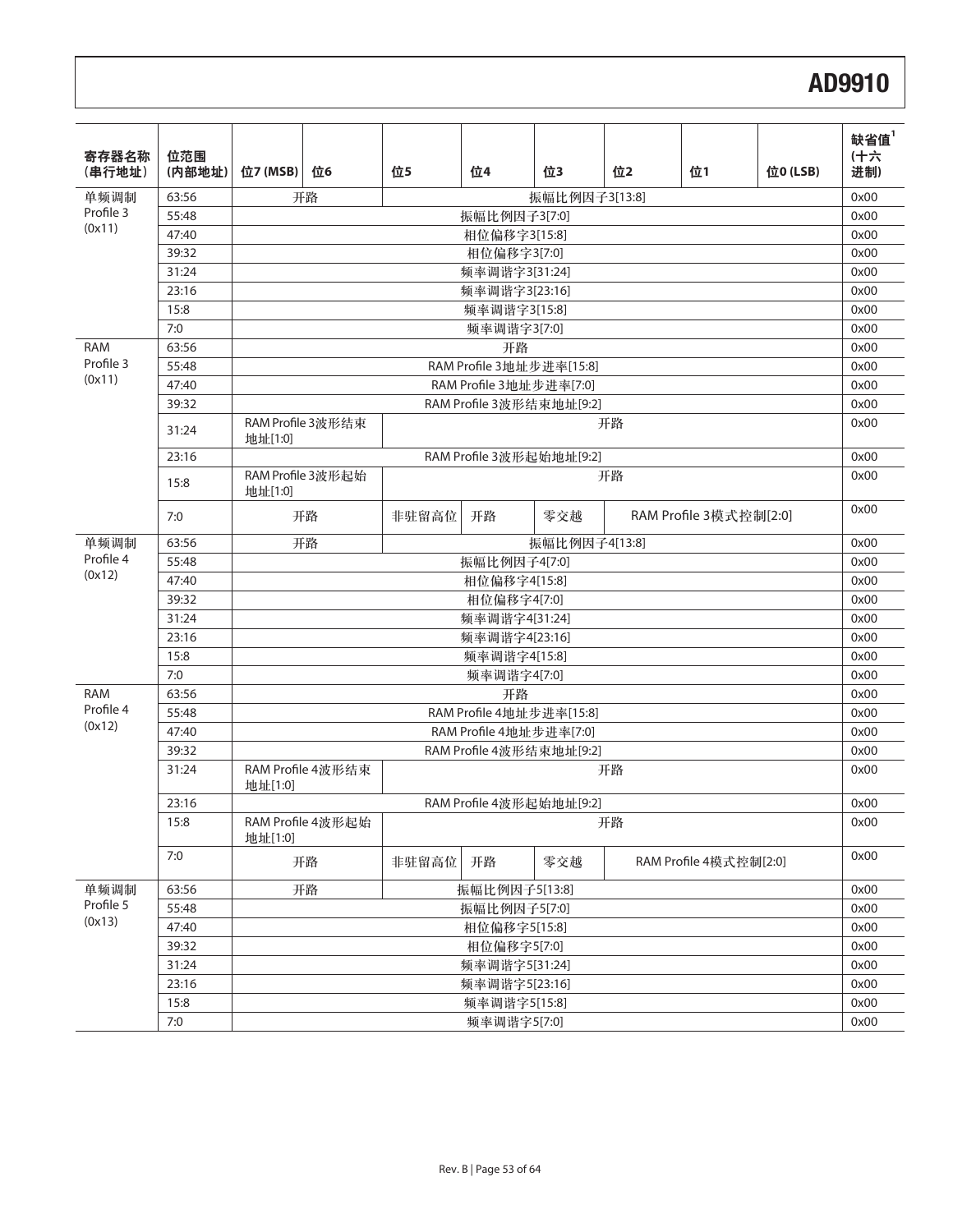| 寄存器名称(串行地址) | 位范围(内部地址) | 位7 (MSB) | 位6 | 位5 | 位4 | 位3 | 位2 | 位1 | 位0 (LSB) | 缺省值[1] (十六进制) |
|---|---|---|---|---|---|---|---|---|---|---|
| 单频调制 Profile 3 (0x11) | 63:56 | 开路 | | 振幅比例因子3[13:8] | | | | | | 0x00 |
| | 55:48 | 振幅比例因子3[7:0] | | | | | | | | 0x00 |
| | 47:40 | 相位偏移字3[15:8] | | | | | | | | 0x00 |
| | 39:32 | 相位偏移字3[7:0] | | | | | | | | 0x00 |
| | 31:24 | 频率调谐字3[31:24] | | | | | | | | 0x00 |
| | 23:16 | 频率调谐字3[23:16] | | | | | | | | 0x00 |
| | 15:8 | 频率调谐字3[15:8] | | | | | | | | 0x00 |
| | 7:0 | 频率调谐字3[7:0] | | | | | | | | 0x00 |
| RAM Profile 3 (0x11) | 63:56 | 开路 | | | | | | | | 0x00 |
| | 55:48 | RAM Profile 3地址步进率[15:8] | | | | | | | | 0x00 |
| | 47:40 | RAM Profile 3地址步进率[7:0] | | | | | | | | 0x00 |
| | 39:32 | RAM Profile 3波形结束地址[9:2] | | | | | | | | 0x00 |
| | 31:24 | RAM Profile 3波形结束地址[1:0] | | 开路 | | | | | | 0x00 |
| | 23:16 | RAM Profile 3波形起始地址[9:2] | | | | | | | | 0x00 |
| | 15:8 | RAM Profile 3波形起始地址[1:0] | | 开路 | | | | | | 0x00 |
| | 7:0 | 开路 | | 非驻留高位 | 开路 | 零交越 | RAM Profile 3模式控制[2:0] | | | 0x00 |
| 单频调制 Profile 4 (0x12) | 63:56 | 开路 | | 振幅比例因子4[13:8] | | | | | | 0x00 |
| | 55:48 | 振幅比例因子4[7:0] | | | | | | | | 0x00 |
| | 47:40 | 相位偏移字4[15:8] | | | | | | | | 0x00 |
| | 39:32 | 相位偏移字4[7:0] | | | | | | | | 0x00 |
| | 31:24 | 频率调谐字4[31:24] | | | | | | | | 0x00 |
| | 23:16 | 频率调谐字4[23:16] | | | | | | | | 0x00 |
| | 15:8 | 频率调谐字4[15:8] | | | | | | | | 0x00 |
| | 7:0 | 频率调谐字4[7:0] | | | | | | | | 0x00 |
| RAM Profile 4 (0x12) | 63:56 | 开路 | | | | | | | | 0x00 |
| | 55:48 | RAM Profile 4地址步进率[15:8] | | | | | | | | 0x00 |
| | 47:40 | RAM Profile 4地址步进率[7:0] | | | | | | | | 0x00 |
| | 39:32 | RAM Profile 4波形结束地址[9:2] | | | | | | | | 0x00 |
| | 31:24 | RAM Profile 4波形结束地址[1:0] | | 开路 | | | | | | 0x00 |
| | 23:16 | RAM Profile 4波形起始地址[9:2] | | | | | | | | 0x00 |
| | 15:8 | RAM Profile 4波形起始地址[1:0] | | 开路 | | | | | | 0x00 |
| | 7:0 | 开路 | | 非驻留高位 | 开路 | 零交越 | RAM Profile 4模式控制[2:0] | | | 0x00 |
| 单频调制 Profile 5 (0x13) | 63:56 | 开路 | | 振幅比例因子5[13:8] | | | | | | 0x00 |
| | 55:48 | 振幅比例因子5[7:0] | | | | | | | | 0x00 |
| | 47:40 | 相位偏移字5[15:8] | | | | | | | | 0x00 |
| | 39:32 | 相位偏移字5[7:0] | | | | | | | | 0x00 |
| | 31:24 | 频率调谐字5[31:24] | | | | | | | | 0x00 |
| | 23:16 | 频率调谐字5[23:16] | | | | | | | | 0x00 |
| | 15:8 | 频率调谐字5[15:8] | | | | | | | | 0x00 |
| | 7:0 | 频率调谐字5[7:0] | | | | | | | | 0x00 |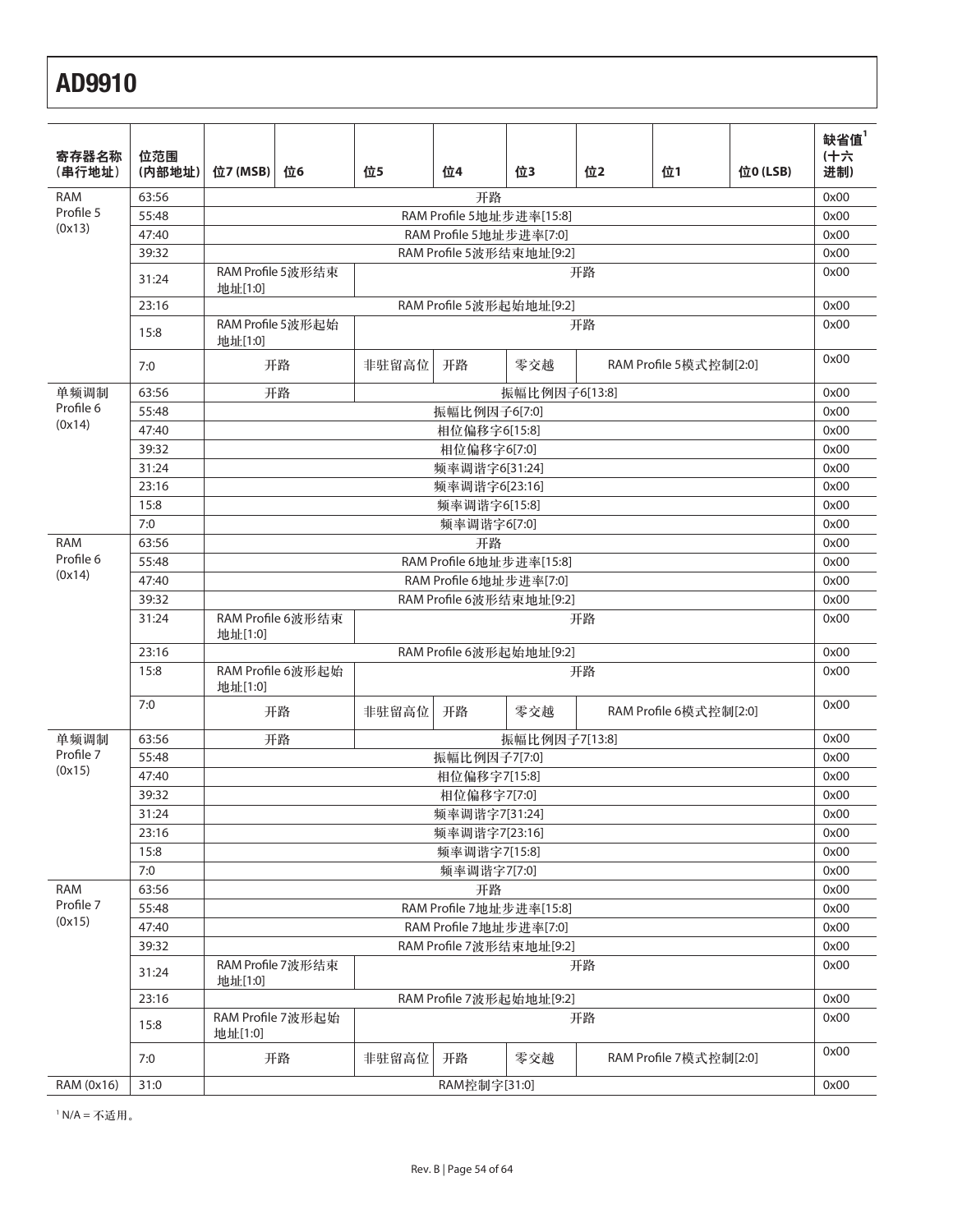| 寄存器名称（串行地址） | 位范围（内部地址） | 位7 (MSB) | 位6 | 位5 | 位4 | 位3 | 位2 | 位1 | 位0 (LSB) | 缺省值[1] (十六进制) |
|---|---|---|---|---|---|---|---|---|---|---|
| RAM Profile 5 (0x13) | 63:56 | 开路 | | | | | | | | 0x00 |
| | 55:48 | RAM Profile 5地址步进率[15:8] | | | | | | | | 0x00 |
| | 47:40 | RAM Profile 5地址步进率[7:0] | | | | | | | | 0x00 |
| | 39:32 | RAM Profile 5波形结束地址[9:2] | | | | | | | | 0x00 |
| | 31:24 | RAM Profile 5波形结束地址[1:0] | | 开路 | | | | | | 0x00 |
| | 23:16 | RAM Profile 5波形起始地址[9:2] | | | | | | | | 0x00 |
| | 15:8 | RAM Profile 5波形起始地址[1:0] | | 开路 | | | | | | 0x00 |
| | 7:0 | 开路 | | 非驻留高位 | 开路 | 零交越 | RAM Profile 5模式控制[2:0] | | | 0x00 |
| 单频调制Profile 6 (0x14) | 63:56 | 开路 | | 振幅比例因子6[13:8] | | | | | | 0x00 |
| | 55:48 | 振幅比例因子6[7:0] | | | | | | | | 0x00 |
| | 47:40 | 相位偏移字6[15:8] | | | | | | | | 0x00 |
| | 39:32 | 相位偏移字6[7:0] | | | | | | | | 0x00 |
| | 31:24 | 频率调谐字6[31:24] | | | | | | | | 0x00 |
| | 23:16 | 频率调谐字6[23:16] | | | | | | | | 0x00 |
| | 15:8 | 频率调谐字6[15:8] | | | | | | | | 0x00 |
| | 7:0 | 频率调谐字6[7:0] | | | | | | | | 0x00 |
| RAM Profile 6 (0x14) | 63:56 | 开路 | | | | | | | | 0x00 |
| | 55:48 | RAM Profile 6地址步进率[15:8] | | | | | | | | 0x00 |
| | 47:40 | RAM Profile 6地址步进率[7:0] | | | | | | | | 0x00 |
| | 39:32 | RAM Profile 6波形结束地址[9:2] | | | | | | | | 0x00 |
| | 31:24 | RAM Profile 6波形结束地址[1:0] | | 开路 | | | | | | 0x00 |
| | 23:16 | RAM Profile 6波形起始地址[9:2] | | | | | | | | 0x00 |
| | 15:8 | RAM Profile 6波形起始地址[1:0] | | 开路 | | | | | | 0x00 |
| | 7:0 | 开路 | | 非驻留高位 | 开路 | 零交越 | RAM Profile 6模式控制[2:0] | | | 0x00 |
| 单频调制Profile 7 (0x15) | 63:56 | 开路 | | 振幅比例因子7[13:8] | | | | | | 0x00 |
| | 55:48 | 振幅比例因子7[7:0] | | | | | | | | 0x00 |
| | 47:40 | 相位偏移字7[15:8] | | | | | | | | 0x00 |
| | 39:32 | 相位偏移字7[7:0] | | | | | | | | 0x00 |
| | 31:24 | 频率调谐字7[31:24] | | | | | | | | 0x00 |
| | 23:16 | 频率调谐字7[23:16] | | | | | | | | 0x00 |
| | 15:8 | 频率调谐字7[15:8] | | | | | | | | 0x00 |
| | 7:0 | 频率调谐字7[7:0] | | | | | | | | 0x00 |
| RAM Profile 7 (0x15) | 63:56 | 开路 | | | | | | | | 0x00 |
| | 55:48 | RAM Profile 7地址步进率[15:8] | | | | | | | | 0x00 |
| | 47:40 | RAM Profile 7地址步进率[7:0] | | | | | | | | 0x00 |
| | 39:32 | RAM Profile 7波形结束地址[9:2] | | | | | | | | 0x00 |
| | 31:24 | RAM Profile 7波形结束地址[1:0] | | 开路 | | | | | | 0x00 |
| | 23:16 | RAM Profile 7波形起始地址[9:2] | | | | | | | | 0x00 |
| | 15:8 | RAM Profile 7波形起始地址[1:0] | | 开路 | | | | | | 0x00 |
| | 7:0 | 开路 | | 非驻留高位 | 开路 | 零交越 | RAM Profile 7模式控制[2:0] | | | 0x00 |
| RAM (0x16) | 31:0 | RAM控制字[31:0] | | | | | | | | 0x00 |

[1] N/A = 不适用。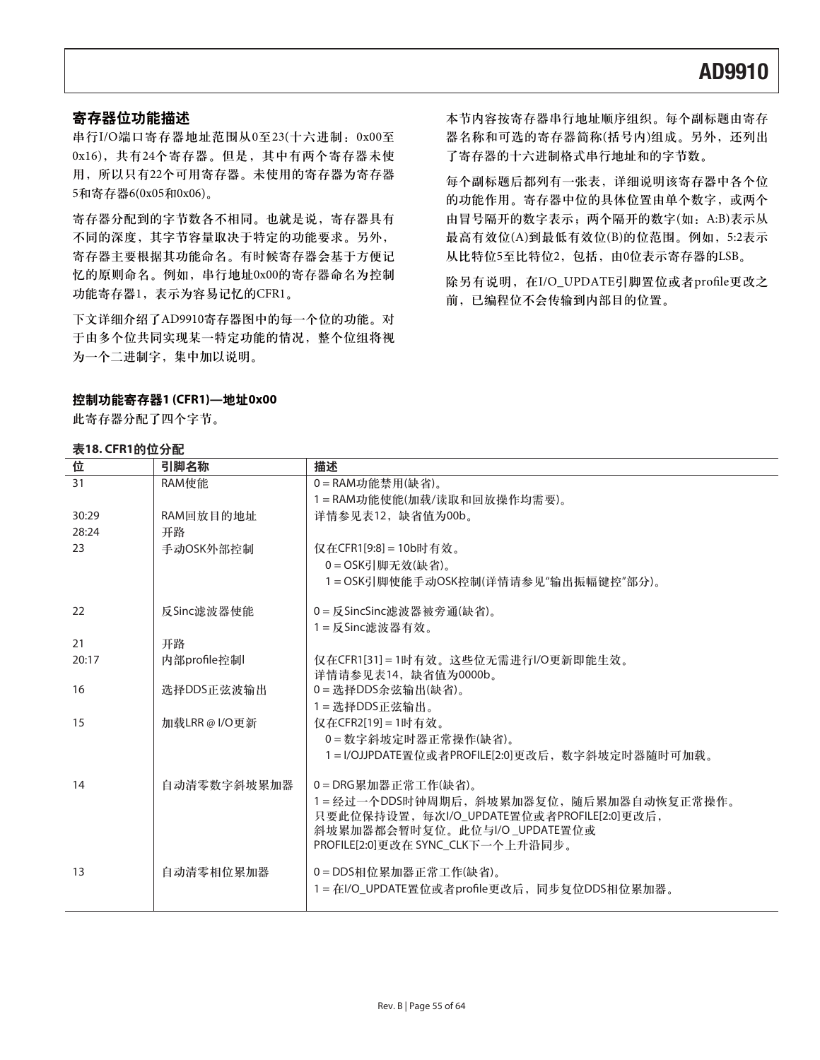## 寄存器位功能描述

串行I/O端口寄存器地址范围从0至23(十六进制：0x00至0x16)，共有24个寄存器。但是，其中有两个寄存器未使用，所以只有22个可用寄存器。未使用的寄存器为寄存器5和寄存器6(0x05和0x06)。

寄存器分配到的字节数各不相同。也就是说，寄存器具有不同的深度，其字节容量取决于特定的功能要求。另外，寄存器主要根据其功能命名。有时候寄存器会基于方便记忆的原则命名。例如，串行地址0x00的寄存器命名为控制功能寄存器1，表示为容易记忆的CFR1。

下文详细介绍了AD9910寄存器图中的每一个位的功能。对于由多个位共同实现某一特定功能的情况，整个位组将视为一个二进制字，集中加以说明。

本节内容按寄存器串行地址顺序组织。每个副标题由寄存器名称和可选的寄存器简称(括号内)组成。另外，还列出了寄存器的十六进制格式串行地址和的字节数。

每个副标题后都列有一张表，详细说明该寄存器中各个位的功能作用。寄存器中位的具体位置由单个数字，或两个由冒号隔开的数字表示；两个隔开的数字(如：A:B)表示从最高有效位(A)到最低有效位(B)的位范围。例如，5:2表示从比特位5至比特位2，包括，由0位表示寄存器的LSB。

除另有说明，在I/O_UPDATE引脚置位或者profile更改之前，已编程位不会传输到内部目的位置。

### 控制功能寄存器1 (CFR1)—地址0x00

此寄存器分配了四个字节。

**表18. CFR1的位分配**

| 位 | 引脚名称 | 描述 |
|---|---|---|
| 31 | RAM使能 | 0 = RAM功能禁用(缺省)。<br>1 = RAM功能使能(加载/读取和回放操作均需要)。 |
| 30:29 | RAM回放目的地址 | 详情参见表12，缺省值为00b。 |
| 28:24 | 开路 | |
| 23 | 手动OSK外部控制 | 仅在CFR1[9:8] = 10b时有效。<br>0 = OSK引脚无效(缺省)。<br>1 = OSK引脚使能手动OSK控制(详情请参见"输出振幅键控"部分)。 |
| 22 | 反Sinc滤波器使能 | 0 = 反SincSinc滤波器被旁通(缺省)。<br>1 = 反Sinc滤波器有效。 |
| 21 | 开路 | |
| 20:17 | 内部profile控制l | 仅在CFR1[31] = 1时有效。这些位无需进行I/O更新即能生效。<br>详情请参见表14，缺省值为0000b。 |
| 16 | 选择DDS正弦波输出 | 0 = 选择DDS余弦输出(缺省)。<br>1 = 选择DDS正弦输出。 |
| 15 | 加载LRR @ I/O更新 | 仅在CFR2[19] = 1时有效。<br>0 = 数字斜坡定时器正常操作(缺省)。<br>1 = I/OJJPDATE置位或者PROFILE[2:0]更改后，数字斜坡定时器随时可加载。 |
| 14 | 自动清零数字斜坡累加器 | 0 = DRG累加器正常工作(缺省)。<br>1 = 经过一个DDS时钟周期后，斜坡累加器复位，随后累加器自动恢复正常操作。只要此位保持设置，每次I/O_UPDATE置位或者PROFILE[2:0]更改后，斜坡累加器都会暂时复位。此位与I/O _UPDATE置位或PROFILE[2:0]更改在 SYNC_CLK下一个上升沿同步。 |
| 13 | 自动清零相位累加器 | 0 = DDS相位累加器正常工作(缺省)。<br>1 = 在I/O_UPDATE置位或者profile更改后，同步复位DDS相位累加器。 |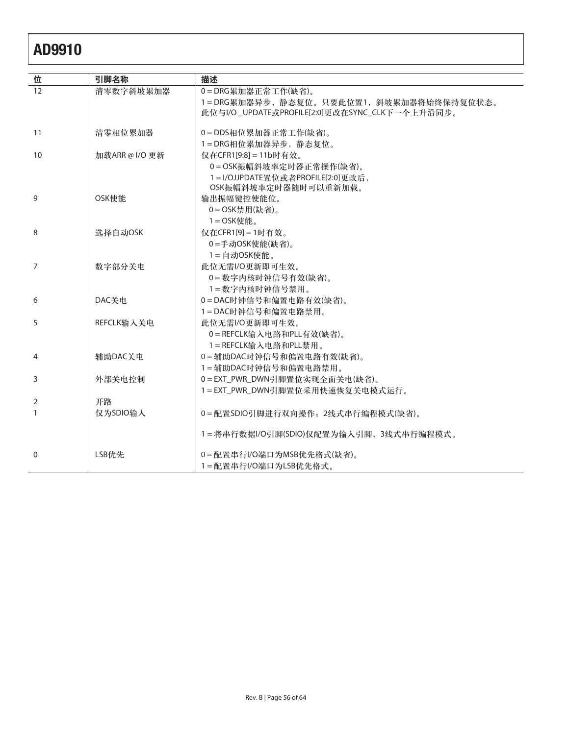| 位 | 引脚名称 | 描述 |
|---|---|---|
| 12 | 清零数字斜坡累加器 | 0 = DRG累加器正常工作(缺省)。<br>1 = DRG累加器异步，静态复位。只要此位置1，斜坡累加器将始终保持复位状态。此位与I/O _UPDATE或PROFILE[2:0]更改在SYNC_CLK下一个上升沿同步。 |
| 11 | 清零相位累加器 | 0 = DDS相位累加器正常工作(缺省)。<br>1 = DRG相位累加器异步，静态复位。 |
| 10 | 加载ARR @ I/O 更新 | 仅在CFR1[9:8] = 11b时有效。<br>0 = OSK振幅斜坡率定时器正常操作(缺省)。<br>1 = I/OJJPDATE置位或者PROFILE[2:0]更改后，OSK振幅斜坡率定时器随时可以重新加载。 |
| 9 | OSK使能 | 输出振幅键控使能位。<br>0 = OSK禁用(缺省)。<br>1 = OSK使能。 |
| 8 | 选择自动OSK | 仅在CFR1[9] = 1时有效。<br>0 =手动OSK使能(缺省)。<br>1 = 自动OSK使能。 |
| 7 | 数字部分关电 | 此位无需I/O更新即可生效。<br>0 = 数字内核时钟信号有效(缺省)。<br>1 = 数字内核时钟信号禁用。 |
| 6 | DAC关电 | 0 = DAC时钟信号和偏置电路有效(缺省)。<br>1 = DAC时钟信号和偏置电路禁用。 |
| 5 | REFCLK输入关电 | 此位无需I/O更新即可生效。<br>0 = REFCLK输入电路和PLL有效(缺省)。<br>1 = REFCLK输入电路和PLL禁用。 |
| 4 | 辅助DAC关电 | 0 = 辅助DAC时钟信号和偏置电路有效(缺省)。<br>1 = 辅助DAC时钟信号和偏置电路禁用。 |
| 3 | 外部关电控制 | 0 = EXT_PWR_DWN引脚置位实现全面关电(缺省)。<br>1 = EXT_PWR_DWN引脚置位采用快速恢复关电模式运行。 |
| 2 | 开路 | |
| 1 | 仅为SDIO输入 | 0 = 配置SDIO引脚进行双向操作；2线式串行编程模式(缺省)。<br>1 = 将串行数据I/O引脚(SDIO)仅配置为输入引脚，3线式串行编程模式。 |
| 0 | LSB优先 | 0 = 配置串行I/O端口为MSB优先格式(缺省)。<br>1 = 配置串行I/O端口为LSB优先格式。 |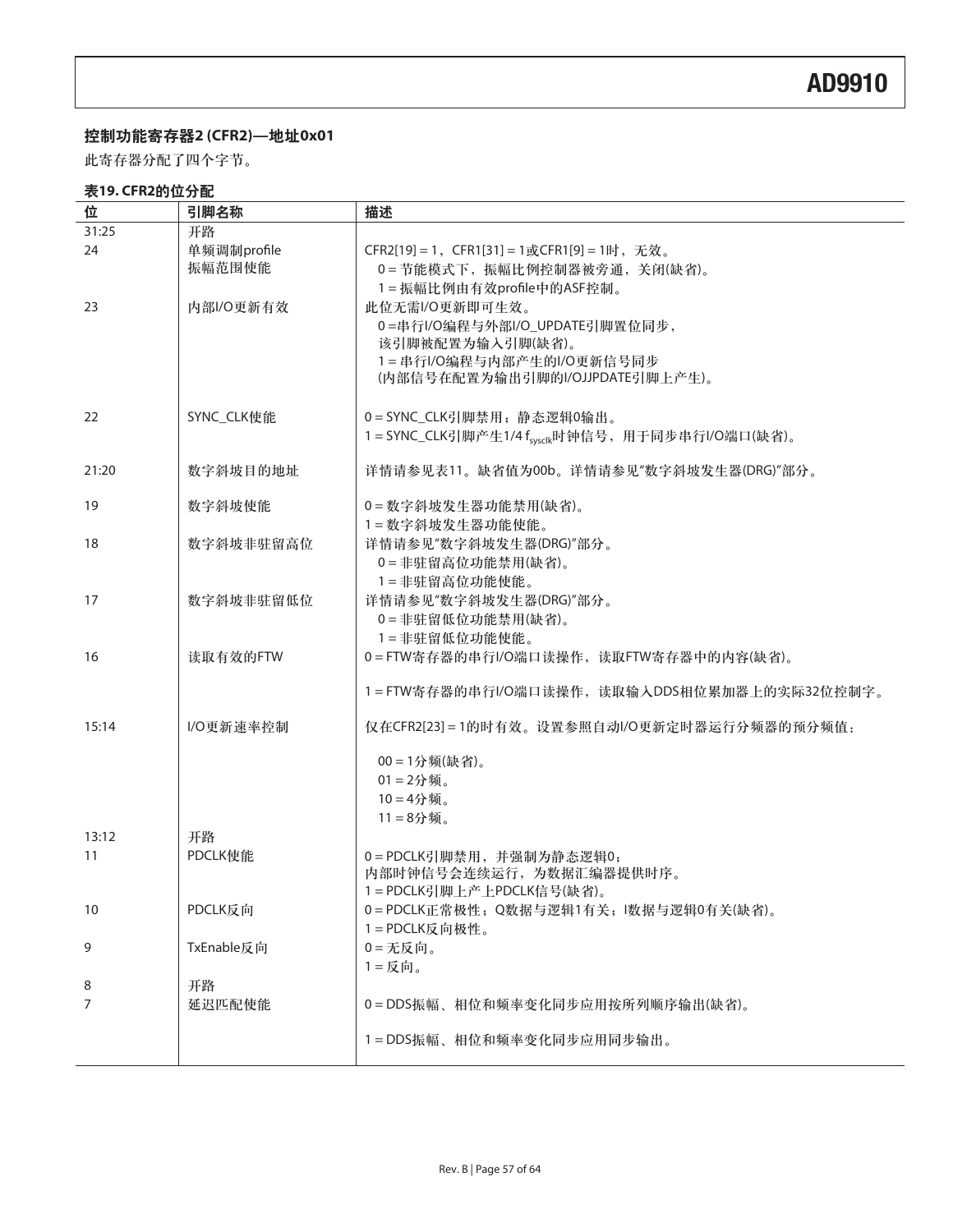### 控制功能寄存器2 (CFR2)—地址0x01

此寄存器分配了四个字节。

**表19. CFR2的位分配**

| 位 | 引脚名称 | 描述 |
| --- | --- | --- |
| 31:25 | 开路 | |
| 24 | 单频调制profile振幅范围使能 | CFR2[19] = 1，CFR1[31] = 1或CFR1[9] = 1时，无效。<br>0 = 节能模式下，振幅比例控制器被旁通，关闭(缺省)。<br>1 = 振幅比例由有效profile中的ASF控制。 |
| 23 | 内部I/O更新有效 | 此位无需I/O更新即可生效。<br>0 =串行I/O编程与外部I/O_UPDATE引脚置位同步，该引脚被配置为输入引脚(缺省)。<br>1 = 串行I/O编程与内部产生的I/O更新信号同步(内部信号在配置为输出引脚的I/OJJPDATE引脚上产生)。 |
| 22 | SYNC_CLK使能 | 0 = SYNC_CLK引脚禁用；静态逻辑0输出。<br>1 = SYNC_CLK引脚产生1/4 $f_{sysclk}$时钟信号，用于同步串行I/O端口(缺省)。 |
| 21:20 | 数字斜坡目的地址 | 详情请参见表11。缺省值为00b。详情请参见"数字斜坡发生器(DRG)"部分。 |
| 19 | 数字斜坡使能 | 0 = 数字斜坡发生器功能禁用(缺省)。<br>1 = 数字斜坡发生器功能使能。 |
| 18 | 数字斜坡非驻留高位 | 详情请参见"数字斜坡发生器(DRG)"部分。<br>0 = 非驻留高位功能禁用(缺省)。<br>1 = 非驻留高位功能使能。 |
| 17 | 数字斜坡非驻留低位 | 详情请参见"数字斜坡发生器(DRG)"部分。<br>0 = 非驻留低位功能禁用(缺省)。<br>1 = 非驻留低位功能使能。 |
| 16 | 读取有效的FTW | 0 = FTW寄存器的串行I/O端口读操作，读取FTW寄存器中的内容(缺省)。<br>1 = FTW寄存器的串行I/O端口读操作，读取输入DDS相位累加器上的实际32位控制字。 |
| 15:14 | I/O更新速率控制 | 仅在CFR2[23] = 1的时有效。设置参照自动I/O更新定时器运行分频器的预分频值：<br>00 = 1分频(缺省)。<br>01 = 2分频。<br>10 = 4分频。<br>11 = 8分频。 |
| 13:12 | 开路 | |
| 11 | PDCLK使能 | 0 = PDCLK引脚禁用，并强制为静态逻辑0；内部时钟信号会连续运行，为数据汇编器提供时序。<br>1 = PDCLK引脚上产上PDCLK信号(缺省)。 |
| 10 | PDCLK反向 | 0 = PDCLK正常极性；Q数据与逻辑1有关；I数据与逻辑0有关(缺省)。<br>1 = PDCLK反向极性。 |
| 9 | TxEnable反向 | 0 = 无反向。<br>1 = 反向。 |
| 8 | 开路 | |
| 7 | 延迟匹配使能 | 0 = DDS振幅、相位和频率变化同步应用按所列顺序输出(缺省)。<br>1 = DDS振幅、相位和频率变化同步应用同步输出。 |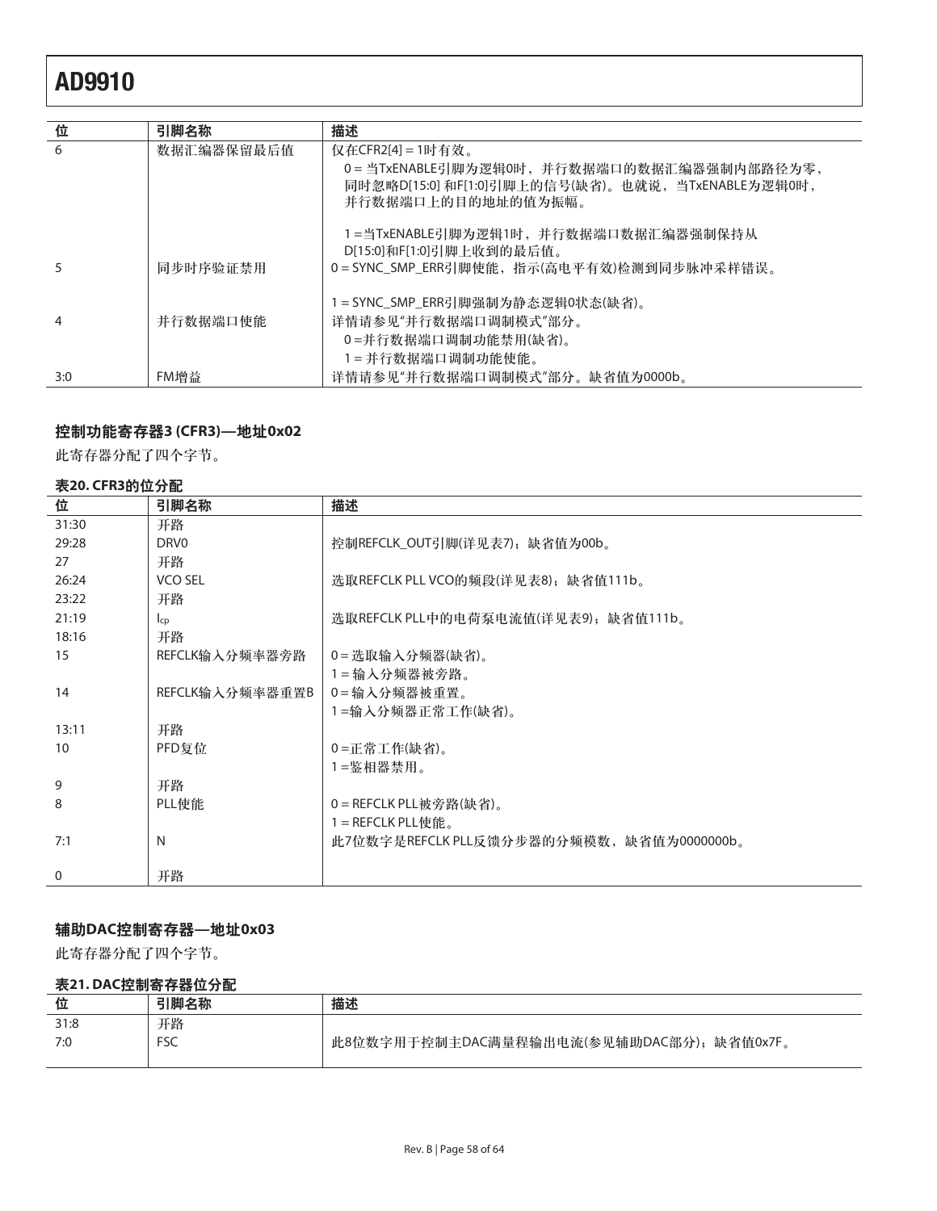| 位 | 引脚名称 | 描述 |
|---|---|---|
| 6 | 数据汇编器保留最后值 | 仅在CFR2[4] = 1时有效。<br>0 = 当TxENABLE引脚为逻辑0时，并行数据端口的数据汇编器强制内部路径为零，同时忽略D[15:0] 和F[1:0]引脚上的信号(缺省)。也就说，当TxENABLE为逻辑0时，并行数据端口上的目的地址的值为振幅。<br>1 =当TxENABLE引脚为逻辑1时，并行数据端口数据汇编器强制保持从D[15:0]和F[1:0]引脚上收到的最后值。 |
| 5 | 同步时序验证禁用 | 0 = SYNC_SMP_ERR引脚使能，指示(高电平有效)检测到同步脉冲采样错误。<br>1 = SYNC_SMP_ERR引脚强制为静态逻辑0状态(缺省)。 |
| 4 | 并行数据端口使能 | 详情请参见"并行数据端口调制模式"部分。<br>0 =并行数据端口调制功能禁用(缺省)。<br>1 = 并行数据端口调制功能使能。 |
| 3:0 | FM增益 | 详情请参见"并行数据端口调制模式"部分。缺省值为0000b。 |

## 控制功能寄存器3 (CFR3)—地址0x02

此寄存器分配了四个字节。

**表20. CFR3的位分配**

| 位 | 引脚名称 | 描述 |
|---|---|---|
| 31:30 | 开路 | |
| 29:28 | DRV0 | 控制REFCLK_OUT引脚(详见表7)；缺省值为00b。 |
| 27 | 开路 | |
| 26:24 | VCO SEL | 选取REFCLK PLL VCO的频段(详见表8)；缺省值111b。 |
| 23:22 | 开路 | |
| 21:19 | $I_{cp}$ | 选取REFCLK PLL中的电荷泵电流值(详见表9)；缺省值111b。 |
| 18:16 | 开路 | |
| 15 | REFCLK输入分频率器旁路 | 0 = 选取输入分频器(缺省)。<br>1 = 输入分频器被旁路。 |
| 14 | REFCLK输入分频率器重置B | 0 = 输入分频器被重置。<br>1 =输入分频器正常工作(缺省)。 |
| 13:11 | 开路 | |
| 10 | PFD复位 | 0 =正常工作(缺省)。<br>1 =鉴相器禁用。 |
| 9 | 开路 | |
| 8 | PLL使能 | 0 = REFCLK PLL被旁路(缺省)。<br>1 = REFCLK PLL使能。 |
| 7:1 | N | 此7位数字是REFCLK PLL反馈分步器的分频模数，缺省值为0000000b。 |
| 0 | 开路 | |

## 辅助DAC控制寄存器—地址0x03

此寄存器分配了四个字节。

**表21. DAC控制寄存器位分配**

| 位 | 引脚名称 | 描述 |
|---|---|---|
| 31:8 | 开路 | |
| 7:0 | FSC | 此8位数字用于控制主DAC满量程输出电流(参见辅助DAC部分)；缺省值0x7F。 |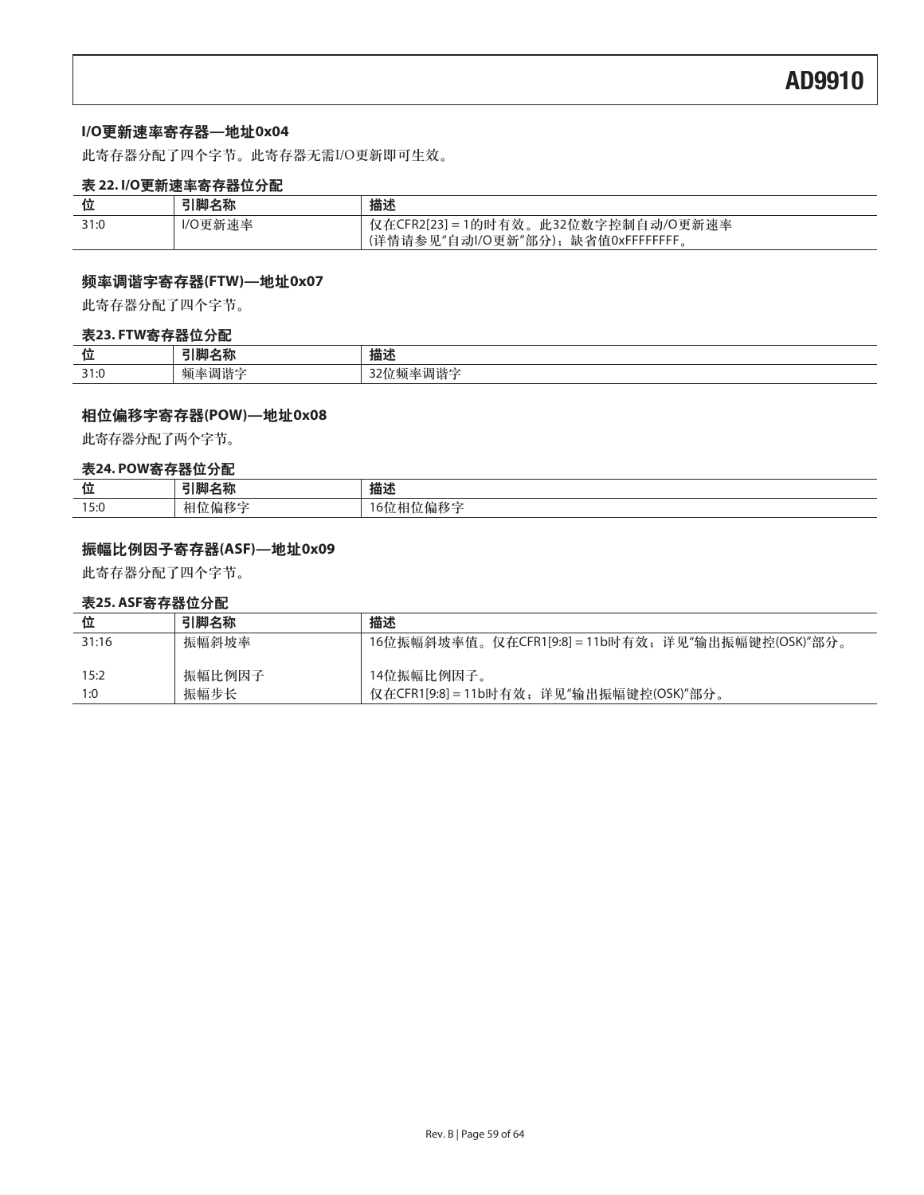### I/O更新速率寄存器—地址0x04

此寄存器分配了四个字节。此寄存器无需I/O更新即可生效。

**表 22. I/O更新速率寄存器位分配**

| 位 | 引脚名称 | 描述 |
| --- | --- | --- |
| 31:0 | I/O更新速率 | 仅在CFR2[23] = 1的时有效。此32位数字控制自动/O更新速率(详情请参见"自动I/O更新"部分)；缺省值0xFFFFFFFF。 |

### 频率调谐字寄存器(FTW)—地址0x07

此寄存器分配了四个字节。

**表23. FTW寄存器位分配**

| 位 | 引脚名称 | 描述 |
| --- | --- | --- |
| 31:0 | 频率调谐字 | 32位频率调谐字 |

### 相位偏移字寄存器(POW)—地址0x08

此寄存器分配了两个字节。

**表24. POW寄存器位分配**

| 位 | 引脚名称 | 描述 |
| --- | --- | --- |
| 15:0 | 相位偏移字 | 16位相位偏移字 |

### 振幅比例因子寄存器(ASF)—地址0x09

此寄存器分配了四个字节。

**表25. ASF寄存器位分配**

| 位 | 引脚名称 | 描述 |
| --- | --- | --- |
| 31:16 | 振幅斜坡率 | 16位振幅斜坡率值。仅在CFR1[9:8] = 11b时有效；详见"输出振幅键控(OSK)"部分。 |
| 15:2 | 振幅比例因子 | 14位振幅比例因子。 |
| 1:0 | 振幅步长 | 仅在CFR1[9:8] = 11b时有效；详见"输出振幅键控(OSK)"部分。 |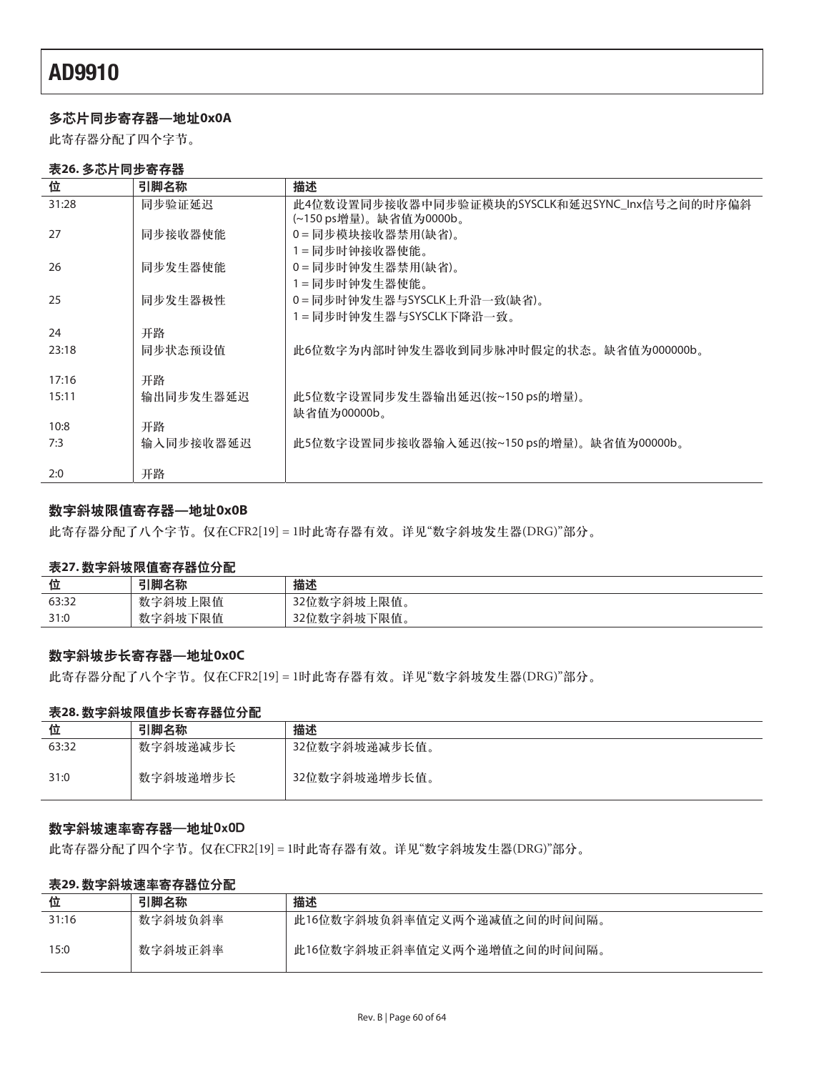### 多芯片同步寄存器—地址0x0A

此寄存器分配了四个字节。

**表26. 多芯片同步寄存器**

| 位 | 引脚名称 | 描述 |
|---|---|---|
| 31:28 | 同步验证延迟 | 此4位数设置同步接收器中同步验证模块的SYSCLK和延迟SYNC_Inx信号之间的时序偏斜(~150 ps增量)。缺省值为0000b。 |
| 27 | 同步接收器使能 | 0 = 同步模块接收器禁用(缺省)。<br>1 = 同步时钟接收器使能。 |
| 26 | 同步发生器使能 | 0 = 同步时钟发生器禁用(缺省)。<br>1 = 同步时钟发生器使能。 |
| 25 | 同步发生器极性 | 0 = 同步时钟发生器与SYSCLK上升沿一致(缺省)。<br>1 = 同步时钟发生器与SYSCLK下降沿一致。 |
| 24 | 开路 | |
| 23:18 | 同步状态预设值 | 此6位数字为内部时钟发生器收到同步脉冲时假定的状态。缺省值为000000b。 |
| 17:16 | 开路 | |
| 15:11 | 输出同步发生器延迟 | 此5位数字设置同步发生器输出延迟(按~150 ps的增量)。<br>缺省值为00000b。 |
| 10:8 | 开路 | |
| 7:3 | 输入同步接收器延迟 | 此5位数字设置同步接收器输入延迟(按~150 ps的增量)。缺省值为00000b。 |
| 2:0 | 开路 | |

### 数字斜坡限值寄存器—地址0x0B

此寄存器分配了八个字节。仅在CFR2[19] = 1时此寄存器有效。详见"数字斜坡发生器(DRG)"部分。

**表27. 数字斜坡限值寄存器位分配**

| 位 | 引脚名称 | 描述 |
|---|---|---|
| 63:32 | 数字斜坡上限值 | 32位数字斜坡上限值。 |
| 31:0 | 数字斜坡下限值 | 32位数字斜坡下限值。 |

### 数字斜坡步长寄存器—地址0x0C

此寄存器分配了八个字节。仅在CFR2[19] = 1时此寄存器有效。详见"数字斜坡发生器(DRG)"部分。

**表28. 数字斜坡限值步长寄存器位分配**

| 位 | 引脚名称 | 描述 |
|---|---|---|
| 63:32 | 数字斜坡递减步长 | 32位数字斜坡递减步长值。 |
| 31:0 | 数字斜坡递增步长 | 32位数字斜坡递增步长值。 |

### 数字斜坡速率寄存器—地址0x0D

此寄存器分配了四个字节。仅在CFR2[19] = 1时此寄存器有效。详见"数字斜坡发生器(DRG)"部分。

**表29. 数字斜坡速率寄存器位分配**

| 位 | 引脚名称 | 描述 |
|---|---|---|
| 31:16 | 数字斜坡负斜率 | 此16位数字斜坡负斜率值定义两个递减值之间的时间间隔。 |
| 15:0 | 数字斜坡正斜率 | 此16位数字斜坡正斜率值定义两个递增值之间的时间间隔。 |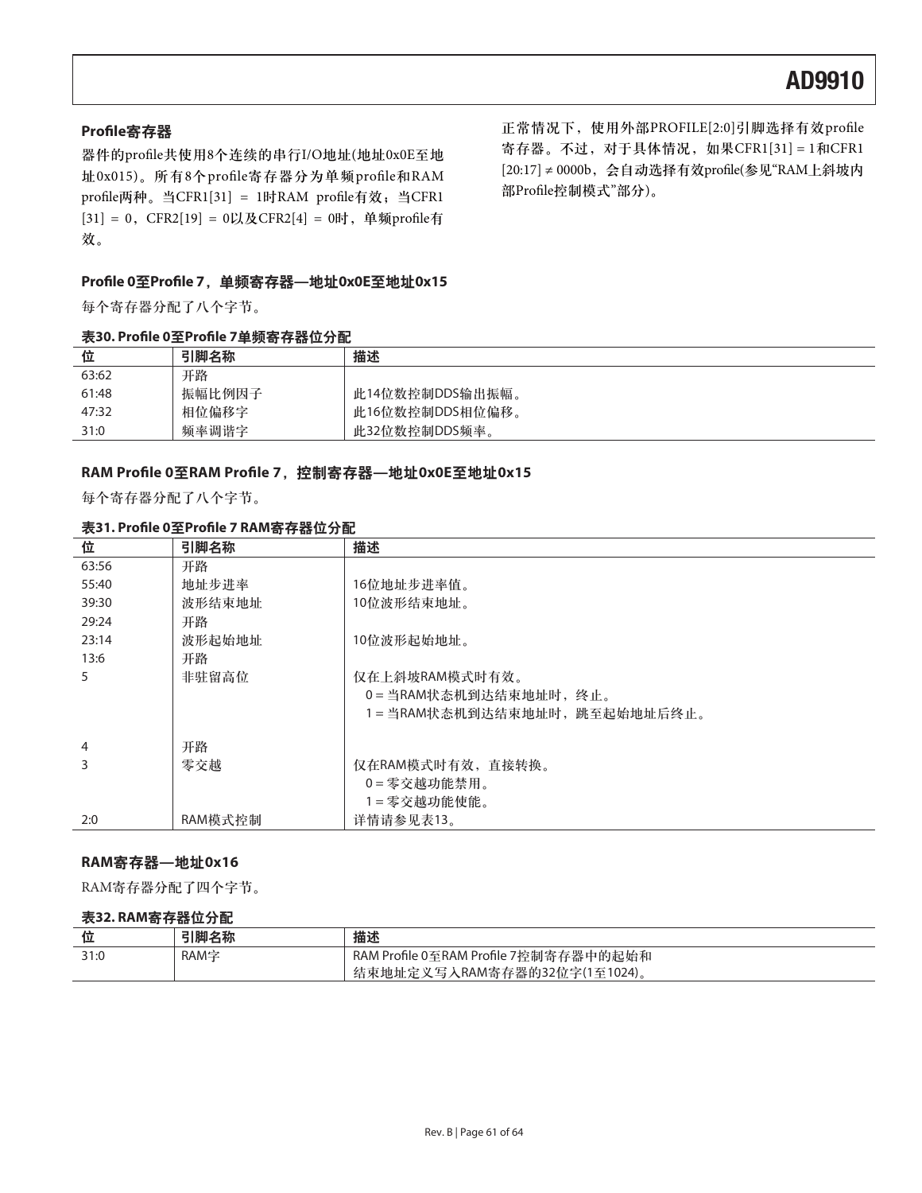## Profile寄存器

器件的profile共使用8个连续的串行I/O地址(地址0x0E至地址0x015)。所有8个profile寄存器分为单频profile和RAM profile两种。当CFR1[31] = 1时RAM profile有效；当CFR1[31] = 0，CFR2[19] = 0以及CFR2[4] = 0时，单频profile有效。

正常情况下，使用外部PROFILE[2:0]引脚选择有效profile寄存器。不过，对于具体情况，如果CFR1[31] = 1和CFR1[20:17] ≠ 0000b，会自动选择有效profile(参见"RAM上斜坡内部Profile控制模式"部分)。

### Profile 0至Profile 7，单频寄存器—地址0x0E至地址0x15

每个寄存器分配了八个字节。

**表30. Profile 0至Profile 7单频寄存器位分配**

| 位 | 引脚名称 | 描述 |
|---|---|---|
| 63:62 | 开路 | |
| 61:48 | 振幅比例因子 | 此14位数控制DDS输出振幅。 |
| 47:32 | 相位偏移字 | 此16位数控制DDS相位偏移。 |
| 31:0 | 频率调谐字 | 此32位数控制DDS频率。 |

### RAM Profile 0至RAM Profile 7，控制寄存器—地址0x0E至地址0x15

每个寄存器分配了八个字节。

**表31. Profile 0至Profile 7 RAM寄存器位分配**

| 位 | 引脚名称 | 描述 |
|---|---|---|
| 63:56 | 开路 | |
| 55:40 | 地址步进率 | 16位地址步进率值。 |
| 39:30 | 波形结束地址 | 10位波形结束地址。 |
| 29:24 | 开路 | |
| 23:14 | 波形起始地址 | 10位波形起始地址。 |
| 13:6 | 开路 | |
| 5 | 非驻留高位 | 仅在上斜坡RAM模式时有效。<br>0 = 当RAM状态机到达结束地址时，终止。<br>1 = 当RAM状态机到达结束地址时，跳至起始地址后终止。 |
| 4 | 开路 | |
| 3 | 零交越 | 仅在RAM模式时有效，直接转换。<br>0 = 零交越功能禁用。<br>1 = 零交越功能使能。 |
| 2:0 | RAM模式控制 | 详情请参见表13。 |

### RAM寄存器—地址0x16

RAM寄存器分配了四个字节。

**表32. RAM寄存器位分配**

| 位 | 引脚名称 | 描述 |
|---|---|---|
| 31:0 | RAM字 | RAM Profile 0至RAM Profile 7控制寄存器中的起始和结束地址定义写入RAM寄存器的32位字(1至1024)。 |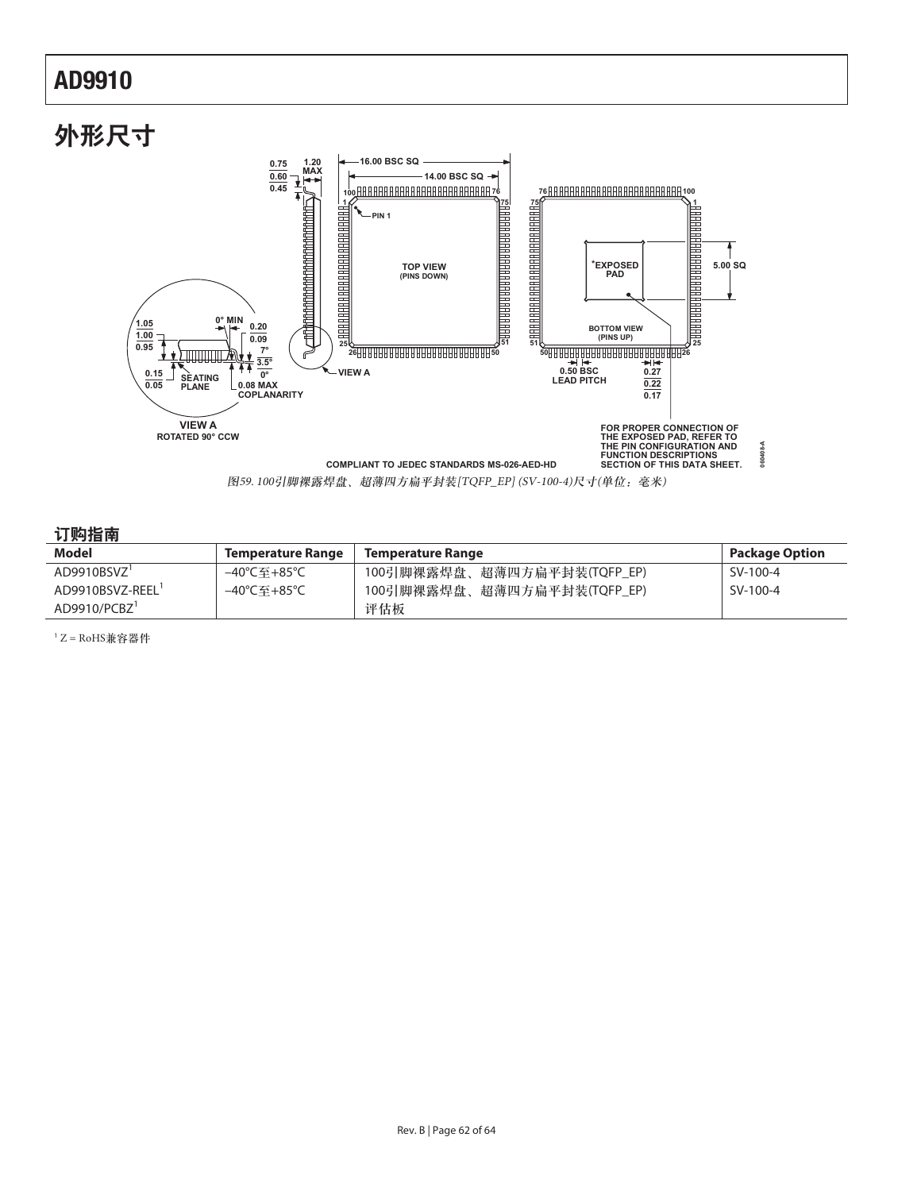## 外形尺寸

COMPLIANT TO JEDEC STANDARDS MS-026-AED-HD

*图59. 100引脚裸露焊盘、超薄四方扁平封装[TQFP_EP] (SV-100-4)尺寸(单位：毫米)*

## 订购指南

| Model | Temperature Range | Temperature Range | Package Option |
|---|---|---|---|
| AD9910BSVZ[1] | –40°C至+85°C | 100引脚裸露焊盘、超薄四方扁平封装(TQFP_EP) | SV-100-4 |
| AD9910BSVZ-REEL[1] | –40°C至+85°C | 100引脚裸露焊盘、超薄四方扁平封装(TQFP_EP) | SV-100-4 |
| AD9910/PCBZ[1] | | 评估板 | |

[1] Z = RoHS兼容器件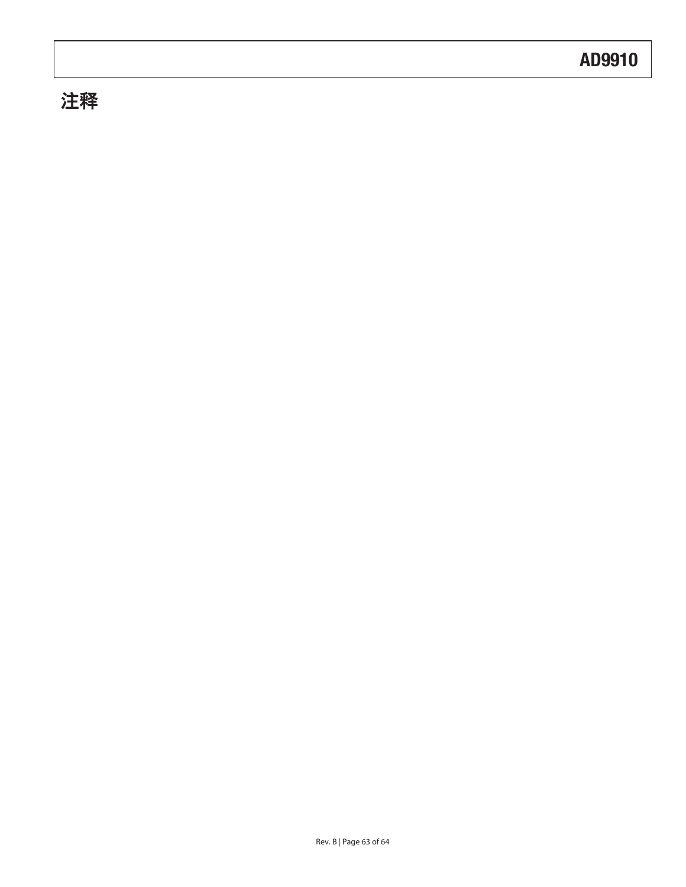# 注释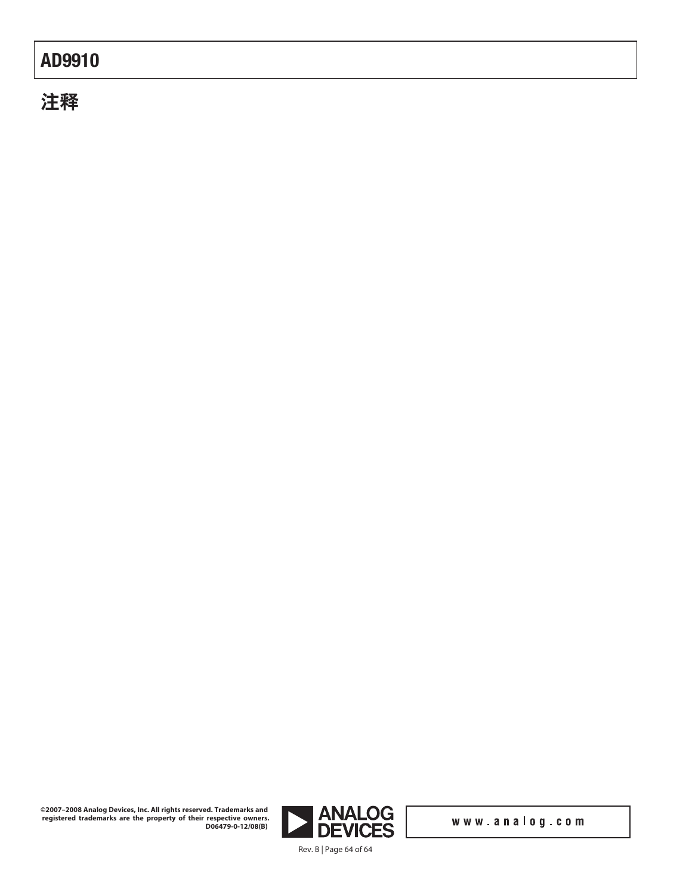## 注释

©2007–2008 Analog Devices, Inc. All rights reserved. Trademarks and registered trademarks are the property of their respective owners.
D06479-0-12/08(B)

www.analog.com